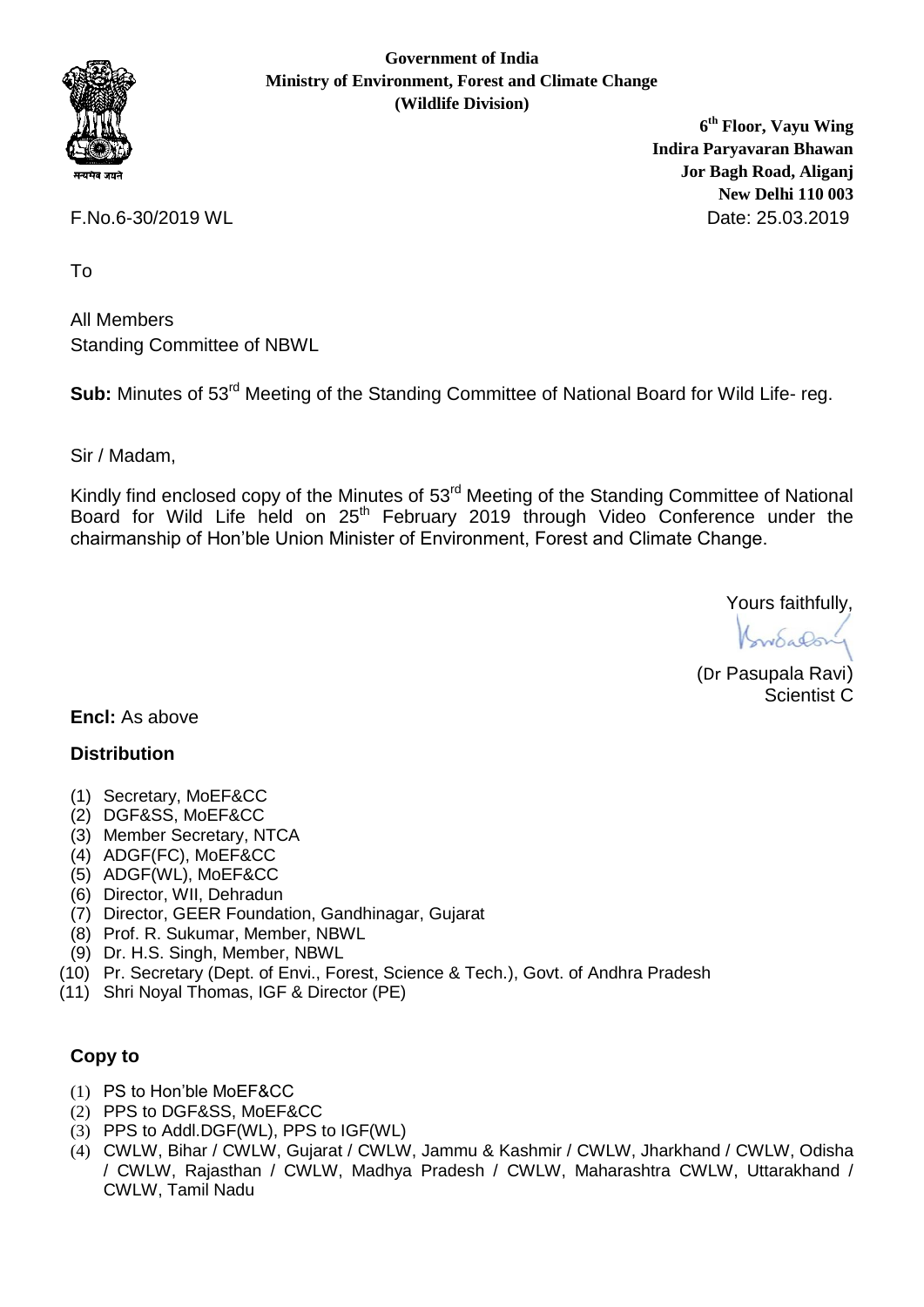**Government of India**
**Ministry of Environment, Forest and Climate Change**
**(Wildlife Division)**

**6th Floor, Vayu Wing**
**Indira Paryavaran Bhawan**
**Jor Bagh Road, Aliganj**
**New Delhi 110 003**

F.No.6-30/2019 WL

Date: 25.03.2019

To

All Members
Standing Committee of NBWL

**Sub:** Minutes of 53rd Meeting of the Standing Committee of National Board for Wild Life- reg.

Sir / Madam,

Kindly find enclosed copy of the Minutes of 53rd Meeting of the Standing Committee of National Board for Wild Life held on 25th February 2019 through Video Conference under the chairmanship of Hon'ble Union Minister of Environment, Forest and Climate Change.

Yours faithfully,

(Dr Pasupala Ravi)
Scientist C

**Encl:** As above

**Distribution**

(1) Secretary, MoEF&CC
(2) DGF&SS, MoEF&CC
(3) Member Secretary, NTCA
(4) ADGF(FC), MoEF&CC
(5) ADGF(WL), MoEF&CC
(6) Director, WII, Dehradun
(7) Director, GEER Foundation, Gandhinagar, Gujarat
(8) Prof. R. Sukumar, Member, NBWL
(9) Dr. H.S. Singh, Member, NBWL
(10) Pr. Secretary (Dept. of Envi., Forest, Science & Tech.), Govt. of Andhra Pradesh
(11) Shri Noyal Thomas, IGF & Director (PE)

**Copy to**

(1) PS to Hon'ble MoEF&CC
(2) PPS to DGF&SS, MoEF&CC
(3) PPS to Addl.DGF(WL), PPS to IGF(WL)
(4) CWLW, Bihar / CWLW, Gujarat / CWLW, Jammu & Kashmir / CWLW, Jharkhand / CWLW, Odisha / CWLW, Rajasthan / CWLW, Madhya Pradesh / CWLW, Maharashtra CWLW, Uttarakhand / CWLW, Tamil Nadu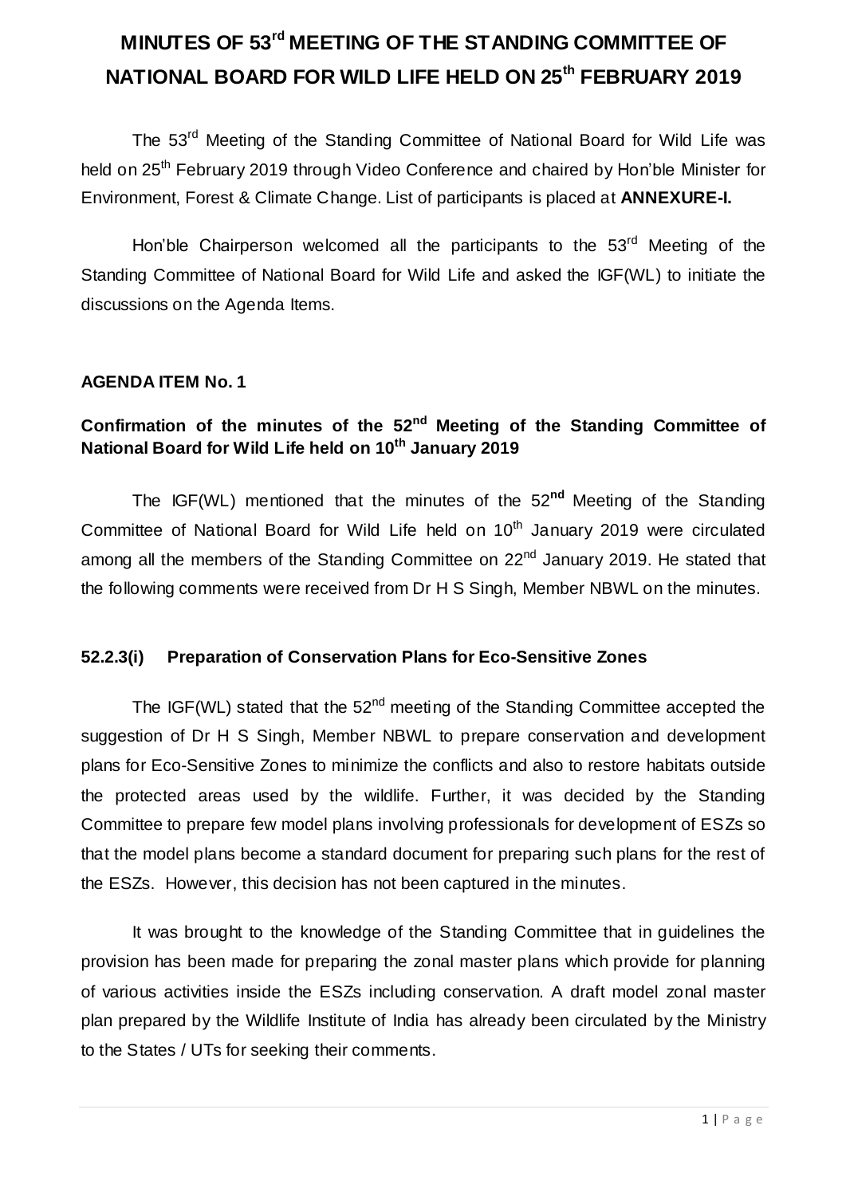# MINUTES OF 53rd MEETING OF THE STANDING COMMITTEE OF NATIONAL BOARD FOR WILD LIFE HELD ON 25th FEBRUARY 2019

The 53rd Meeting of the Standing Committee of National Board for Wild Life was held on 25th February 2019 through Video Conference and chaired by Hon'ble Minister for Environment, Forest & Climate Change. List of participants is placed at **ANNEXURE-I.**

Hon'ble Chairperson welcomed all the participants to the 53rd Meeting of the Standing Committee of National Board for Wild Life and asked the IGF(WL) to initiate the discussions on the Agenda Items.

### AGENDA ITEM No. 1

### Confirmation of the minutes of the 52nd Meeting of the Standing Committee of National Board for Wild Life held on 10th January 2019

The IGF(WL) mentioned that the minutes of the 52**nd** Meeting of the Standing Committee of National Board for Wild Life held on 10th January 2019 were circulated among all the members of the Standing Committee on 22nd January 2019. He stated that the following comments were received from Dr H S Singh, Member NBWL on the minutes.

### 52.2.3(i) Preparation of Conservation Plans for Eco-Sensitive Zones

The IGF(WL) stated that the 52nd meeting of the Standing Committee accepted the suggestion of Dr H S Singh, Member NBWL to prepare conservation and development plans for Eco-Sensitive Zones to minimize the conflicts and also to restore habitats outside the protected areas used by the wildlife. Further, it was decided by the Standing Committee to prepare few model plans involving professionals for development of ESZs so that the model plans become a standard document for preparing such plans for the rest of the ESZs. However, this decision has not been captured in the minutes.

It was brought to the knowledge of the Standing Committee that in guidelines the provision has been made for preparing the zonal master plans which provide for planning of various activities inside the ESZs including conservation. A draft model zonal master plan prepared by the Wildlife Institute of India has already been circulated by the Ministry to the States / UTs for seeking their comments.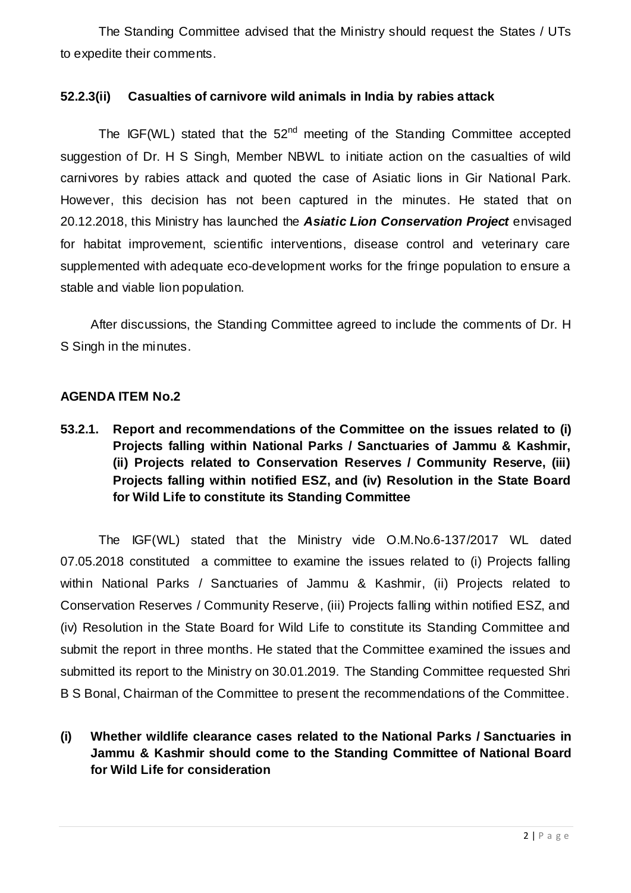The Standing Committee advised that the Ministry should request the States / UTs to expedite their comments.

**52.2.3(ii) Casualties of carnivore wild animals in India by rabies attack**

The IGF(WL) stated that the 52nd meeting of the Standing Committee accepted suggestion of Dr. H S Singh, Member NBWL to initiate action on the casualties of wild carnivores by rabies attack and quoted the case of Asiatic lions in Gir National Park. However, this decision has not been captured in the minutes. He stated that on 20.12.2018, this Ministry has launched the ***Asiatic Lion Conservation Project*** envisaged for habitat improvement, scientific interventions, disease control and veterinary care supplemented with adequate eco-development works for the fringe population to ensure a stable and viable lion population.

After discussions, the Standing Committee agreed to include the comments of Dr. H S Singh in the minutes.

**AGENDA ITEM No.2**

**53.2.1. Report and recommendations of the Committee on the issues related to (i) Projects falling within National Parks / Sanctuaries of Jammu & Kashmir, (ii) Projects related to Conservation Reserves / Community Reserve, (iii) Projects falling within notified ESZ, and (iv) Resolution in the State Board for Wild Life to constitute its Standing Committee**

The IGF(WL) stated that the Ministry vide O.M.No.6-137/2017 WL dated 07.05.2018 constituted a committee to examine the issues related to (i) Projects falling within National Parks / Sanctuaries of Jammu & Kashmir, (ii) Projects related to Conservation Reserves / Community Reserve, (iii) Projects falling within notified ESZ, and (iv) Resolution in the State Board for Wild Life to constitute its Standing Committee and submit the report in three months. He stated that the Committee examined the issues and submitted its report to the Ministry on 30.01.2019. The Standing Committee requested Shri B S Bonal, Chairman of the Committee to present the recommendations of the Committee.

**(i) Whether wildlife clearance cases related to the National Parks / Sanctuaries in Jammu & Kashmir should come to the Standing Committee of National Board for Wild Life for consideration**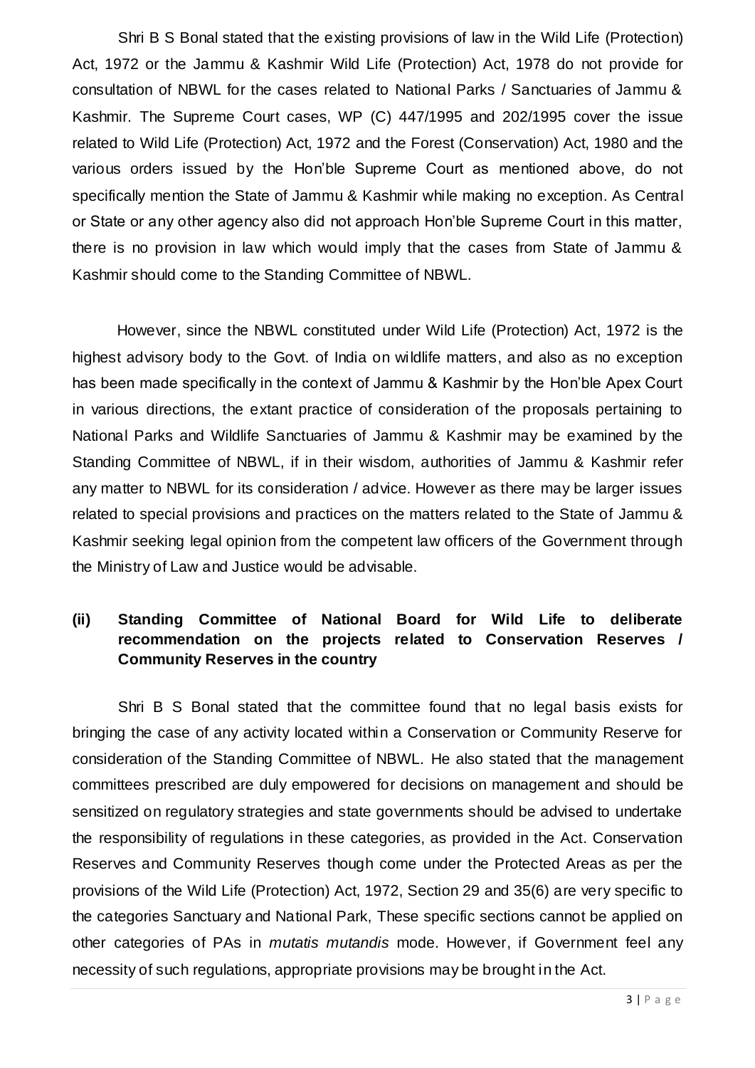Shri B S Bonal stated that the existing provisions of law in the Wild Life (Protection) Act, 1972 or the Jammu & Kashmir Wild Life (Protection) Act, 1978 do not provide for consultation of NBWL for the cases related to National Parks / Sanctuaries of Jammu & Kashmir. The Supreme Court cases, WP (C) 447/1995 and 202/1995 cover the issue related to Wild Life (Protection) Act, 1972 and the Forest (Conservation) Act, 1980 and the various orders issued by the Hon'ble Supreme Court as mentioned above, do not specifically mention the State of Jammu & Kashmir while making no exception. As Central or State or any other agency also did not approach Hon'ble Supreme Court in this matter, there is no provision in law which would imply that the cases from State of Jammu & Kashmir should come to the Standing Committee of NBWL.

However, since the NBWL constituted under Wild Life (Protection) Act, 1972 is the highest advisory body to the Govt. of India on wildlife matters, and also as no exception has been made specifically in the context of Jammu & Kashmir by the Hon'ble Apex Court in various directions, the extant practice of consideration of the proposals pertaining to National Parks and Wildlife Sanctuaries of Jammu & Kashmir may be examined by the Standing Committee of NBWL, if in their wisdom, authorities of Jammu & Kashmir refer any matter to NBWL for its consideration / advice. However as there may be larger issues related to special provisions and practices on the matters related to the State of Jammu & Kashmir seeking legal opinion from the competent law officers of the Government through the Ministry of Law and Justice would be advisable.

**(ii) Standing Committee of National Board for Wild Life to deliberate recommendation on the projects related to Conservation Reserves / Community Reserves in the country**

Shri B S Bonal stated that the committee found that no legal basis exists for bringing the case of any activity located within a Conservation or Community Reserve for consideration of the Standing Committee of NBWL. He also stated that the management committees prescribed are duly empowered for decisions on management and should be sensitized on regulatory strategies and state governments should be advised to undertake the responsibility of regulations in these categories, as provided in the Act. Conservation Reserves and Community Reserves though come under the Protected Areas as per the provisions of the Wild Life (Protection) Act, 1972, Section 29 and 35(6) are very specific to the categories Sanctuary and National Park, These specific sections cannot be applied on other categories of PAs in *mutatis mutandis* mode. However, if Government feel any necessity of such regulations, appropriate provisions may be brought in the Act.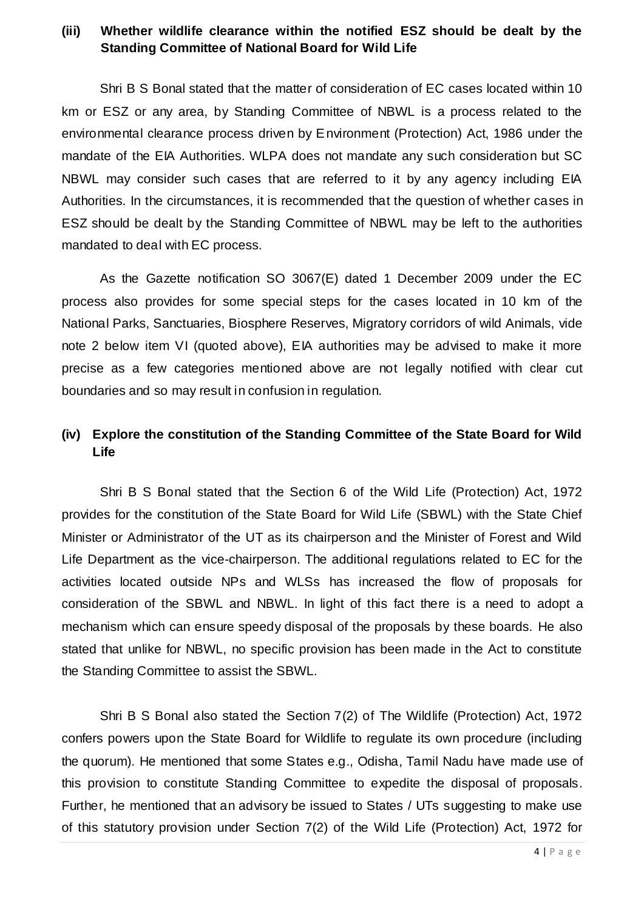**(iii) Whether wildlife clearance within the notified ESZ should be dealt by the Standing Committee of National Board for Wild Life**

Shri B S Bonal stated that the matter of consideration of EC cases located within 10 km or ESZ or any area, by Standing Committee of NBWL is a process related to the environmental clearance process driven by Environment (Protection) Act, 1986 under the mandate of the EIA Authorities. WLPA does not mandate any such consideration but SC NBWL may consider such cases that are referred to it by any agency including EIA Authorities. In the circumstances, it is recommended that the question of whether cases in ESZ should be dealt by the Standing Committee of NBWL may be left to the authorities mandated to deal with EC process.

As the Gazette notification SO 3067(E) dated 1 December 2009 under the EC process also provides for some special steps for the cases located in 10 km of the National Parks, Sanctuaries, Biosphere Reserves, Migratory corridors of wild Animals, vide note 2 below item VI (quoted above), EIA authorities may be advised to make it more precise as a few categories mentioned above are not legally notified with clear cut boundaries and so may result in confusion in regulation.

**(iv) Explore the constitution of the Standing Committee of the State Board for Wild Life**

Shri B S Bonal stated that the Section 6 of the Wild Life (Protection) Act, 1972 provides for the constitution of the State Board for Wild Life (SBWL) with the State Chief Minister or Administrator of the UT as its chairperson and the Minister of Forest and Wild Life Department as the vice-chairperson. The additional regulations related to EC for the activities located outside NPs and WLSs has increased the flow of proposals for consideration of the SBWL and NBWL. In light of this fact there is a need to adopt a mechanism which can ensure speedy disposal of the proposals by these boards. He also stated that unlike for NBWL, no specific provision has been made in the Act to constitute the Standing Committee to assist the SBWL.

Shri B S Bonal also stated the Section 7(2) of The Wildlife (Protection) Act, 1972 confers powers upon the State Board for Wildlife to regulate its own procedure (including the quorum). He mentioned that some States e.g., Odisha, Tamil Nadu have made use of this provision to constitute Standing Committee to expedite the disposal of proposals. Further, he mentioned that an advisory be issued to States / UTs suggesting to make use of this statutory provision under Section 7(2) of the Wild Life (Protection) Act, 1972 for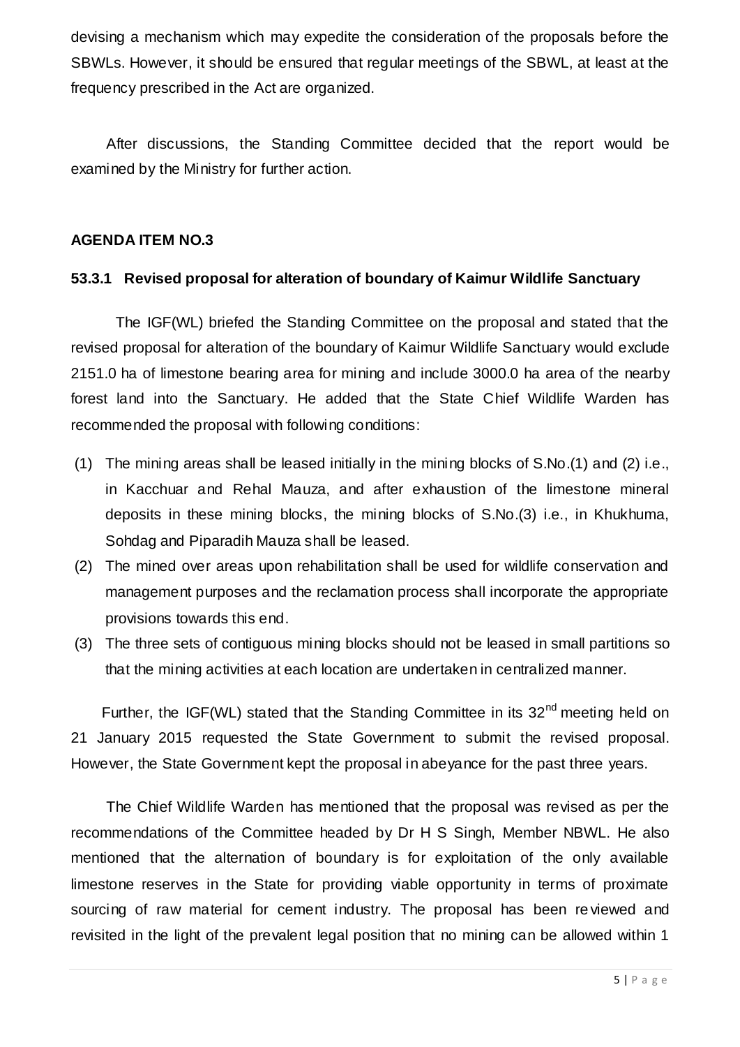devising a mechanism which may expedite the consideration of the proposals before the SBWLs. However, it should be ensured that regular meetings of the SBWL, at least at the frequency prescribed in the Act are organized.

After discussions, the Standing Committee decided that the report would be examined by the Ministry for further action.

**AGENDA ITEM NO.3**

**53.3.1 Revised proposal for alteration of boundary of Kaimur Wildlife Sanctuary**

The IGF(WL) briefed the Standing Committee on the proposal and stated that the revised proposal for alteration of the boundary of Kaimur Wildlife Sanctuary would exclude 2151.0 ha of limestone bearing area for mining and include 3000.0 ha area of the nearby forest land into the Sanctuary. He added that the State Chief Wildlife Warden has recommended the proposal with following conditions:

(1) The mining areas shall be leased initially in the mining blocks of S.No.(1) and (2) i.e., in Kacchuar and Rehal Mauza, and after exhaustion of the limestone mineral deposits in these mining blocks, the mining blocks of S.No.(3) i.e., in Khukhuma, Sohdag and Piparadih Mauza shall be leased.

(2) The mined over areas upon rehabilitation shall be used for wildlife conservation and management purposes and the reclamation process shall incorporate the appropriate provisions towards this end.

(3) The three sets of contiguous mining blocks should not be leased in small partitions so that the mining activities at each location are undertaken in centralized manner.

Further, the IGF(WL) stated that the Standing Committee in its 32nd meeting held on 21 January 2015 requested the State Government to submit the revised proposal. However, the State Government kept the proposal in abeyance for the past three years.

The Chief Wildlife Warden has mentioned that the proposal was revised as per the recommendations of the Committee headed by Dr H S Singh, Member NBWL. He also mentioned that the alternation of boundary is for exploitation of the only available limestone reserves in the State for providing viable opportunity in terms of proximate sourcing of raw material for cement industry. The proposal has been reviewed and revisited in the light of the prevalent legal position that no mining can be allowed within 1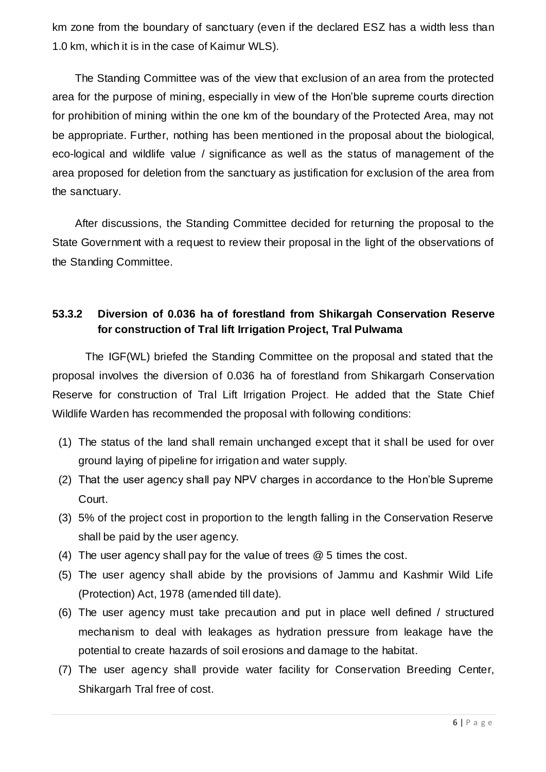km zone from the boundary of sanctuary (even if the declared ESZ has a width less than 1.0 km, which it is in the case of Kaimur WLS).

The Standing Committee was of the view that exclusion of an area from the protected area for the purpose of mining, especially in view of the Hon'ble supreme courts direction for prohibition of mining within the one km of the boundary of the Protected Area, may not be appropriate. Further, nothing has been mentioned in the proposal about the biological, eco-logical and wildlife value / significance as well as the status of management of the area proposed for deletion from the sanctuary as justification for exclusion of the area from the sanctuary.

After discussions, the Standing Committee decided for returning the proposal to the State Government with a request to review their proposal in the light of the observations of the Standing Committee.

### 53.3.2 Diversion of 0.036 ha of forestland from Shikargah Conservation Reserve for construction of Tral lift Irrigation Project, Tral Pulwama

The IGF(WL) briefed the Standing Committee on the proposal and stated that the proposal involves the diversion of 0.036 ha of forestland from Shikargarh Conservation Reserve for construction of Tral Lift Irrigation Project. He added that the State Chief Wildlife Warden has recommended the proposal with following conditions:

(1) The status of the land shall remain unchanged except that it shall be used for over ground laying of pipeline for irrigation and water supply.
(2) That the user agency shall pay NPV charges in accordance to the Hon'ble Supreme Court.
(3) 5% of the project cost in proportion to the length falling in the Conservation Reserve shall be paid by the user agency.
(4) The user agency shall pay for the value of trees @ 5 times the cost.
(5) The user agency shall abide by the provisions of Jammu and Kashmir Wild Life (Protection) Act, 1978 (amended till date).
(6) The user agency must take precaution and put in place well defined / structured mechanism to deal with leakages as hydration pressure from leakage have the potential to create hazards of soil erosions and damage to the habitat.
(7) The user agency shall provide water facility for Conservation Breeding Center, Shikargarh Tral free of cost.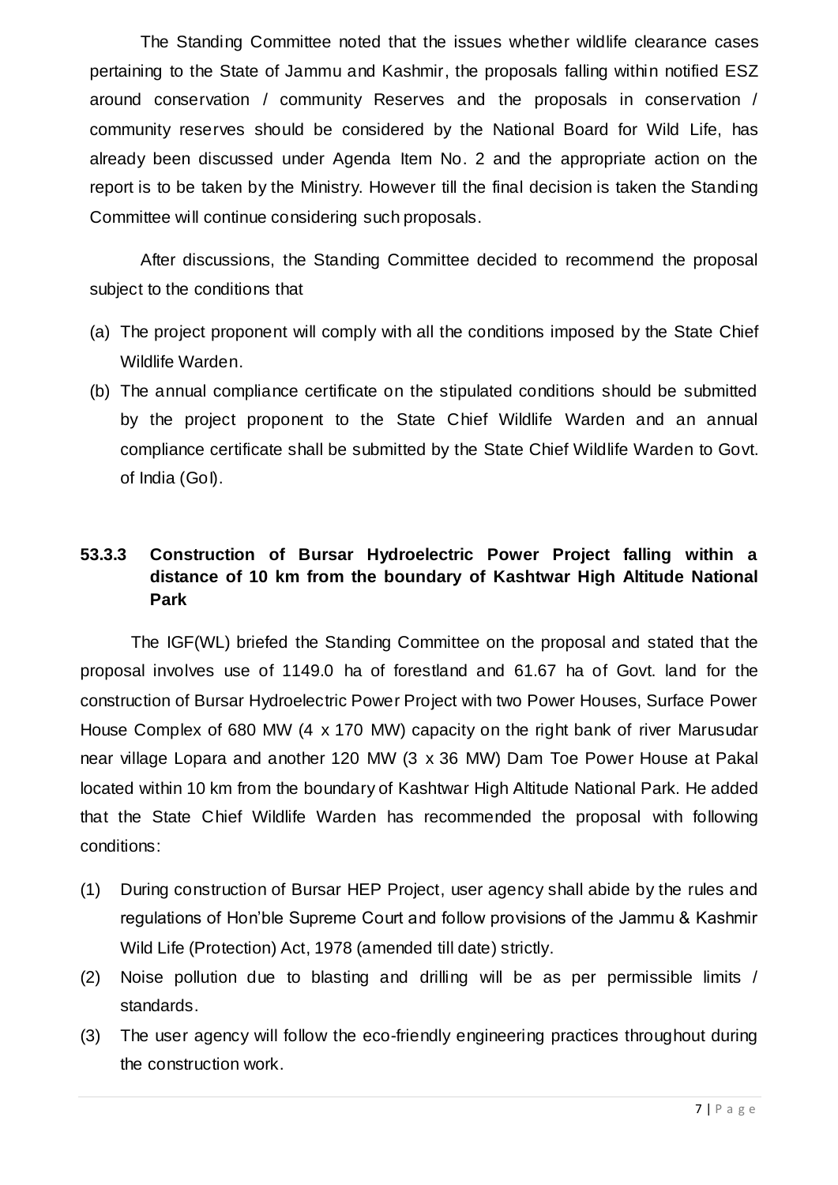The Standing Committee noted that the issues whether wildlife clearance cases pertaining to the State of Jammu and Kashmir, the proposals falling within notified ESZ around conservation / community Reserves and the proposals in conservation / community reserves should be considered by the National Board for Wild Life, has already been discussed under Agenda Item No. 2 and the appropriate action on the report is to be taken by the Ministry. However till the final decision is taken the Standing Committee will continue considering such proposals.

After discussions, the Standing Committee decided to recommend the proposal subject to the conditions that

(a) The project proponent will comply with all the conditions imposed by the State Chief Wildlife Warden.
(b) The annual compliance certificate on the stipulated conditions should be submitted by the project proponent to the State Chief Wildlife Warden and an annual compliance certificate shall be submitted by the State Chief Wildlife Warden to Govt. of India (GoI).

### 53.3.3 Construction of Bursar Hydroelectric Power Project falling within a distance of 10 km from the boundary of Kashtwar High Altitude National Park

The IGF(WL) briefed the Standing Committee on the proposal and stated that the proposal involves use of 1149.0 ha of forestland and 61.67 ha of Govt. land for the construction of Bursar Hydroelectric Power Project with two Power Houses, Surface Power House Complex of 680 MW (4 x 170 MW) capacity on the right bank of river Marusudar near village Lopara and another 120 MW (3 x 36 MW) Dam Toe Power House at Pakal located within 10 km from the boundary of Kashtwar High Altitude National Park. He added that the State Chief Wildlife Warden has recommended the proposal with following conditions:

(1) During construction of Bursar HEP Project, user agency shall abide by the rules and regulations of Hon'ble Supreme Court and follow provisions of the Jammu & Kashmir Wild Life (Protection) Act, 1978 (amended till date) strictly.
(2) Noise pollution due to blasting and drilling will be as per permissible limits / standards.
(3) The user agency will follow the eco-friendly engineering practices throughout during the construction work.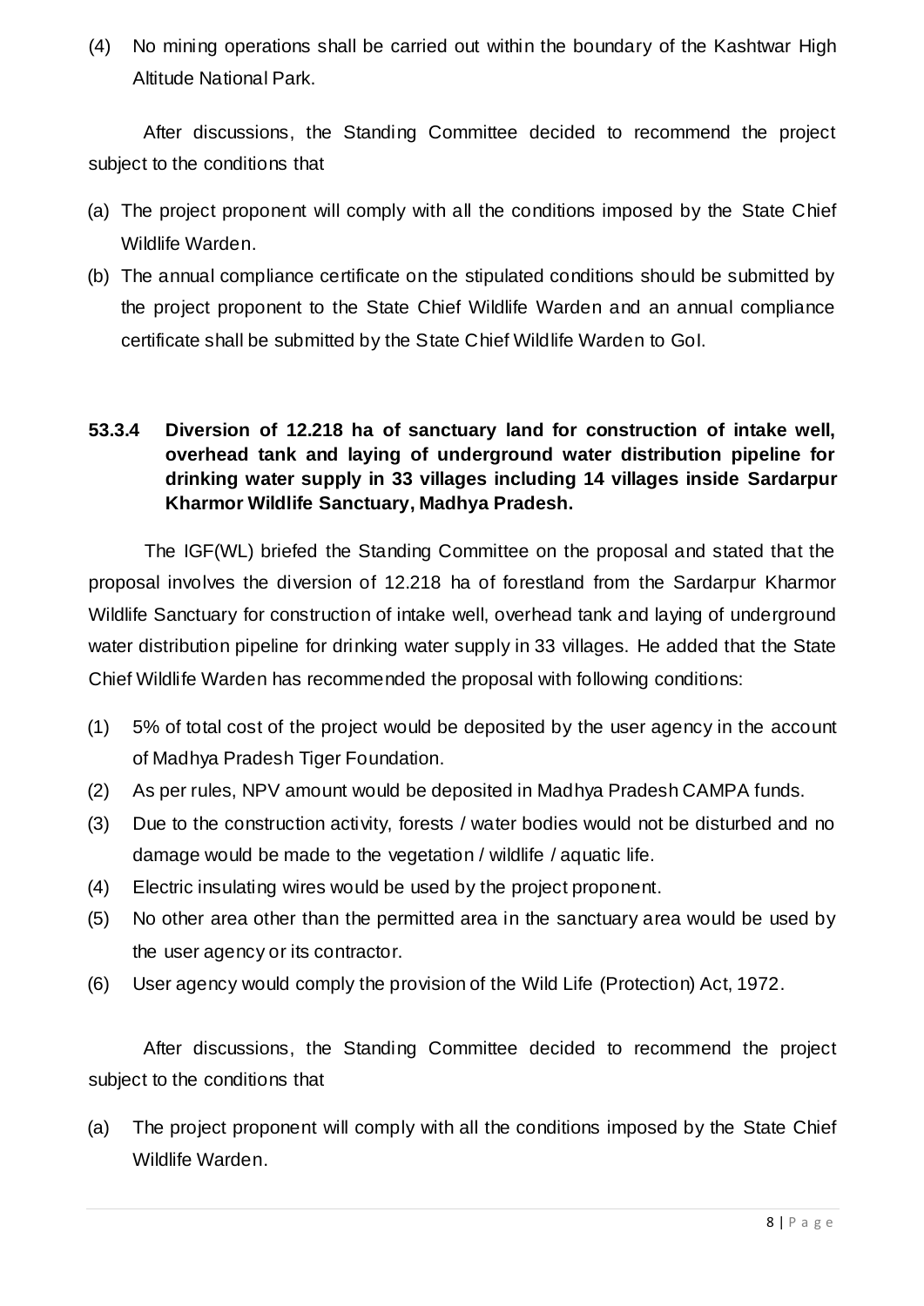(4) No mining operations shall be carried out within the boundary of the Kashtwar High Altitude National Park.

After discussions, the Standing Committee decided to recommend the project subject to the conditions that

(a) The project proponent will comply with all the conditions imposed by the State Chief Wildlife Warden.
(b) The annual compliance certificate on the stipulated conditions should be submitted by the project proponent to the State Chief Wildlife Warden and an annual compliance certificate shall be submitted by the State Chief Wildlife Warden to GoI.

### 53.3.4 Diversion of 12.218 ha of sanctuary land for construction of intake well, overhead tank and laying of underground water distribution pipeline for drinking water supply in 33 villages including 14 villages inside Sardarpur Kharmor Wildlife Sanctuary, Madhya Pradesh.

The IGF(WL) briefed the Standing Committee on the proposal and stated that the proposal involves the diversion of 12.218 ha of forestland from the Sardarpur Kharmor Wildlife Sanctuary for construction of intake well, overhead tank and laying of underground water distribution pipeline for drinking water supply in 33 villages. He added that the State Chief Wildlife Warden has recommended the proposal with following conditions:

(1) 5% of total cost of the project would be deposited by the user agency in the account of Madhya Pradesh Tiger Foundation.
(2) As per rules, NPV amount would be deposited in Madhya Pradesh CAMPA funds.
(3) Due to the construction activity, forests / water bodies would not be disturbed and no damage would be made to the vegetation / wildlife / aquatic life.
(4) Electric insulating wires would be used by the project proponent.
(5) No other area other than the permitted area in the sanctuary area would be used by the user agency or its contractor.
(6) User agency would comply the provision of the Wild Life (Protection) Act, 1972.

After discussions, the Standing Committee decided to recommend the project subject to the conditions that

(a) The project proponent will comply with all the conditions imposed by the State Chief Wildlife Warden.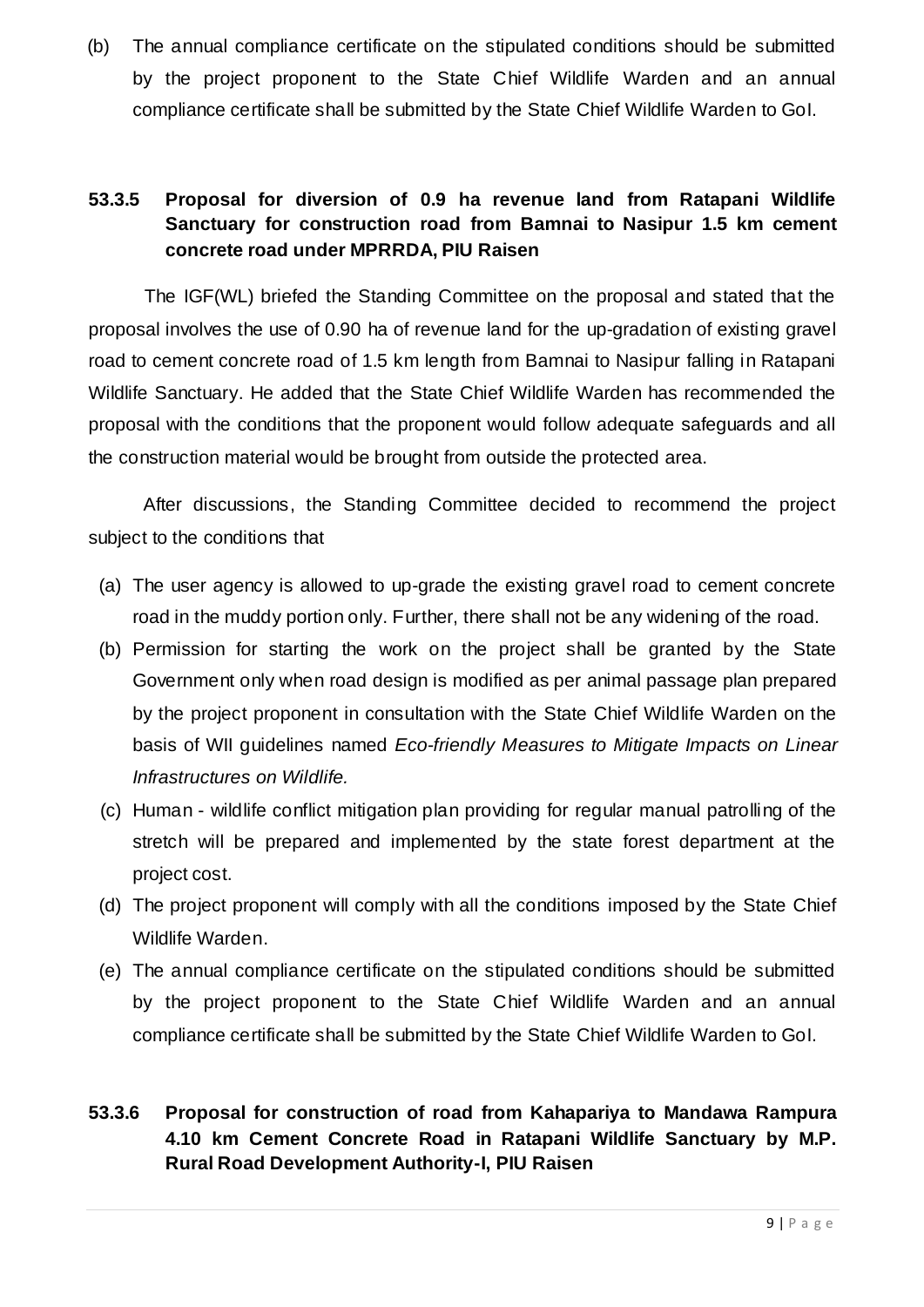(b) The annual compliance certificate on the stipulated conditions should be submitted by the project proponent to the State Chief Wildlife Warden and an annual compliance certificate shall be submitted by the State Chief Wildlife Warden to GoI.

### 53.3.5 Proposal for diversion of 0.9 ha revenue land from Ratapani Wildlife Sanctuary for construction road from Bamnai to Nasipur 1.5 km cement concrete road under MPRRDA, PIU Raisen

The IGF(WL) briefed the Standing Committee on the proposal and stated that the proposal involves the use of 0.90 ha of revenue land for the up-gradation of existing gravel road to cement concrete road of 1.5 km length from Bamnai to Nasipur falling in Ratapani Wildlife Sanctuary. He added that the State Chief Wildlife Warden has recommended the proposal with the conditions that the proponent would follow adequate safeguards and all the construction material would be brought from outside the protected area.

After discussions, the Standing Committee decided to recommend the project subject to the conditions that

(a) The user agency is allowed to up-grade the existing gravel road to cement concrete road in the muddy portion only. Further, there shall not be any widening of the road.

(b) Permission for starting the work on the project shall be granted by the State Government only when road design is modified as per animal passage plan prepared by the project proponent in consultation with the State Chief Wildlife Warden on the basis of WII guidelines named *Eco-friendly Measures to Mitigate Impacts on Linear Infrastructures on Wildlife.*

(c) Human - wildlife conflict mitigation plan providing for regular manual patrolling of the stretch will be prepared and implemented by the state forest department at the project cost.

(d) The project proponent will comply with all the conditions imposed by the State Chief Wildlife Warden.

(e) The annual compliance certificate on the stipulated conditions should be submitted by the project proponent to the State Chief Wildlife Warden and an annual compliance certificate shall be submitted by the State Chief Wildlife Warden to GoI.

### 53.3.6 Proposal for construction of road from Kahapariya to Mandawa Rampura 4.10 km Cement Concrete Road in Ratapani Wildlife Sanctuary by M.P. Rural Road Development Authority-I, PIU Raisen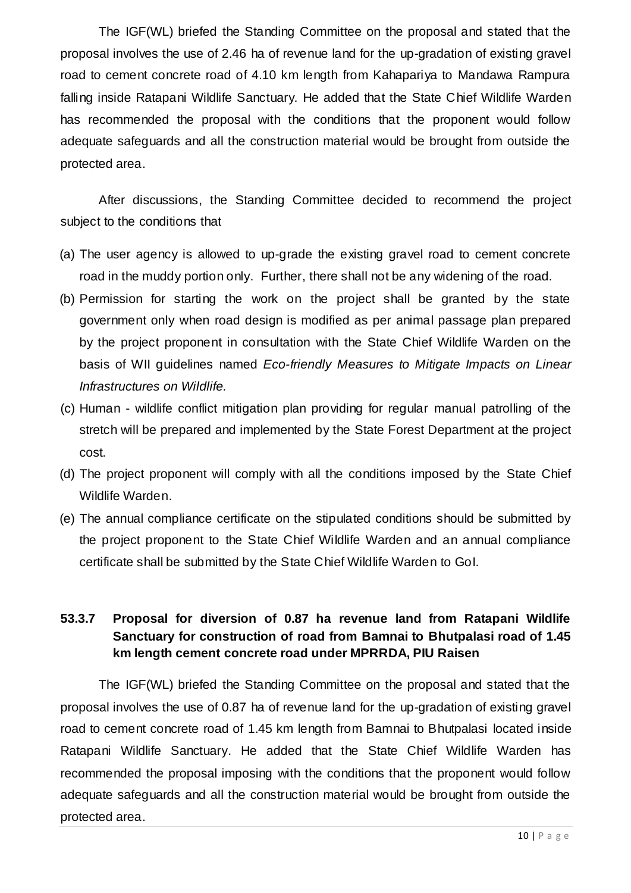The IGF(WL) briefed the Standing Committee on the proposal and stated that the proposal involves the use of 2.46 ha of revenue land for the up-gradation of existing gravel road to cement concrete road of 4.10 km length from Kahapariya to Mandawa Rampura falling inside Ratapani Wildlife Sanctuary. He added that the State Chief Wildlife Warden has recommended the proposal with the conditions that the proponent would follow adequate safeguards and all the construction material would be brought from outside the protected area.

After discussions, the Standing Committee decided to recommend the project subject to the conditions that

(a) The user agency is allowed to up-grade the existing gravel road to cement concrete road in the muddy portion only. Further, there shall not be any widening of the road.
(b) Permission for starting the work on the project shall be granted by the state government only when road design is modified as per animal passage plan prepared by the project proponent in consultation with the State Chief Wildlife Warden on the basis of WII guidelines named *Eco-friendly Measures to Mitigate Impacts on Linear Infrastructures on Wildlife.*
(c) Human - wildlife conflict mitigation plan providing for regular manual patrolling of the stretch will be prepared and implemented by the State Forest Department at the project cost.
(d) The project proponent will comply with all the conditions imposed by the State Chief Wildlife Warden.
(e) The annual compliance certificate on the stipulated conditions should be submitted by the project proponent to the State Chief Wildlife Warden and an annual compliance certificate shall be submitted by the State Chief Wildlife Warden to GoI.

### 53.3.7 Proposal for diversion of 0.87 ha revenue land from Ratapani Wildlife Sanctuary for construction of road from Bamnai to Bhutpalasi road of 1.45 km length cement concrete road under MPRRDA, PIU Raisen

The IGF(WL) briefed the Standing Committee on the proposal and stated that the proposal involves the use of 0.87 ha of revenue land for the up-gradation of existing gravel road to cement concrete road of 1.45 km length from Bamnai to Bhutpalasi located inside Ratapani Wildlife Sanctuary. He added that the State Chief Wildlife Warden has recommended the proposal imposing with the conditions that the proponent would follow adequate safeguards and all the construction material would be brought from outside the protected area.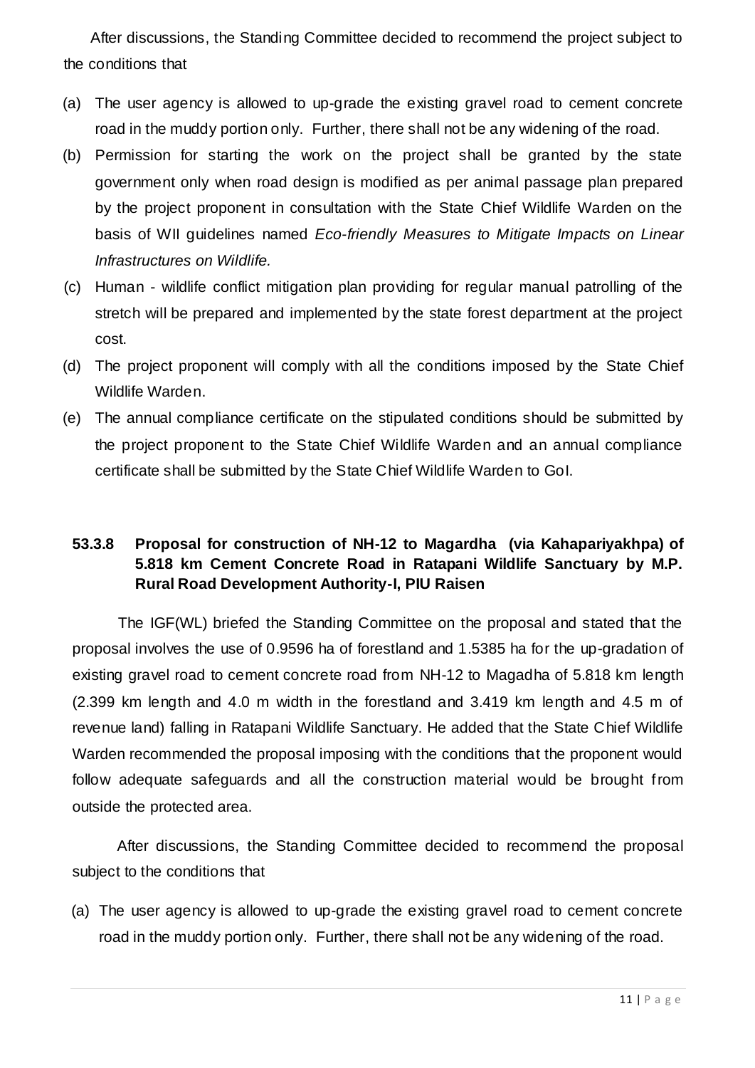After discussions, the Standing Committee decided to recommend the project subject to the conditions that

(a) The user agency is allowed to up-grade the existing gravel road to cement concrete road in the muddy portion only. Further, there shall not be any widening of the road.

(b) Permission for starting the work on the project shall be granted by the state government only when road design is modified as per animal passage plan prepared by the project proponent in consultation with the State Chief Wildlife Warden on the basis of WII guidelines named *Eco-friendly Measures to Mitigate Impacts on Linear Infrastructures on Wildlife.*

(c) Human - wildlife conflict mitigation plan providing for regular manual patrolling of the stretch will be prepared and implemented by the state forest department at the project cost.

(d) The project proponent will comply with all the conditions imposed by the State Chief Wildlife Warden.

(e) The annual compliance certificate on the stipulated conditions should be submitted by the project proponent to the State Chief Wildlife Warden and an annual compliance certificate shall be submitted by the State Chief Wildlife Warden to GoI.

### 53.3.8 Proposal for construction of NH-12 to Magardha (via Kahapariyakhpa) of 5.818 km Cement Concrete Road in Ratapani Wildlife Sanctuary by M.P. Rural Road Development Authority-I, PIU Raisen

The IGF(WL) briefed the Standing Committee on the proposal and stated that the proposal involves the use of 0.9596 ha of forestland and 1.5385 ha for the up-gradation of existing gravel road to cement concrete road from NH-12 to Magadha of 5.818 km length (2.399 km length and 4.0 m width in the forestland and 3.419 km length and 4.5 m of revenue land) falling in Ratapani Wildlife Sanctuary. He added that the State Chief Wildlife Warden recommended the proposal imposing with the conditions that the proponent would follow adequate safeguards and all the construction material would be brought from outside the protected area.

After discussions, the Standing Committee decided to recommend the proposal subject to the conditions that

(a) The user agency is allowed to up-grade the existing gravel road to cement concrete road in the muddy portion only. Further, there shall not be any widening of the road.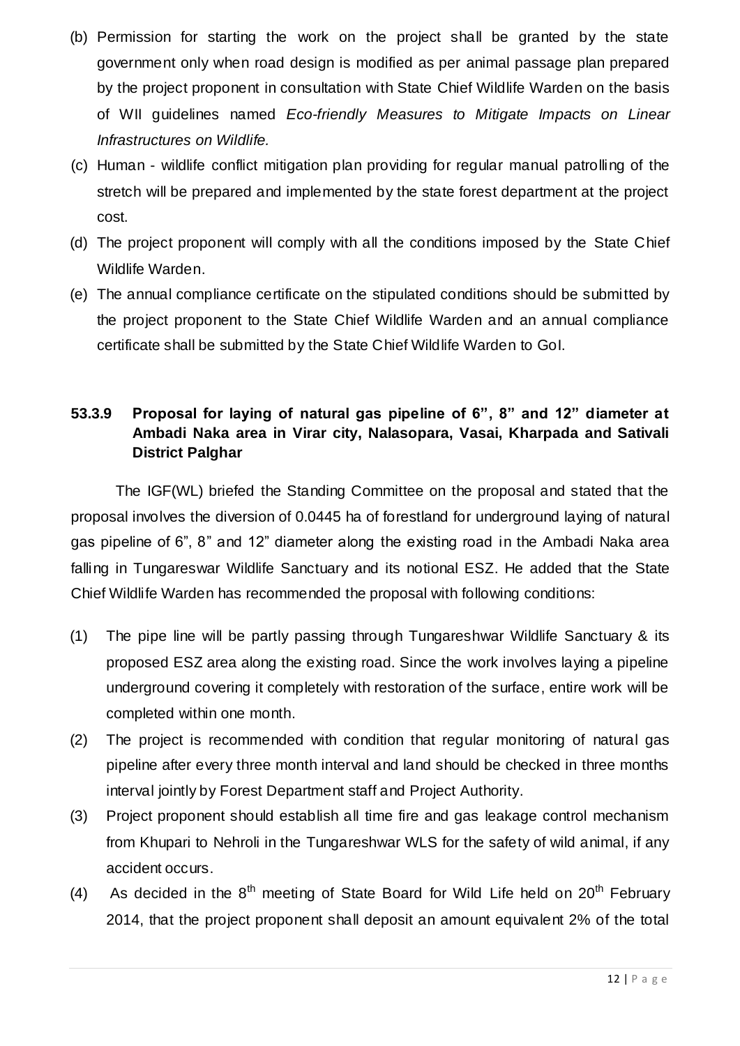(b) Permission for starting the work on the project shall be granted by the state government only when road design is modified as per animal passage plan prepared by the project proponent in consultation with State Chief Wildlife Warden on the basis of WII guidelines named *Eco-friendly Measures to Mitigate Impacts on Linear Infrastructures on Wildlife.*

(c) Human - wildlife conflict mitigation plan providing for regular manual patrolling of the stretch will be prepared and implemented by the state forest department at the project cost.

(d) The project proponent will comply with all the conditions imposed by the State Chief Wildlife Warden.

(e) The annual compliance certificate on the stipulated conditions should be submitted by the project proponent to the State Chief Wildlife Warden and an annual compliance certificate shall be submitted by the State Chief Wildlife Warden to GoI.

### 53.3.9 Proposal for laying of natural gas pipeline of 6", 8" and 12" diameter at Ambadi Naka area in Virar city, Nalasopara, Vasai, Kharpada and Sativali District Palghar

The IGF(WL) briefed the Standing Committee on the proposal and stated that the proposal involves the diversion of 0.0445 ha of forestland for underground laying of natural gas pipeline of 6", 8" and 12" diameter along the existing road in the Ambadi Naka area falling in Tungareswar Wildlife Sanctuary and its notional ESZ. He added that the State Chief Wildlife Warden has recommended the proposal with following conditions:

(1) The pipe line will be partly passing through Tungareshwar Wildlife Sanctuary & its proposed ESZ area along the existing road. Since the work involves laying a pipeline underground covering it completely with restoration of the surface, entire work will be completed within one month.

(2) The project is recommended with condition that regular monitoring of natural gas pipeline after every three month interval and land should be checked in three months interval jointly by Forest Department staff and Project Authority.

(3) Project proponent should establish all time fire and gas leakage control mechanism from Khupari to Nehroli in the Tungareshwar WLS for the safety of wild animal, if any accident occurs.

(4) As decided in the 8th meeting of State Board for Wild Life held on 20th February 2014, that the project proponent shall deposit an amount equivalent 2% of the total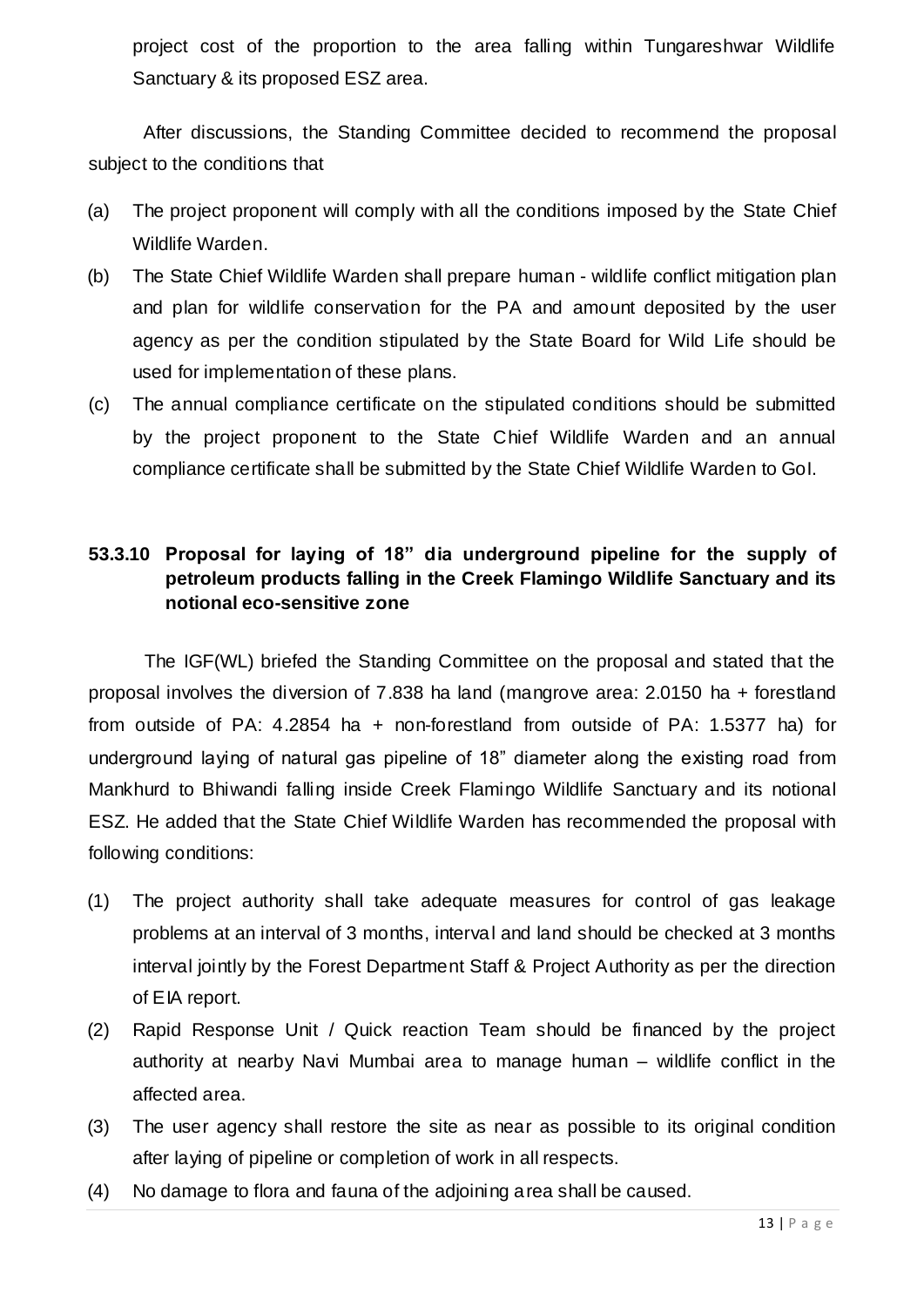project cost of the proportion to the area falling within Tungareshwar Wildlife Sanctuary & its proposed ESZ area.

After discussions, the Standing Committee decided to recommend the proposal subject to the conditions that

(a) The project proponent will comply with all the conditions imposed by the State Chief Wildlife Warden.

(b) The State Chief Wildlife Warden shall prepare human - wildlife conflict mitigation plan and plan for wildlife conservation for the PA and amount deposited by the user agency as per the condition stipulated by the State Board for Wild Life should be used for implementation of these plans.

(c) The annual compliance certificate on the stipulated conditions should be submitted by the project proponent to the State Chief Wildlife Warden and an annual compliance certificate shall be submitted by the State Chief Wildlife Warden to GoI.

### 53.3.10 Proposal for laying of 18" dia underground pipeline for the supply of petroleum products falling in the Creek Flamingo Wildlife Sanctuary and its notional eco-sensitive zone

The IGF(WL) briefed the Standing Committee on the proposal and stated that the proposal involves the diversion of 7.838 ha land (mangrove area: 2.0150 ha + forestland from outside of PA: 4.2854 ha + non-forestland from outside of PA: 1.5377 ha) for underground laying of natural gas pipeline of 18" diameter along the existing road from Mankhurd to Bhiwandi falling inside Creek Flamingo Wildlife Sanctuary and its notional ESZ. He added that the State Chief Wildlife Warden has recommended the proposal with following conditions:

(1) The project authority shall take adequate measures for control of gas leakage problems at an interval of 3 months, interval and land should be checked at 3 months interval jointly by the Forest Department Staff & Project Authority as per the direction of EIA report.

(2) Rapid Response Unit / Quick reaction Team should be financed by the project authority at nearby Navi Mumbai area to manage human – wildlife conflict in the affected area.

(3) The user agency shall restore the site as near as possible to its original condition after laying of pipeline or completion of work in all respects.

(4) No damage to flora and fauna of the adjoining area shall be caused.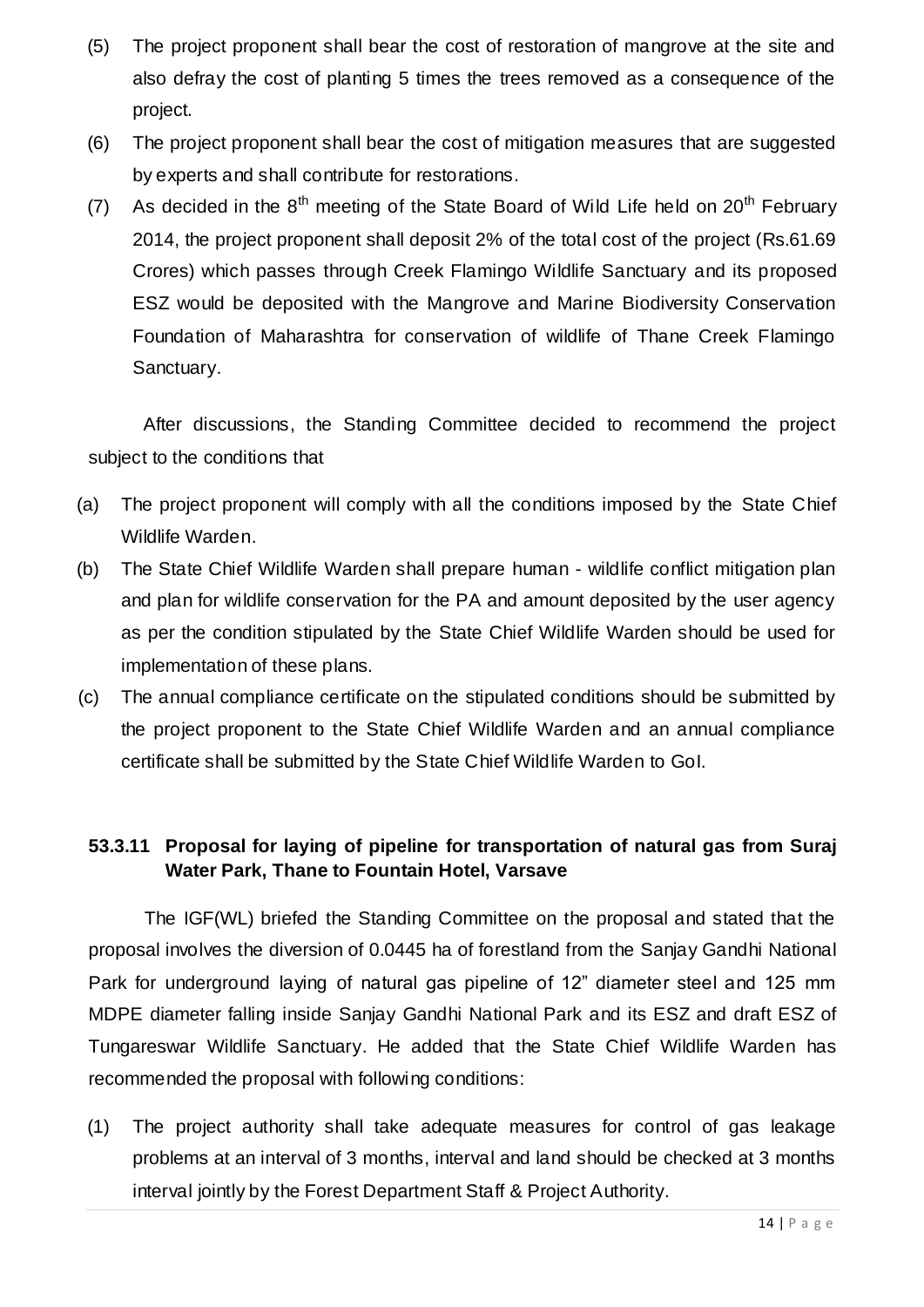(5) The project proponent shall bear the cost of restoration of mangrove at the site and also defray the cost of planting 5 times the trees removed as a consequence of the project.

(6) The project proponent shall bear the cost of mitigation measures that are suggested by experts and shall contribute for restorations.

(7) As decided in the 8th meeting of the State Board of Wild Life held on 20th February 2014, the project proponent shall deposit 2% of the total cost of the project (Rs.61.69 Crores) which passes through Creek Flamingo Wildlife Sanctuary and its proposed ESZ would be deposited with the Mangrove and Marine Biodiversity Conservation Foundation of Maharashtra for conservation of wildlife of Thane Creek Flamingo Sanctuary.

After discussions, the Standing Committee decided to recommend the project subject to the conditions that

(a) The project proponent will comply with all the conditions imposed by the State Chief Wildlife Warden.

(b) The State Chief Wildlife Warden shall prepare human - wildlife conflict mitigation plan and plan for wildlife conservation for the PA and amount deposited by the user agency as per the condition stipulated by the State Chief Wildlife Warden should be used for implementation of these plans.

(c) The annual compliance certificate on the stipulated conditions should be submitted by the project proponent to the State Chief Wildlife Warden and an annual compliance certificate shall be submitted by the State Chief Wildlife Warden to GoI.

### 53.3.11 Proposal for laying of pipeline for transportation of natural gas from Suraj Water Park, Thane to Fountain Hotel, Varsave

The IGF(WL) briefed the Standing Committee on the proposal and stated that the proposal involves the diversion of 0.0445 ha of forestland from the Sanjay Gandhi National Park for underground laying of natural gas pipeline of 12" diameter steel and 125 mm MDPE diameter falling inside Sanjay Gandhi National Park and its ESZ and draft ESZ of Tungareswar Wildlife Sanctuary. He added that the State Chief Wildlife Warden has recommended the proposal with following conditions:

(1) The project authority shall take adequate measures for control of gas leakage problems at an interval of 3 months, interval and land should be checked at 3 months interval jointly by the Forest Department Staff & Project Authority.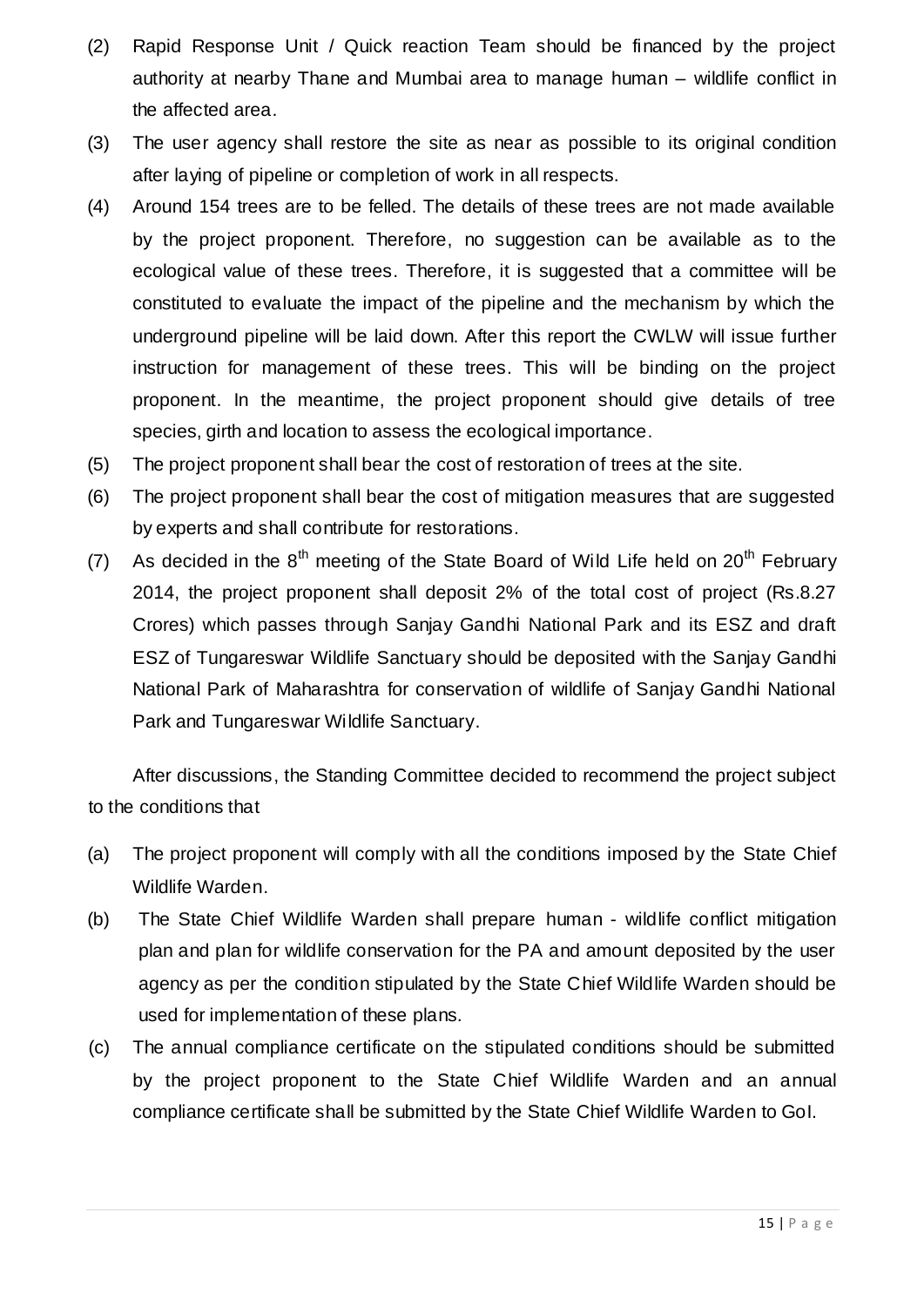(2) Rapid Response Unit / Quick reaction Team should be financed by the project authority at nearby Thane and Mumbai area to manage human – wildlife conflict in the affected area.

(3) The user agency shall restore the site as near as possible to its original condition after laying of pipeline or completion of work in all respects.

(4) Around 154 trees are to be felled. The details of these trees are not made available by the project proponent. Therefore, no suggestion can be available as to the ecological value of these trees. Therefore, it is suggested that a committee will be constituted to evaluate the impact of the pipeline and the mechanism by which the underground pipeline will be laid down. After this report the CWLW will issue further instruction for management of these trees. This will be binding on the project proponent. In the meantime, the project proponent should give details of tree species, girth and location to assess the ecological importance.

(5) The project proponent shall bear the cost of restoration of trees at the site.

(6) The project proponent shall bear the cost of mitigation measures that are suggested by experts and shall contribute for restorations.

(7) As decided in the 8th meeting of the State Board of Wild Life held on 20th February 2014, the project proponent shall deposit 2% of the total cost of project (Rs.8.27 Crores) which passes through Sanjay Gandhi National Park and its ESZ and draft ESZ of Tungareswar Wildlife Sanctuary should be deposited with the Sanjay Gandhi National Park of Maharashtra for conservation of wildlife of Sanjay Gandhi National Park and Tungareswar Wildlife Sanctuary.

After discussions, the Standing Committee decided to recommend the project subject to the conditions that

(a) The project proponent will comply with all the conditions imposed by the State Chief Wildlife Warden.

(b) The State Chief Wildlife Warden shall prepare human - wildlife conflict mitigation plan and plan for wildlife conservation for the PA and amount deposited by the user agency as per the condition stipulated by the State Chief Wildlife Warden should be used for implementation of these plans.

(c) The annual compliance certificate on the stipulated conditions should be submitted by the project proponent to the State Chief Wildlife Warden and an annual compliance certificate shall be submitted by the State Chief Wildlife Warden to GoI.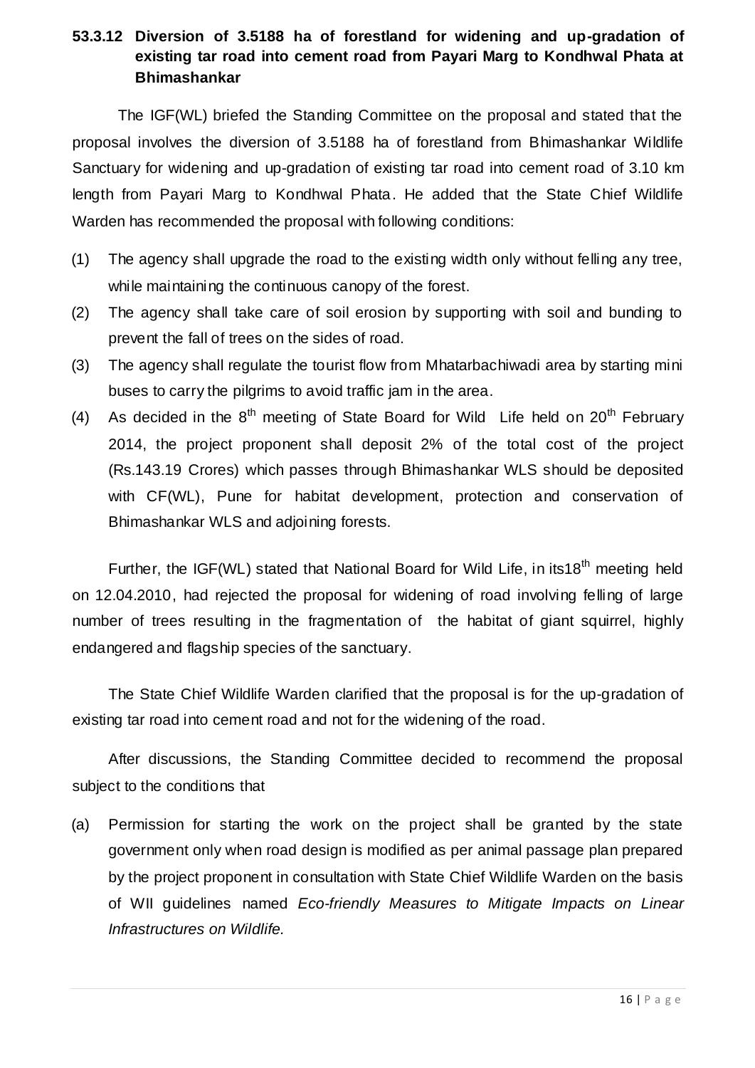### 53.3.12 Diversion of 3.5188 ha of forestland for widening and up-gradation of existing tar road into cement road from Payari Marg to Kondhwal Phata at Bhimashankar

The IGF(WL) briefed the Standing Committee on the proposal and stated that the proposal involves the diversion of 3.5188 ha of forestland from Bhimashankar Wildlife Sanctuary for widening and up-gradation of existing tar road into cement road of 3.10 km length from Payari Marg to Kondhwal Phata. He added that the State Chief Wildlife Warden has recommended the proposal with following conditions:

(1) The agency shall upgrade the road to the existing width only without felling any tree, while maintaining the continuous canopy of the forest.

(2) The agency shall take care of soil erosion by supporting with soil and bunding to prevent the fall of trees on the sides of road.

(3) The agency shall regulate the tourist flow from Mhatarbachiwadi area by starting mini buses to carry the pilgrims to avoid traffic jam in the area.

(4) As decided in the 8th meeting of State Board for Wild Life held on 20th February 2014, the project proponent shall deposit 2% of the total cost of the project (Rs.143.19 Crores) which passes through Bhimashankar WLS should be deposited with CF(WL), Pune for habitat development, protection and conservation of Bhimashankar WLS and adjoining forests.

Further, the IGF(WL) stated that National Board for Wild Life, in its18th meeting held on 12.04.2010, had rejected the proposal for widening of road involving felling of large number of trees resulting in the fragmentation of the habitat of giant squirrel, highly endangered and flagship species of the sanctuary.

The State Chief Wildlife Warden clarified that the proposal is for the up-gradation of existing tar road into cement road and not for the widening of the road.

After discussions, the Standing Committee decided to recommend the proposal subject to the conditions that

(a) Permission for starting the work on the project shall be granted by the state government only when road design is modified as per animal passage plan prepared by the project proponent in consultation with State Chief Wildlife Warden on the basis of WII guidelines named *Eco-friendly Measures to Mitigate Impacts on Linear Infrastructures on Wildlife.*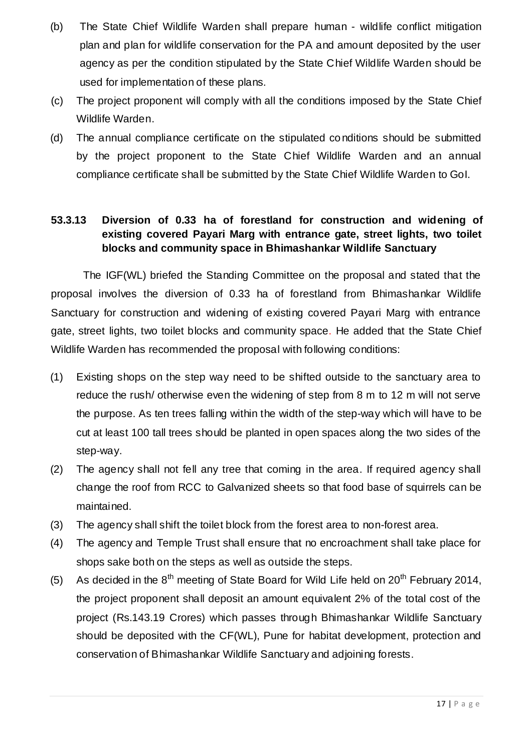(b) The State Chief Wildlife Warden shall prepare human - wildlife conflict mitigation plan and plan for wildlife conservation for the PA and amount deposited by the user agency as per the condition stipulated by the State Chief Wildlife Warden should be used for implementation of these plans.

(c) The project proponent will comply with all the conditions imposed by the State Chief Wildlife Warden.

(d) The annual compliance certificate on the stipulated conditions should be submitted by the project proponent to the State Chief Wildlife Warden and an annual compliance certificate shall be submitted by the State Chief Wildlife Warden to GoI.

### 53.3.13 Diversion of 0.33 ha of forestland for construction and widening of existing covered Payari Marg with entrance gate, street lights, two toilet blocks and community space in Bhimashankar Wildlife Sanctuary

The IGF(WL) briefed the Standing Committee on the proposal and stated that the proposal involves the diversion of 0.33 ha of forestland from Bhimashankar Wildlife Sanctuary for construction and widening of existing covered Payari Marg with entrance gate, street lights, two toilet blocks and community space. He added that the State Chief Wildlife Warden has recommended the proposal with following conditions:

(1) Existing shops on the step way need to be shifted outside to the sanctuary area to reduce the rush/ otherwise even the widening of step from 8 m to 12 m will not serve the purpose. As ten trees falling within the width of the step-way which will have to be cut at least 100 tall trees should be planted in open spaces along the two sides of the step-way.

(2) The agency shall not fell any tree that coming in the area. If required agency shall change the roof from RCC to Galvanized sheets so that food base of squirrels can be maintained.

(3) The agency shall shift the toilet block from the forest area to non-forest area.

(4) The agency and Temple Trust shall ensure that no encroachment shall take place for shops sake both on the steps as well as outside the steps.

(5) As decided in the 8th meeting of State Board for Wild Life held on 20th February 2014, the project proponent shall deposit an amount equivalent 2% of the total cost of the project (Rs.143.19 Crores) which passes through Bhimashankar Wildlife Sanctuary should be deposited with the CF(WL), Pune for habitat development, protection and conservation of Bhimashankar Wildlife Sanctuary and adjoining forests.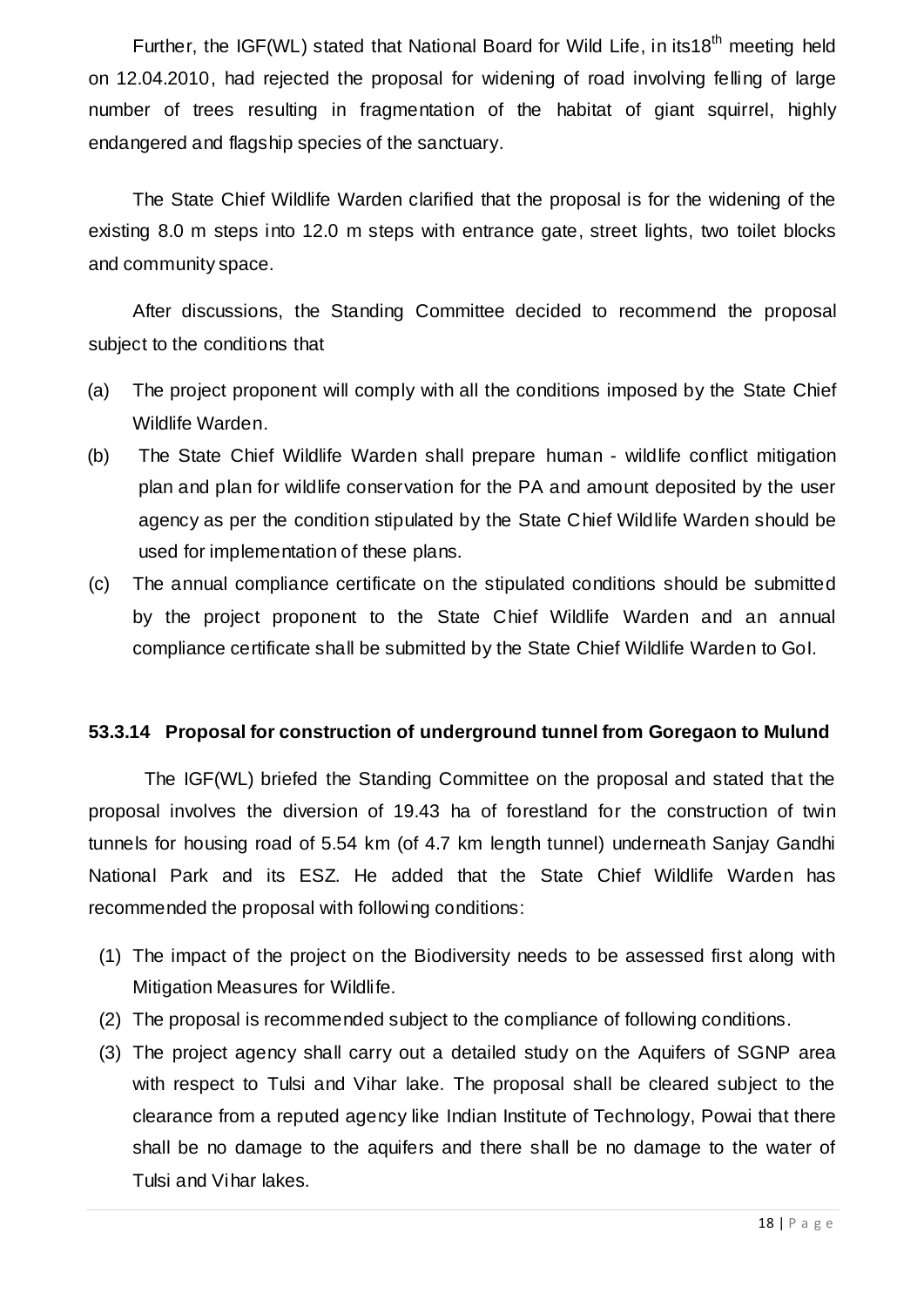Further, the IGF(WL) stated that National Board for Wild Life, in its18th meeting held on 12.04.2010, had rejected the proposal for widening of road involving felling of large number of trees resulting in fragmentation of the habitat of giant squirrel, highly endangered and flagship species of the sanctuary.

The State Chief Wildlife Warden clarified that the proposal is for the widening of the existing 8.0 m steps into 12.0 m steps with entrance gate, street lights, two toilet blocks and community space.

After discussions, the Standing Committee decided to recommend the proposal subject to the conditions that

(a) The project proponent will comply with all the conditions imposed by the State Chief Wildlife Warden.

(b) The State Chief Wildlife Warden shall prepare human - wildlife conflict mitigation plan and plan for wildlife conservation for the PA and amount deposited by the user agency as per the condition stipulated by the State Chief Wildlife Warden should be used for implementation of these plans.

(c) The annual compliance certificate on the stipulated conditions should be submitted by the project proponent to the State Chief Wildlife Warden and an annual compliance certificate shall be submitted by the State Chief Wildlife Warden to GoI.

**53.3.14 Proposal for construction of underground tunnel from Goregaon to Mulund**

The IGF(WL) briefed the Standing Committee on the proposal and stated that the proposal involves the diversion of 19.43 ha of forestland for the construction of twin tunnels for housing road of 5.54 km (of 4.7 km length tunnel) underneath Sanjay Gandhi National Park and its ESZ. He added that the State Chief Wildlife Warden has recommended the proposal with following conditions:

1. The impact of the project on the Biodiversity needs to be assessed first along with Mitigation Measures for Wildlife.
2. The proposal is recommended subject to the compliance of following conditions.
3. The project agency shall carry out a detailed study on the Aquifers of SGNP area with respect to Tulsi and Vihar lake. The proposal shall be cleared subject to the clearance from a reputed agency like Indian Institute of Technology, Powai that there shall be no damage to the aquifers and there shall be no damage to the water of Tulsi and Vihar lakes.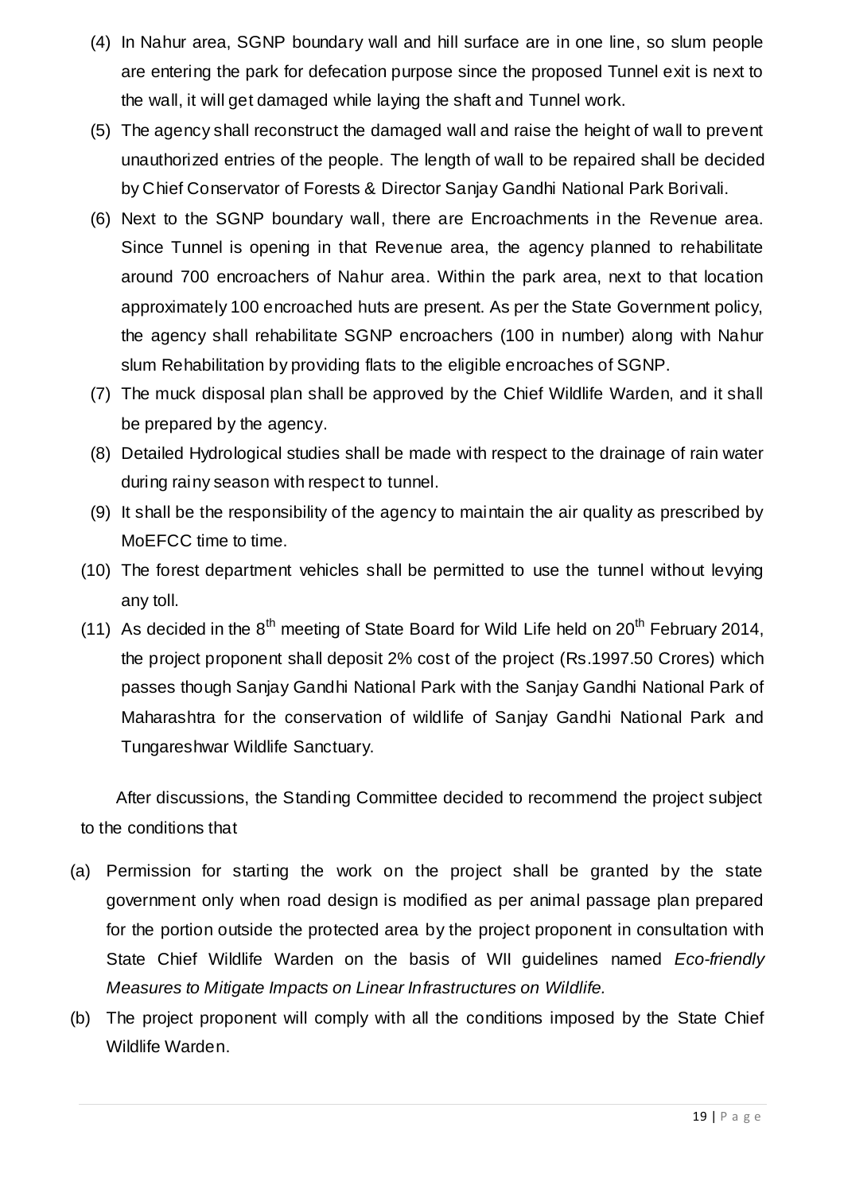(4) In Nahur area, SGNP boundary wall and hill surface are in one line, so slum people are entering the park for defecation purpose since the proposed Tunnel exit is next to the wall, it will get damaged while laying the shaft and Tunnel work.

(5) The agency shall reconstruct the damaged wall and raise the height of wall to prevent unauthorized entries of the people. The length of wall to be repaired shall be decided by Chief Conservator of Forests & Director Sanjay Gandhi National Park Borivali.

(6) Next to the SGNP boundary wall, there are Encroachments in the Revenue area. Since Tunnel is opening in that Revenue area, the agency planned to rehabilitate around 700 encroachers of Nahur area. Within the park area, next to that location approximately 100 encroached huts are present. As per the State Government policy, the agency shall rehabilitate SGNP encroachers (100 in number) along with Nahur slum Rehabilitation by providing flats to the eligible encroaches of SGNP.

(7) The muck disposal plan shall be approved by the Chief Wildlife Warden, and it shall be prepared by the agency.

(8) Detailed Hydrological studies shall be made with respect to the drainage of rain water during rainy season with respect to tunnel.

(9) It shall be the responsibility of the agency to maintain the air quality as prescribed by MoEFCC time to time.

(10) The forest department vehicles shall be permitted to use the tunnel without levying any toll.

(11) As decided in the 8th meeting of State Board for Wild Life held on 20th February 2014, the project proponent shall deposit 2% cost of the project (Rs.1997.50 Crores) which passes though Sanjay Gandhi National Park with the Sanjay Gandhi National Park of Maharashtra for the conservation of wildlife of Sanjay Gandhi National Park and Tungareshwar Wildlife Sanctuary.

After discussions, the Standing Committee decided to recommend the project subject to the conditions that

(a) Permission for starting the work on the project shall be granted by the state government only when road design is modified as per animal passage plan prepared for the portion outside the protected area by the project proponent in consultation with State Chief Wildlife Warden on the basis of WII guidelines named *Eco-friendly Measures to Mitigate Impacts on Linear Infrastructures on Wildlife.*

(b) The project proponent will comply with all the conditions imposed by the State Chief Wildlife Warden.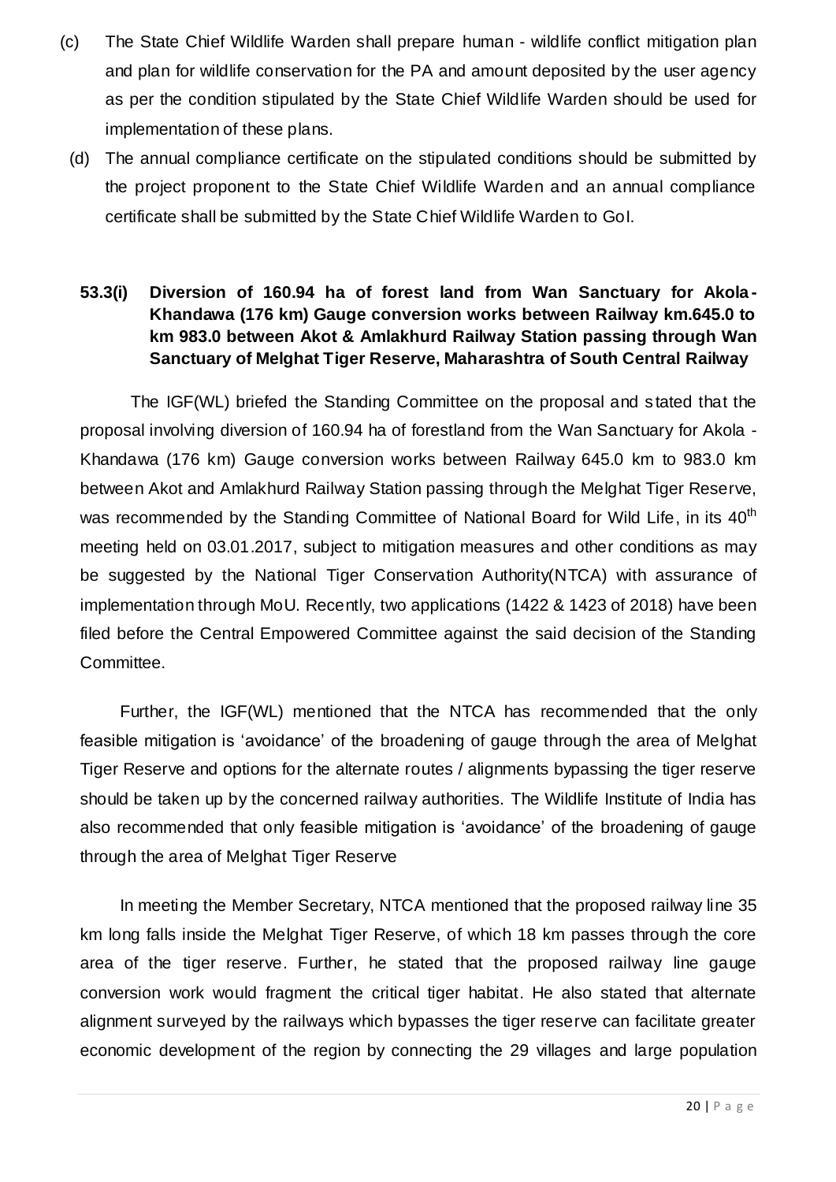(c) The State Chief Wildlife Warden shall prepare human - wildlife conflict mitigation plan and plan for wildlife conservation for the PA and amount deposited by the user agency as per the condition stipulated by the State Chief Wildlife Warden should be used for implementation of these plans.

(d) The annual compliance certificate on the stipulated conditions should be submitted by the project proponent to the State Chief Wildlife Warden and an annual compliance certificate shall be submitted by the State Chief Wildlife Warden to GoI.

**53.3(i) Diversion of 160.94 ha of forest land from Wan Sanctuary for Akola-Khandawa (176 km) Gauge conversion works between Railway km.645.0 to km 983.0 between Akot & Amlakhurd Railway Station passing through Wan Sanctuary of Melghat Tiger Reserve, Maharashtra of South Central Railway**

The IGF(WL) briefed the Standing Committee on the proposal and stated that the proposal involving diversion of 160.94 ha of forestland from the Wan Sanctuary for Akola - Khandawa (176 km) Gauge conversion works between Railway 645.0 km to 983.0 km between Akot and Amlakhurd Railway Station passing through the Melghat Tiger Reserve, was recommended by the Standing Committee of National Board for Wild Life, in its 40th meeting held on 03.01.2017, subject to mitigation measures and other conditions as may be suggested by the National Tiger Conservation Authority(NTCA) with assurance of implementation through MoU. Recently, two applications (1422 & 1423 of 2018) have been filed before the Central Empowered Committee against the said decision of the Standing Committee.

Further, the IGF(WL) mentioned that the NTCA has recommended that the only feasible mitigation is 'avoidance' of the broadening of gauge through the area of Melghat Tiger Reserve and options for the alternate routes / alignments bypassing the tiger reserve should be taken up by the concerned railway authorities. The Wildlife Institute of India has also recommended that only feasible mitigation is 'avoidance' of the broadening of gauge through the area of Melghat Tiger Reserve

In meeting the Member Secretary, NTCA mentioned that the proposed railway line 35 km long falls inside the Melghat Tiger Reserve, of which 18 km passes through the core area of the tiger reserve. Further, he stated that the proposed railway line gauge conversion work would fragment the critical tiger habitat. He also stated that alternate alignment surveyed by the railways which bypasses the tiger reserve can facilitate greater economic development of the region by connecting the 29 villages and large population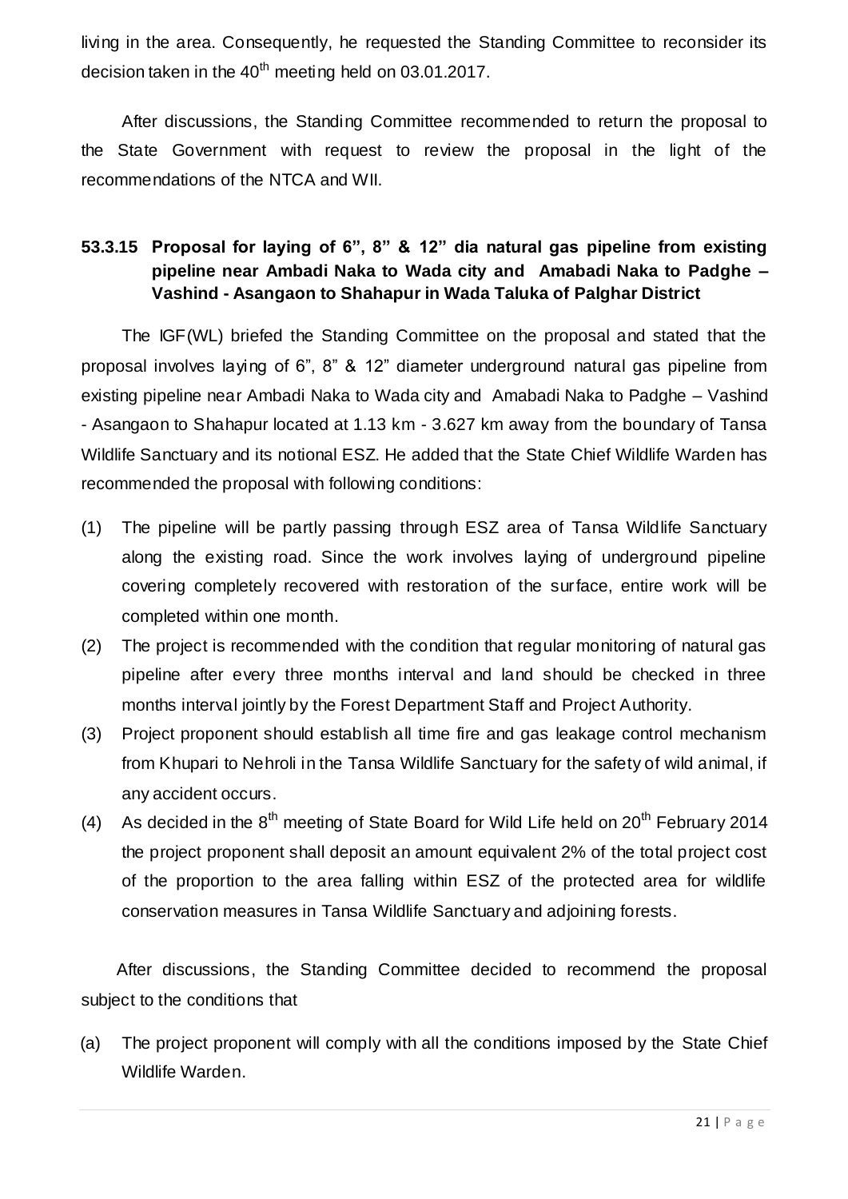living in the area. Consequently, he requested the Standing Committee to reconsider its decision taken in the 40th meeting held on 03.01.2017.

After discussions, the Standing Committee recommended to return the proposal to the State Government with request to review the proposal in the light of the recommendations of the NTCA and WII.

### 53.3.15 Proposal for laying of 6", 8" & 12" dia natural gas pipeline from existing pipeline near Ambadi Naka to Wada city and Amabadi Naka to Padghe – Vashind - Asangaon to Shahapur in Wada Taluka of Palghar District

The IGF(WL) briefed the Standing Committee on the proposal and stated that the proposal involves laying of 6", 8" & 12" diameter underground natural gas pipeline from existing pipeline near Ambadi Naka to Wada city and Amabadi Naka to Padghe – Vashind - Asangaon to Shahapur located at 1.13 km - 3.627 km away from the boundary of Tansa Wildlife Sanctuary and its notional ESZ. He added that the State Chief Wildlife Warden has recommended the proposal with following conditions:

(1) The pipeline will be partly passing through ESZ area of Tansa Wildlife Sanctuary along the existing road. Since the work involves laying of underground pipeline covering completely recovered with restoration of the surface, entire work will be completed within one month.

(2) The project is recommended with the condition that regular monitoring of natural gas pipeline after every three months interval and land should be checked in three months interval jointly by the Forest Department Staff and Project Authority.

(3) Project proponent should establish all time fire and gas leakage control mechanism from Khupari to Nehroli in the Tansa Wildlife Sanctuary for the safety of wild animal, if any accident occurs.

(4) As decided in the 8th meeting of State Board for Wild Life held on 20th February 2014 the project proponent shall deposit an amount equivalent 2% of the total project cost of the proportion to the area falling within ESZ of the protected area for wildlife conservation measures in Tansa Wildlife Sanctuary and adjoining forests.

After discussions, the Standing Committee decided to recommend the proposal subject to the conditions that

(a) The project proponent will comply with all the conditions imposed by the State Chief Wildlife Warden.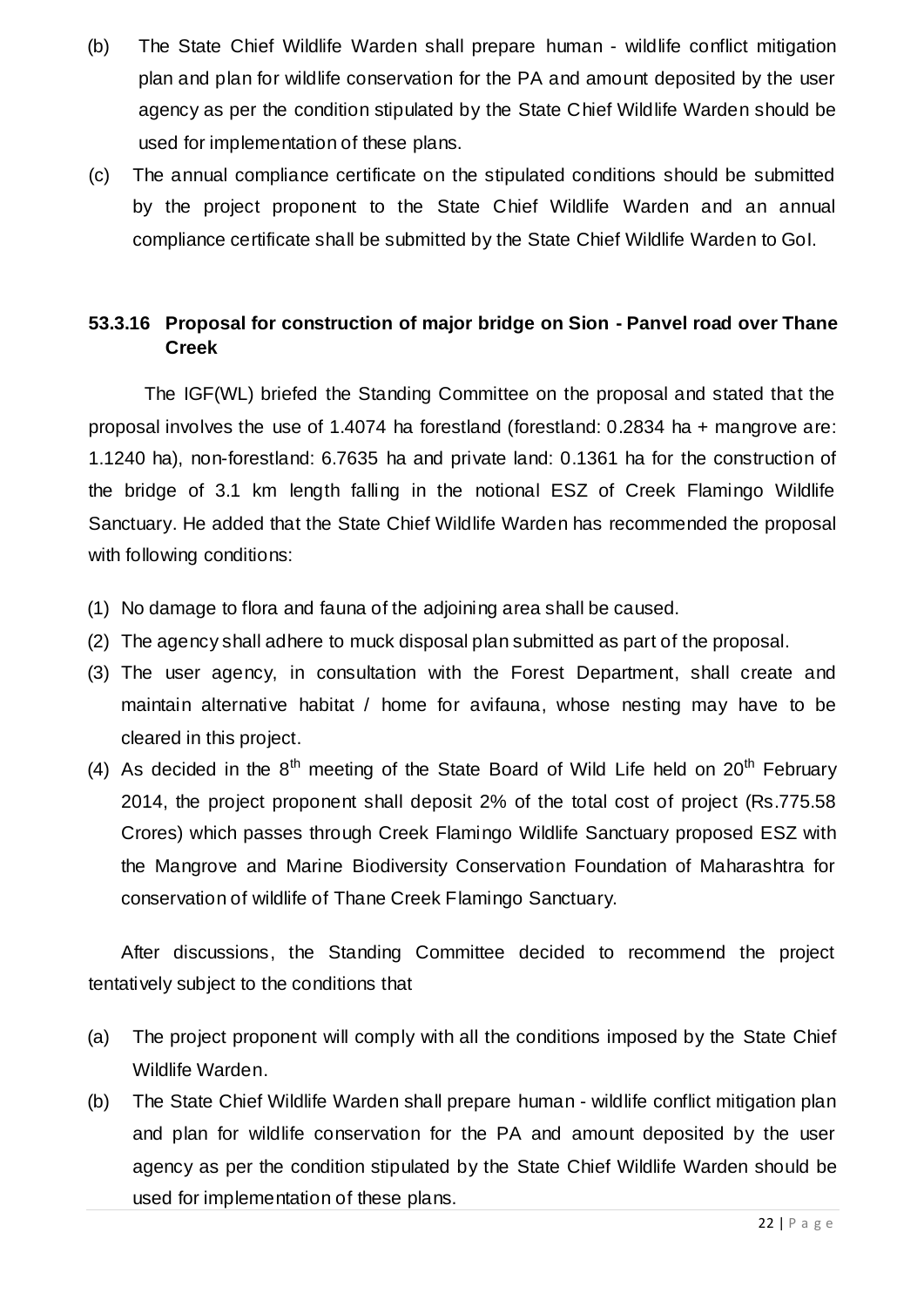(b) The State Chief Wildlife Warden shall prepare human - wildlife conflict mitigation plan and plan for wildlife conservation for the PA and amount deposited by the user agency as per the condition stipulated by the State Chief Wildlife Warden should be used for implementation of these plans.

(c) The annual compliance certificate on the stipulated conditions should be submitted by the project proponent to the State Chief Wildlife Warden and an annual compliance certificate shall be submitted by the State Chief Wildlife Warden to GoI.

### 53.3.16 Proposal for construction of major bridge on Sion - Panvel road over Thane Creek

The IGF(WL) briefed the Standing Committee on the proposal and stated that the proposal involves the use of 1.4074 ha forestland (forestland: 0.2834 ha + mangrove are: 1.1240 ha), non-forestland: 6.7635 ha and private land: 0.1361 ha for the construction of the bridge of 3.1 km length falling in the notional ESZ of Creek Flamingo Wildlife Sanctuary. He added that the State Chief Wildlife Warden has recommended the proposal with following conditions:

(1) No damage to flora and fauna of the adjoining area shall be caused.

(2) The agency shall adhere to muck disposal plan submitted as part of the proposal.

(3) The user agency, in consultation with the Forest Department, shall create and maintain alternative habitat / home for avifauna, whose nesting may have to be cleared in this project.

(4) As decided in the 8th meeting of the State Board of Wild Life held on 20th February 2014, the project proponent shall deposit 2% of the total cost of project (Rs.775.58 Crores) which passes through Creek Flamingo Wildlife Sanctuary proposed ESZ with the Mangrove and Marine Biodiversity Conservation Foundation of Maharashtra for conservation of wildlife of Thane Creek Flamingo Sanctuary.

After discussions, the Standing Committee decided to recommend the project tentatively subject to the conditions that

(a) The project proponent will comply with all the conditions imposed by the State Chief Wildlife Warden.

(b) The State Chief Wildlife Warden shall prepare human - wildlife conflict mitigation plan and plan for wildlife conservation for the PA and amount deposited by the user agency as per the condition stipulated by the State Chief Wildlife Warden should be used for implementation of these plans.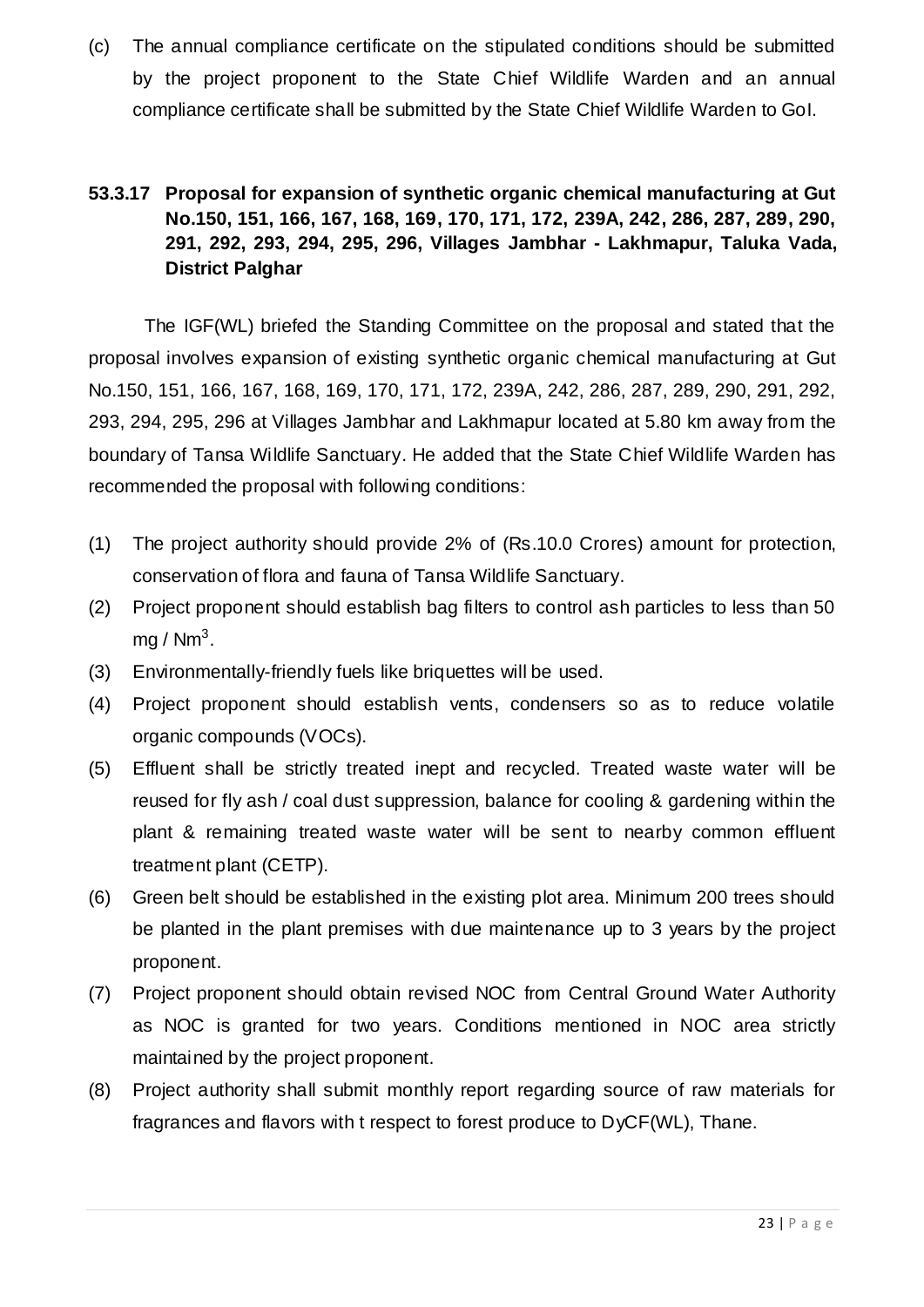(c) The annual compliance certificate on the stipulated conditions should be submitted by the project proponent to the State Chief Wildlife Warden and an annual compliance certificate shall be submitted by the State Chief Wildlife Warden to GoI.

**53.3.17 Proposal for expansion of synthetic organic chemical manufacturing at Gut No.150, 151, 166, 167, 168, 169, 170, 171, 172, 239A, 242, 286, 287, 289, 290, 291, 292, 293, 294, 295, 296, Villages Jambhar - Lakhmapur, Taluka Vada, District Palghar**

The IGF(WL) briefed the Standing Committee on the proposal and stated that the proposal involves expansion of existing synthetic organic chemical manufacturing at Gut No.150, 151, 166, 167, 168, 169, 170, 171, 172, 239A, 242, 286, 287, 289, 290, 291, 292, 293, 294, 295, 296 at Villages Jambhar and Lakhmapur located at 5.80 km away from the boundary of Tansa Wildlife Sanctuary. He added that the State Chief Wildlife Warden has recommended the proposal with following conditions:

(1) The project authority should provide 2% of (Rs.10.0 Crores) amount for protection, conservation of flora and fauna of Tansa Wildlife Sanctuary.

(2) Project proponent should establish bag filters to control ash particles to less than 50 mg / $Nm^3$.

(3) Environmentally-friendly fuels like briquettes will be used.

(4) Project proponent should establish vents, condensers so as to reduce volatile organic compounds (VOCs).

(5) Effluent shall be strictly treated inept and recycled. Treated waste water will be reused for fly ash / coal dust suppression, balance for cooling & gardening within the plant & remaining treated waste water will be sent to nearby common effluent treatment plant (CETP).

(6) Green belt should be established in the existing plot area. Minimum 200 trees should be planted in the plant premises with due maintenance up to 3 years by the project proponent.

(7) Project proponent should obtain revised NOC from Central Ground Water Authority as NOC is granted for two years. Conditions mentioned in NOC area strictly maintained by the project proponent.

(8) Project authority shall submit monthly report regarding source of raw materials for fragrances and flavors with t respect to forest produce to DyCF(WL), Thane.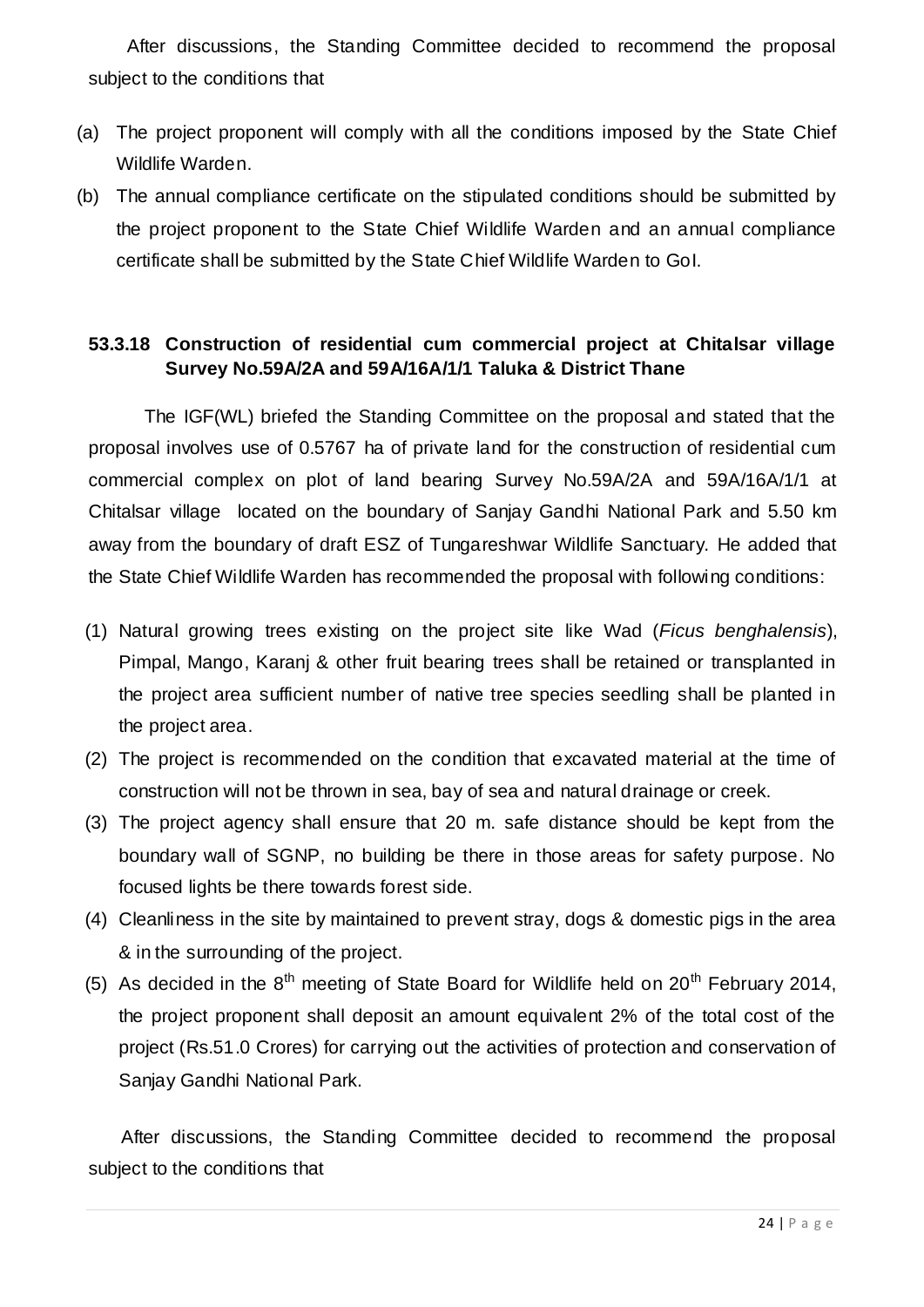After discussions, the Standing Committee decided to recommend the proposal subject to the conditions that

(a) The project proponent will comply with all the conditions imposed by the State Chief Wildlife Warden.
(b) The annual compliance certificate on the stipulated conditions should be submitted by the project proponent to the State Chief Wildlife Warden and an annual compliance certificate shall be submitted by the State Chief Wildlife Warden to GoI.

### 53.3.18 Construction of residential cum commercial project at Chitalsar village Survey No.59A/2A and 59A/16A/1/1 Taluka & District Thane

The IGF(WL) briefed the Standing Committee on the proposal and stated that the proposal involves use of 0.5767 ha of private land for the construction of residential cum commercial complex on plot of land bearing Survey No.59A/2A and 59A/16A/1/1 at Chitalsar village located on the boundary of Sanjay Gandhi National Park and 5.50 km away from the boundary of draft ESZ of Tungareshwar Wildlife Sanctuary. He added that the State Chief Wildlife Warden has recommended the proposal with following conditions:

(1) Natural growing trees existing on the project site like Wad (*Ficus benghalensis*), Pimpal, Mango, Karanj & other fruit bearing trees shall be retained or transplanted in the project area sufficient number of native tree species seedling shall be planted in the project area.
(2) The project is recommended on the condition that excavated material at the time of construction will not be thrown in sea, bay of sea and natural drainage or creek.
(3) The project agency shall ensure that 20 m. safe distance should be kept from the boundary wall of SGNP, no building be there in those areas for safety purpose. No focused lights be there towards forest side.
(4) Cleanliness in the site by maintained to prevent stray, dogs & domestic pigs in the area & in the surrounding of the project.
(5) As decided in the 8th meeting of State Board for Wildlife held on 20th February 2014, the project proponent shall deposit an amount equivalent 2% of the total cost of the project (Rs.51.0 Crores) for carrying out the activities of protection and conservation of Sanjay Gandhi National Park.

After discussions, the Standing Committee decided to recommend the proposal subject to the conditions that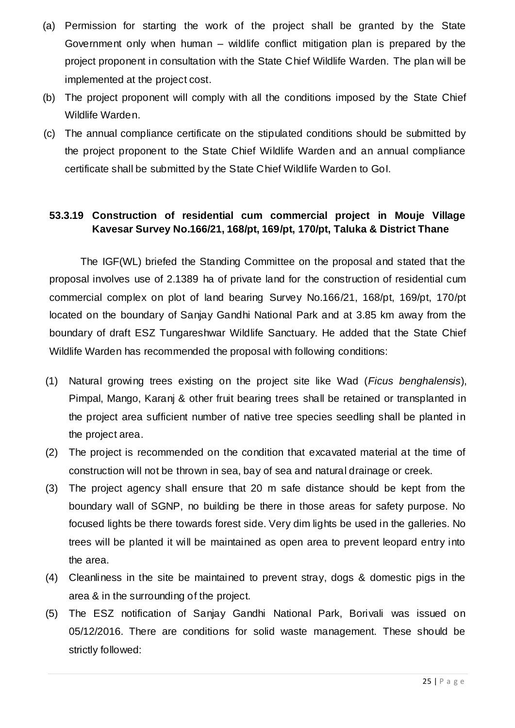(a) Permission for starting the work of the project shall be granted by the State Government only when human – wildlife conflict mitigation plan is prepared by the project proponent in consultation with the State Chief Wildlife Warden. The plan will be implemented at the project cost.

(b) The project proponent will comply with all the conditions imposed by the State Chief Wildlife Warden.

(c) The annual compliance certificate on the stipulated conditions should be submitted by the project proponent to the State Chief Wildlife Warden and an annual compliance certificate shall be submitted by the State Chief Wildlife Warden to GoI.

### 53.3.19 Construction of residential cum commercial project in Mouje Village Kavesar Survey No.166/21, 168/pt, 169/pt, 170/pt, Taluka & District Thane

The IGF(WL) briefed the Standing Committee on the proposal and stated that the proposal involves use of 2.1389 ha of private land for the construction of residential cum commercial complex on plot of land bearing Survey No.166/21, 168/pt, 169/pt, 170/pt located on the boundary of Sanjay Gandhi National Park and at 3.85 km away from the boundary of draft ESZ Tungareshwar Wildlife Sanctuary. He added that the State Chief Wildlife Warden has recommended the proposal with following conditions:

(1) Natural growing trees existing on the project site like Wad (*Ficus benghalensis*), Pimpal, Mango, Karanj & other fruit bearing trees shall be retained or transplanted in the project area sufficient number of native tree species seedling shall be planted in the project area.

(2) The project is recommended on the condition that excavated material at the time of construction will not be thrown in sea, bay of sea and natural drainage or creek.

(3) The project agency shall ensure that 20 m safe distance should be kept from the boundary wall of SGNP, no building be there in those areas for safety purpose. No focused lights be there towards forest side. Very dim lights be used in the galleries. No trees will be planted it will be maintained as open area to prevent leopard entry into the area.

(4) Cleanliness in the site be maintained to prevent stray, dogs & domestic pigs in the area & in the surrounding of the project.

(5) The ESZ notification of Sanjay Gandhi National Park, Borivali was issued on 05/12/2016. There are conditions for solid waste management. These should be strictly followed: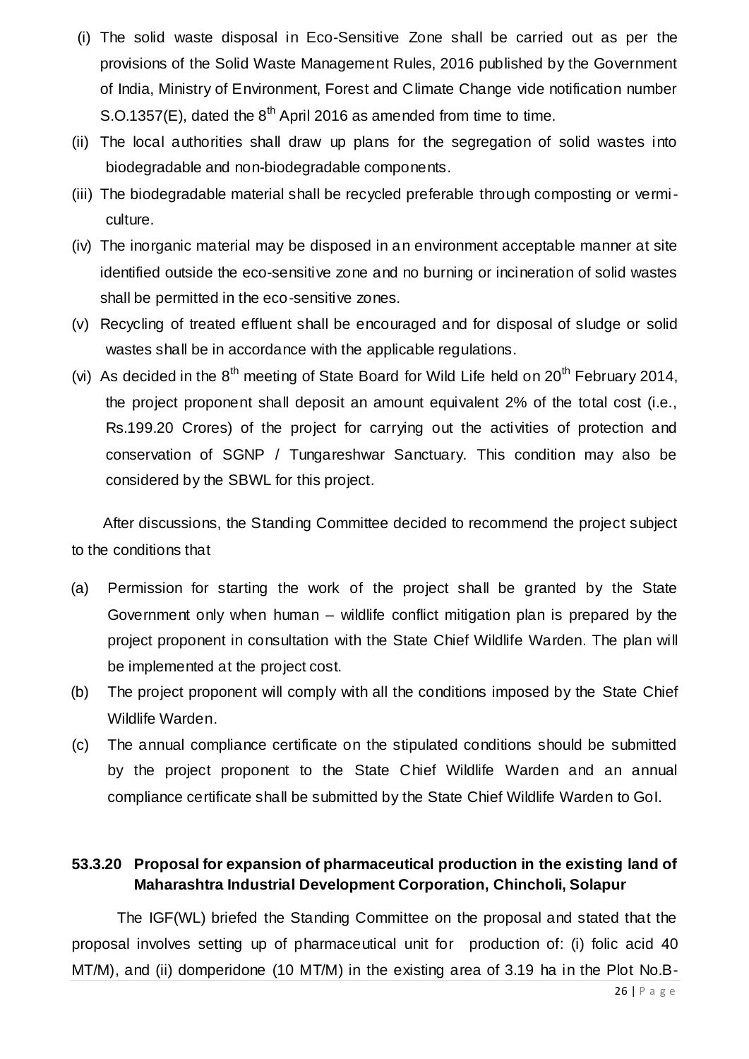(i) The solid waste disposal in Eco-Sensitive Zone shall be carried out as per the provisions of the Solid Waste Management Rules, 2016 published by the Government of India, Ministry of Environment, Forest and Climate Change vide notification number S.O.1357(E), dated the 8th April 2016 as amended from time to time.

(ii) The local authorities shall draw up plans for the segregation of solid wastes into biodegradable and non-biodegradable components.

(iii) The biodegradable material shall be recycled preferable through composting or vermi-culture.

(iv) The inorganic material may be disposed in an environment acceptable manner at site identified outside the eco-sensitive zone and no burning or incineration of solid wastes shall be permitted in the eco-sensitive zones.

(v) Recycling of treated effluent shall be encouraged and for disposal of sludge or solid wastes shall be in accordance with the applicable regulations.

(vi) As decided in the 8th meeting of State Board for Wild Life held on 20th February 2014, the project proponent shall deposit an amount equivalent 2% of the total cost (i.e., Rs.199.20 Crores) of the project for carrying out the activities of protection and conservation of SGNP / Tungareshwar Sanctuary. This condition may also be considered by the SBWL for this project.

After discussions, the Standing Committee decided to recommend the project subject to the conditions that

(a) Permission for starting the work of the project shall be granted by the State Government only when human – wildlife conflict mitigation plan is prepared by the project proponent in consultation with the State Chief Wildlife Warden. The plan will be implemented at the project cost.

(b) The project proponent will comply with all the conditions imposed by the State Chief Wildlife Warden.

(c) The annual compliance certificate on the stipulated conditions should be submitted by the project proponent to the State Chief Wildlife Warden and an annual compliance certificate shall be submitted by the State Chief Wildlife Warden to GoI.

**53.3.20 Proposal for expansion of pharmaceutical production in the existing land of Maharashtra Industrial Development Corporation, Chincholi, Solapur**

The IGF(WL) briefed the Standing Committee on the proposal and stated that the proposal involves setting up of pharmaceutical unit for production of: (i) folic acid 40 MT/M), and (ii) domperidone (10 MT/M) in the existing area of 3.19 ha in the Plot No.B-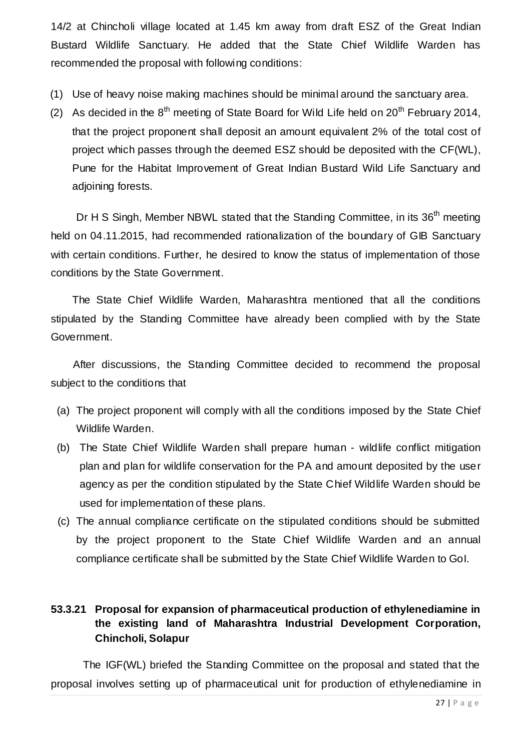14/2 at Chincholi village located at 1.45 km away from draft ESZ of the Great Indian Bustard Wildlife Sanctuary. He added that the State Chief Wildlife Warden has recommended the proposal with following conditions:

(1) Use of heavy noise making machines should be minimal around the sanctuary area.
(2) As decided in the 8th meeting of State Board for Wild Life held on 20th February 2014, that the project proponent shall deposit an amount equivalent 2% of the total cost of project which passes through the deemed ESZ should be deposited with the CF(WL), Pune for the Habitat Improvement of Great Indian Bustard Wild Life Sanctuary and adjoining forests.

Dr H S Singh, Member NBWL stated that the Standing Committee, in its 36th meeting held on 04.11.2015, had recommended rationalization of the boundary of GIB Sanctuary with certain conditions. Further, he desired to know the status of implementation of those conditions by the State Government.

The State Chief Wildlife Warden, Maharashtra mentioned that all the conditions stipulated by the Standing Committee have already been complied with by the State Government.

After discussions, the Standing Committee decided to recommend the proposal subject to the conditions that

(a) The project proponent will comply with all the conditions imposed by the State Chief Wildlife Warden.
(b) The State Chief Wildlife Warden shall prepare human - wildlife conflict mitigation plan and plan for wildlife conservation for the PA and amount deposited by the user agency as per the condition stipulated by the State Chief Wildlife Warden should be used for implementation of these plans.
(c) The annual compliance certificate on the stipulated conditions should be submitted by the project proponent to the State Chief Wildlife Warden and an annual compliance certificate shall be submitted by the State Chief Wildlife Warden to GoI.

### 53.3.21 Proposal for expansion of pharmaceutical production of ethylenediamine in the existing land of Maharashtra Industrial Development Corporation, Chincholi, Solapur

The IGF(WL) briefed the Standing Committee on the proposal and stated that the proposal involves setting up of pharmaceutical unit for production of ethylenediamine in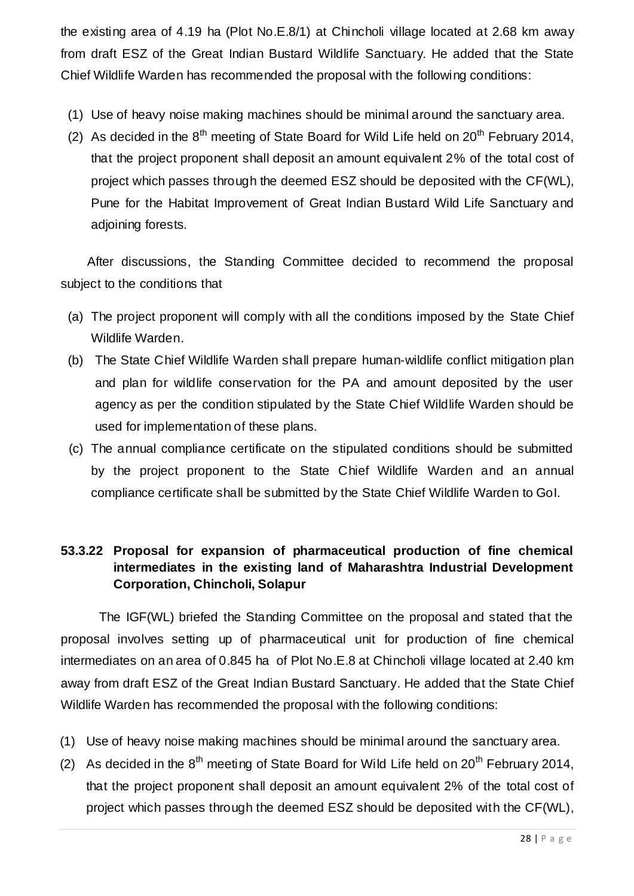the existing area of 4.19 ha (Plot No.E.8/1) at Chincholi village located at 2.68 km away from draft ESZ of the Great Indian Bustard Wildlife Sanctuary. He added that the State Chief Wildlife Warden has recommended the proposal with the following conditions:

(1) Use of heavy noise making machines should be minimal around the sanctuary area.
(2) As decided in the 8th meeting of State Board for Wild Life held on 20th February 2014, that the project proponent shall deposit an amount equivalent 2% of the total cost of project which passes through the deemed ESZ should be deposited with the CF(WL), Pune for the Habitat Improvement of Great Indian Bustard Wild Life Sanctuary and adjoining forests.

After discussions, the Standing Committee decided to recommend the proposal subject to the conditions that

(a) The project proponent will comply with all the conditions imposed by the State Chief Wildlife Warden.
(b) The State Chief Wildlife Warden shall prepare human-wildlife conflict mitigation plan and plan for wildlife conservation for the PA and amount deposited by the user agency as per the condition stipulated by the State Chief Wildlife Warden should be used for implementation of these plans.
(c) The annual compliance certificate on the stipulated conditions should be submitted by the project proponent to the State Chief Wildlife Warden and an annual compliance certificate shall be submitted by the State Chief Wildlife Warden to GoI.

### 53.3.22 Proposal for expansion of pharmaceutical production of fine chemical intermediates in the existing land of Maharashtra Industrial Development Corporation, Chincholi, Solapur

The IGF(WL) briefed the Standing Committee on the proposal and stated that the proposal involves setting up of pharmaceutical unit for production of fine chemical intermediates on an area of 0.845 ha of Plot No.E.8 at Chincholi village located at 2.40 km away from draft ESZ of the Great Indian Bustard Sanctuary. He added that the State Chief Wildlife Warden has recommended the proposal with the following conditions:

(1) Use of heavy noise making machines should be minimal around the sanctuary area.
(2) As decided in the 8th meeting of State Board for Wild Life held on 20th February 2014, that the project proponent shall deposit an amount equivalent 2% of the total cost of project which passes through the deemed ESZ should be deposited with the CF(WL),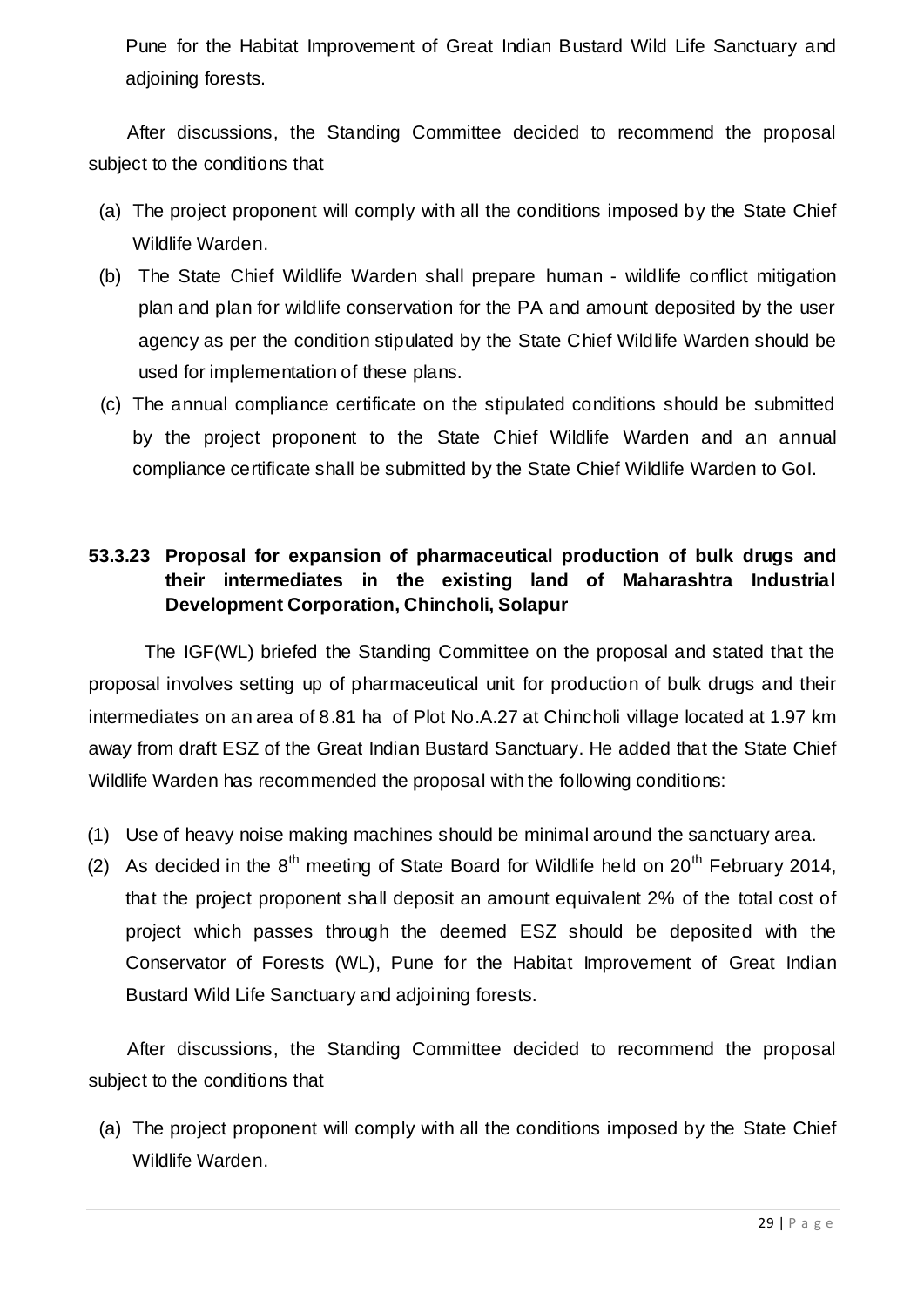Pune for the Habitat Improvement of Great Indian Bustard Wild Life Sanctuary and adjoining forests.

After discussions, the Standing Committee decided to recommend the proposal subject to the conditions that

(a) The project proponent will comply with all the conditions imposed by the State Chief Wildlife Warden.
(b) The State Chief Wildlife Warden shall prepare human - wildlife conflict mitigation plan and plan for wildlife conservation for the PA and amount deposited by the user agency as per the condition stipulated by the State Chief Wildlife Warden should be used for implementation of these plans.
(c) The annual compliance certificate on the stipulated conditions should be submitted by the project proponent to the State Chief Wildlife Warden and an annual compliance certificate shall be submitted by the State Chief Wildlife Warden to GoI.

### 53.3.23 Proposal for expansion of pharmaceutical production of bulk drugs and their intermediates in the existing land of Maharashtra Industrial Development Corporation, Chincholi, Solapur

The IGF(WL) briefed the Standing Committee on the proposal and stated that the proposal involves setting up of pharmaceutical unit for production of bulk drugs and their intermediates on an area of 8.81 ha of Plot No.A.27 at Chincholi village located at 1.97 km away from draft ESZ of the Great Indian Bustard Sanctuary. He added that the State Chief Wildlife Warden has recommended the proposal with the following conditions:

(1) Use of heavy noise making machines should be minimal around the sanctuary area.
(2) As decided in the 8th meeting of State Board for Wildlife held on 20th February 2014, that the project proponent shall deposit an amount equivalent 2% of the total cost of project which passes through the deemed ESZ should be deposited with the Conservator of Forests (WL), Pune for the Habitat Improvement of Great Indian Bustard Wild Life Sanctuary and adjoining forests.

After discussions, the Standing Committee decided to recommend the proposal subject to the conditions that

(a) The project proponent will comply with all the conditions imposed by the State Chief Wildlife Warden.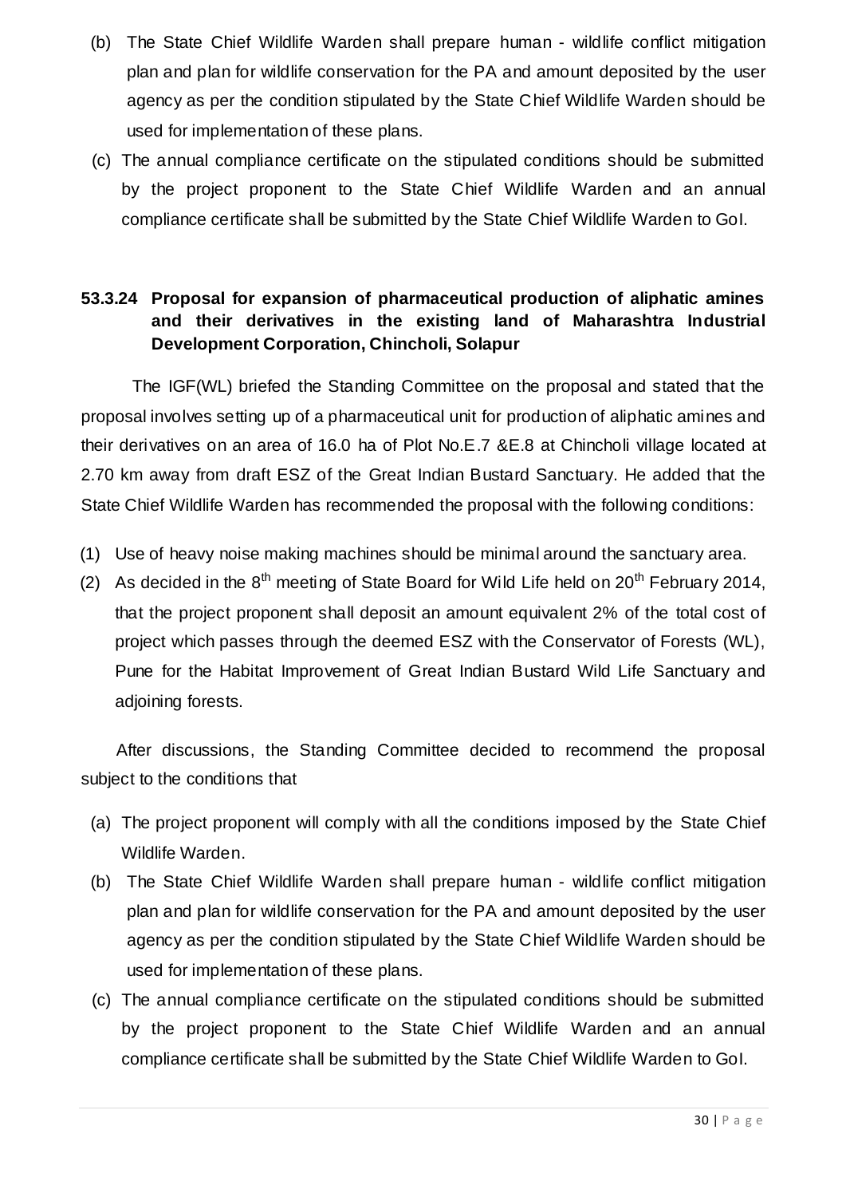(b) The State Chief Wildlife Warden shall prepare human - wildlife conflict mitigation plan and plan for wildlife conservation for the PA and amount deposited by the user agency as per the condition stipulated by the State Chief Wildlife Warden should be used for implementation of these plans.

(c) The annual compliance certificate on the stipulated conditions should be submitted by the project proponent to the State Chief Wildlife Warden and an annual compliance certificate shall be submitted by the State Chief Wildlife Warden to GoI.

### 53.3.24 Proposal for expansion of pharmaceutical production of aliphatic amines and their derivatives in the existing land of Maharashtra Industrial Development Corporation, Chincholi, Solapur

The IGF(WL) briefed the Standing Committee on the proposal and stated that the proposal involves setting up of a pharmaceutical unit for production of aliphatic amines and their derivatives on an area of 16.0 ha of Plot No.E.7 &E.8 at Chincholi village located at 2.70 km away from draft ESZ of the Great Indian Bustard Sanctuary. He added that the State Chief Wildlife Warden has recommended the proposal with the following conditions:

(1) Use of heavy noise making machines should be minimal around the sanctuary area.

(2) As decided in the 8th meeting of State Board for Wild Life held on 20th February 2014, that the project proponent shall deposit an amount equivalent 2% of the total cost of project which passes through the deemed ESZ with the Conservator of Forests (WL), Pune for the Habitat Improvement of Great Indian Bustard Wild Life Sanctuary and adjoining forests.

After discussions, the Standing Committee decided to recommend the proposal subject to the conditions that

(a) The project proponent will comply with all the conditions imposed by the State Chief Wildlife Warden.

(b) The State Chief Wildlife Warden shall prepare human - wildlife conflict mitigation plan and plan for wildlife conservation for the PA and amount deposited by the user agency as per the condition stipulated by the State Chief Wildlife Warden should be used for implementation of these plans.

(c) The annual compliance certificate on the stipulated conditions should be submitted by the project proponent to the State Chief Wildlife Warden and an annual compliance certificate shall be submitted by the State Chief Wildlife Warden to GoI.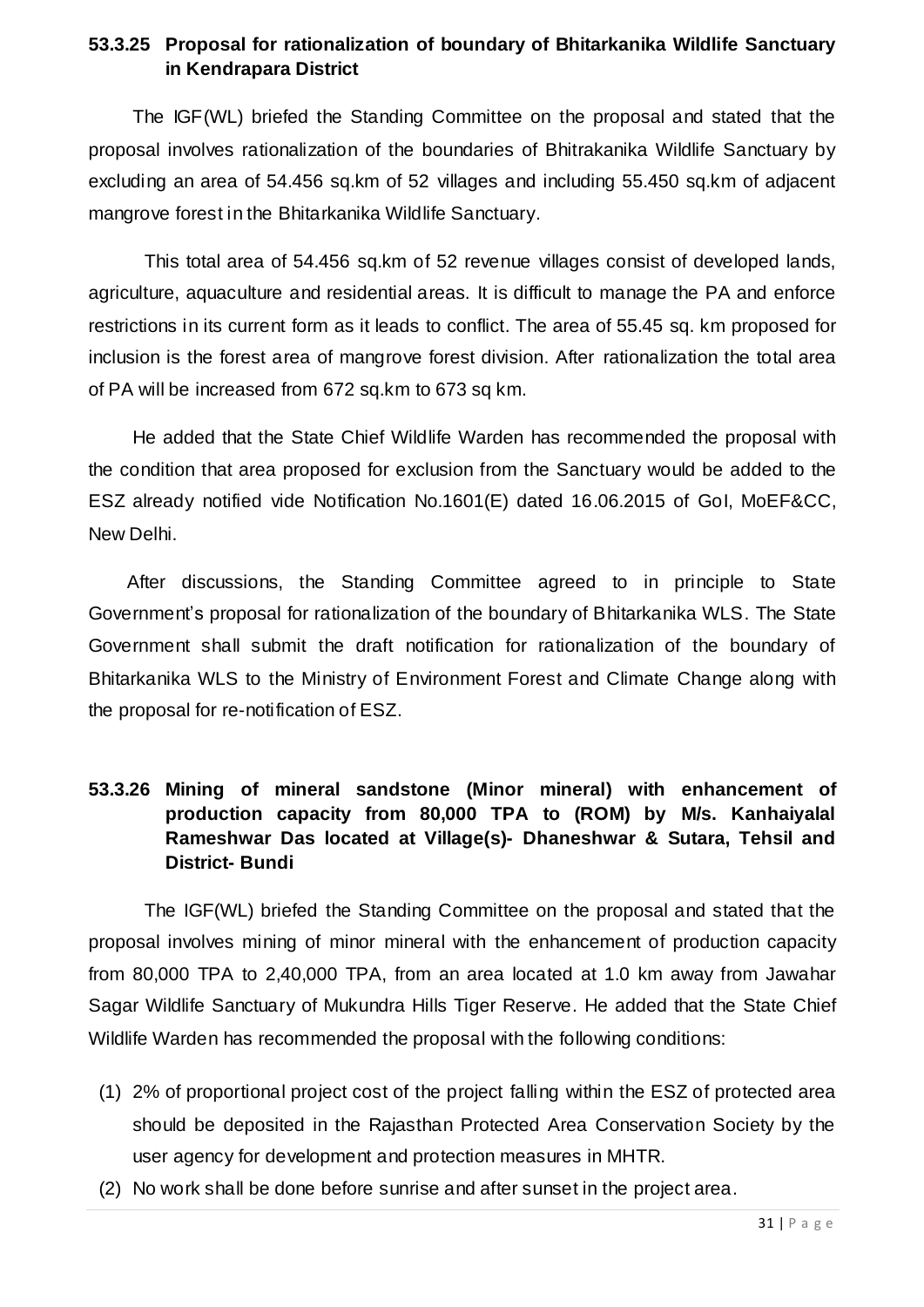### 53.3.25 Proposal for rationalization of boundary of Bhitarkanika Wildlife Sanctuary in Kendrapara District

The IGF(WL) briefed the Standing Committee on the proposal and stated that the proposal involves rationalization of the boundaries of Bhitrakanika Wildlife Sanctuary by excluding an area of 54.456 sq.km of 52 villages and including 55.450 sq.km of adjacent mangrove forest in the Bhitarkanika Wildlife Sanctuary.

This total area of 54.456 sq.km of 52 revenue villages consist of developed lands, agriculture, aquaculture and residential areas. It is difficult to manage the PA and enforce restrictions in its current form as it leads to conflict. The area of 55.45 sq. km proposed for inclusion is the forest area of mangrove forest division. After rationalization the total area of PA will be increased from 672 sq.km to 673 sq km.

He added that the State Chief Wildlife Warden has recommended the proposal with the condition that area proposed for exclusion from the Sanctuary would be added to the ESZ already notified vide Notification No.1601(E) dated 16.06.2015 of GoI, MoEF&CC, New Delhi.

After discussions, the Standing Committee agreed to in principle to State Government's proposal for rationalization of the boundary of Bhitarkanika WLS. The State Government shall submit the draft notification for rationalization of the boundary of Bhitarkanika WLS to the Ministry of Environment Forest and Climate Change along with the proposal for re-notification of ESZ.

### 53.3.26 Mining of mineral sandstone (Minor mineral) with enhancement of production capacity from 80,000 TPA to (ROM) by M/s. Kanhaiyalal Rameshwar Das located at Village(s)- Dhaneshwar & Sutara, Tehsil and District- Bundi

The IGF(WL) briefed the Standing Committee on the proposal and stated that the proposal involves mining of minor mineral with the enhancement of production capacity from 80,000 TPA to 2,40,000 TPA, from an area located at 1.0 km away from Jawahar Sagar Wildlife Sanctuary of Mukundra Hills Tiger Reserve. He added that the State Chief Wildlife Warden has recommended the proposal with the following conditions:

(1) 2% of proportional project cost of the project falling within the ESZ of protected area should be deposited in the Rajasthan Protected Area Conservation Society by the user agency for development and protection measures in MHTR.

(2) No work shall be done before sunrise and after sunset in the project area.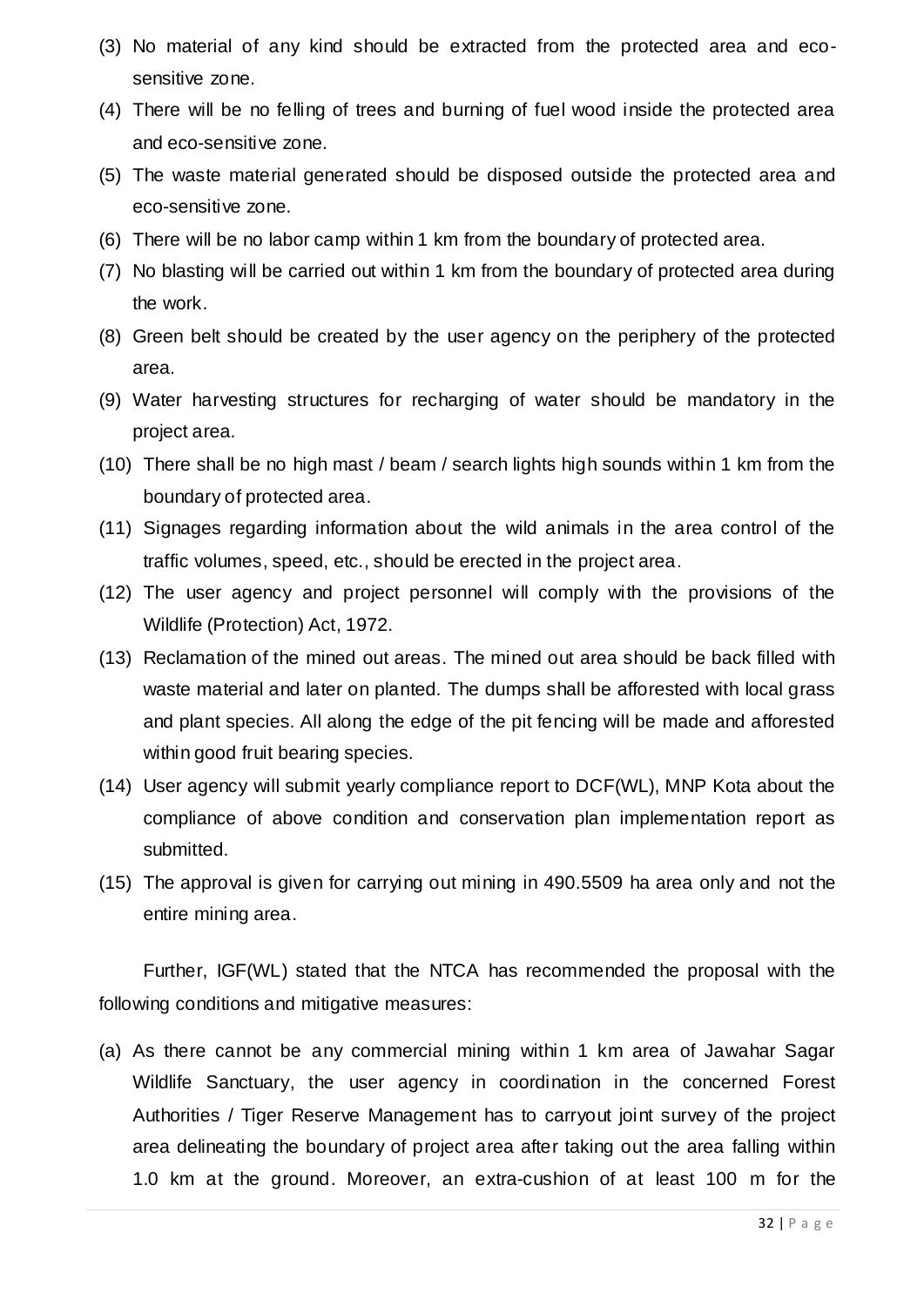(3) No material of any kind should be extracted from the protected area and eco-sensitive zone.

(4) There will be no felling of trees and burning of fuel wood inside the protected area and eco-sensitive zone.

(5) The waste material generated should be disposed outside the protected area and eco-sensitive zone.

(6) There will be no labor camp within 1 km from the boundary of protected area.

(7) No blasting will be carried out within 1 km from the boundary of protected area during the work.

(8) Green belt should be created by the user agency on the periphery of the protected area.

(9) Water harvesting structures for recharging of water should be mandatory in the project area.

(10) There shall be no high mast / beam / search lights high sounds within 1 km from the boundary of protected area.

(11) Signages regarding information about the wild animals in the area control of the traffic volumes, speed, etc., should be erected in the project area.

(12) The user agency and project personnel will comply with the provisions of the Wildlife (Protection) Act, 1972.

(13) Reclamation of the mined out areas. The mined out area should be back filled with waste material and later on planted. The dumps shall be afforested with local grass and plant species. All along the edge of the pit fencing will be made and afforested within good fruit bearing species.

(14) User agency will submit yearly compliance report to DCF(WL), MNP Kota about the compliance of above condition and conservation plan implementation report as submitted.

(15) The approval is given for carrying out mining in 490.5509 ha area only and not the entire mining area.

Further, IGF(WL) stated that the NTCA has recommended the proposal with the following conditions and mitigative measures:

(a) As there cannot be any commercial mining within 1 km area of Jawahar Sagar Wildlife Sanctuary, the user agency in coordination in the concerned Forest Authorities / Tiger Reserve Management has to carryout joint survey of the project area delineating the boundary of project area after taking out the area falling within 1.0 km at the ground. Moreover, an extra-cushion of at least 100 m for the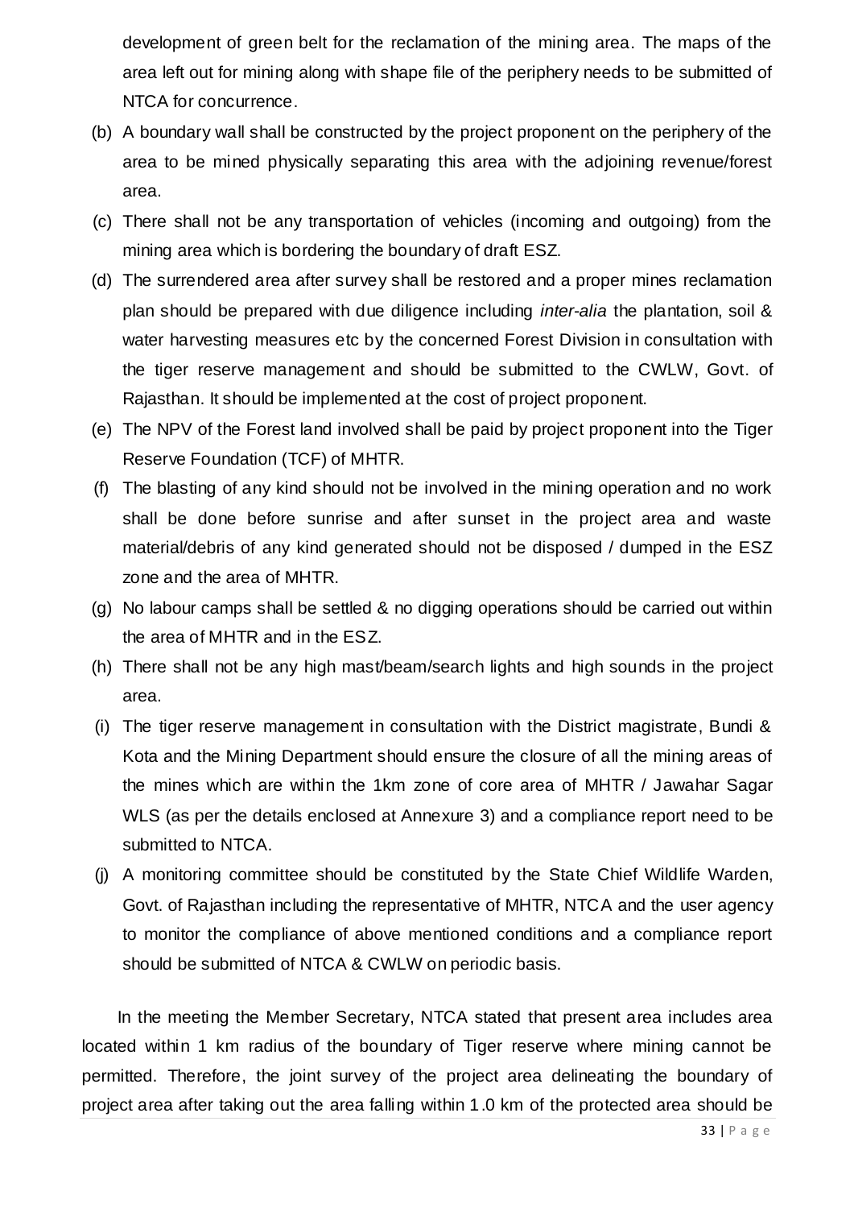development of green belt for the reclamation of the mining area. The maps of the area left out for mining along with shape file of the periphery needs to be submitted of NTCA for concurrence.

(b) A boundary wall shall be constructed by the project proponent on the periphery of the area to be mined physically separating this area with the adjoining revenue/forest area.

(c) There shall not be any transportation of vehicles (incoming and outgoing) from the mining area which is bordering the boundary of draft ESZ.

(d) The surrendered area after survey shall be restored and a proper mines reclamation plan should be prepared with due diligence including *inter-alia* the plantation, soil & water harvesting measures etc by the concerned Forest Division in consultation with the tiger reserve management and should be submitted to the CWLW, Govt. of Rajasthan. It should be implemented at the cost of project proponent.

(e) The NPV of the Forest land involved shall be paid by project proponent into the Tiger Reserve Foundation (TCF) of MHTR.

(f) The blasting of any kind should not be involved in the mining operation and no work shall be done before sunrise and after sunset in the project area and waste material/debris of any kind generated should not be disposed / dumped in the ESZ zone and the area of MHTR.

(g) No labour camps shall be settled & no digging operations should be carried out within the area of MHTR and in the ESZ.

(h) There shall not be any high mast/beam/search lights and high sounds in the project area.

(i) The tiger reserve management in consultation with the District magistrate, Bundi & Kota and the Mining Department should ensure the closure of all the mining areas of the mines which are within the 1km zone of core area of MHTR / Jawahar Sagar WLS (as per the details enclosed at Annexure 3) and a compliance report need to be submitted to NTCA.

(j) A monitoring committee should be constituted by the State Chief Wildlife Warden, Govt. of Rajasthan including the representative of MHTR, NTCA and the user agency to monitor the compliance of above mentioned conditions and a compliance report should be submitted of NTCA & CWLW on periodic basis.

In the meeting the Member Secretary, NTCA stated that present area includes area located within 1 km radius of the boundary of Tiger reserve where mining cannot be permitted. Therefore, the joint survey of the project area delineating the boundary of project area after taking out the area falling within 1.0 km of the protected area should be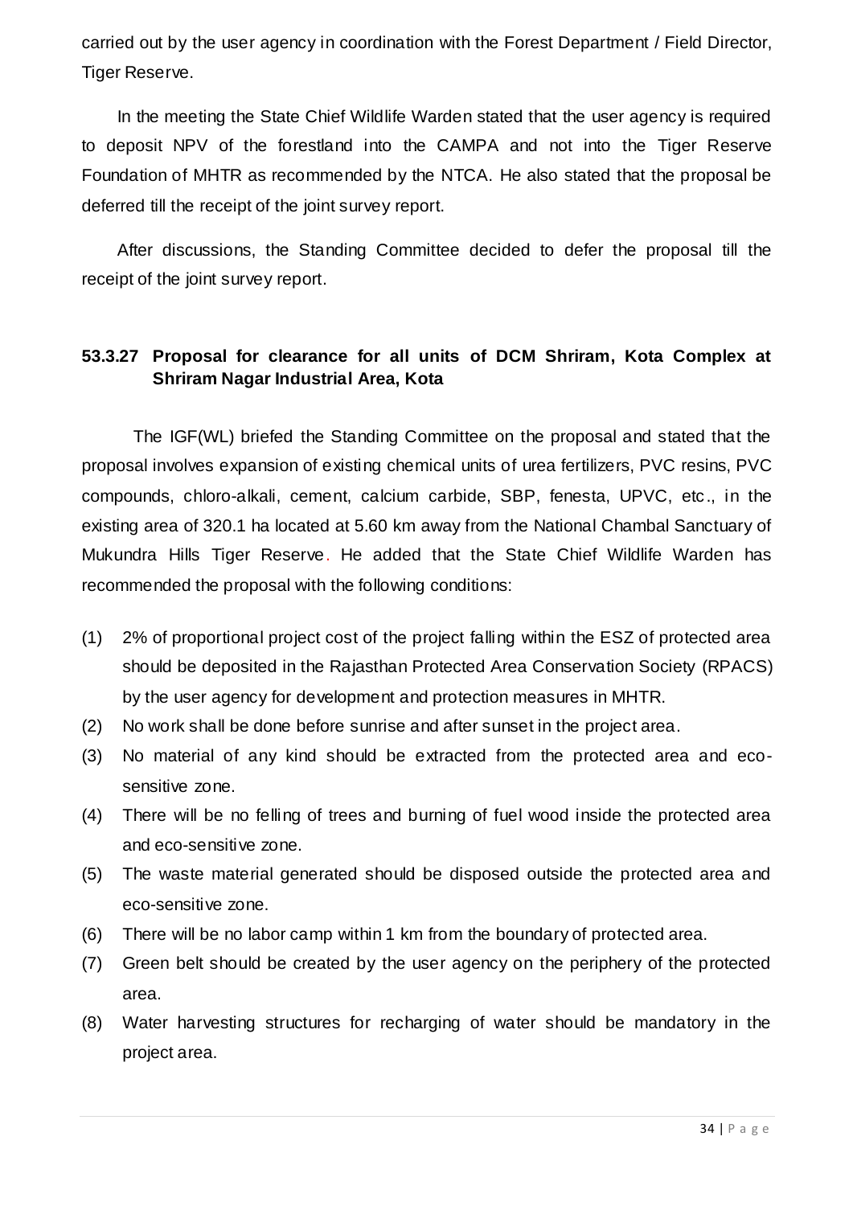carried out by the user agency in coordination with the Forest Department / Field Director, Tiger Reserve.

In the meeting the State Chief Wildlife Warden stated that the user agency is required to deposit NPV of the forestland into the CAMPA and not into the Tiger Reserve Foundation of MHTR as recommended by the NTCA. He also stated that the proposal be deferred till the receipt of the joint survey report.

After discussions, the Standing Committee decided to defer the proposal till the receipt of the joint survey report.

### 53.3.27 Proposal for clearance for all units of DCM Shriram, Kota Complex at Shriram Nagar Industrial Area, Kota

The IGF(WL) briefed the Standing Committee on the proposal and stated that the proposal involves expansion of existing chemical units of urea fertilizers, PVC resins, PVC compounds, chloro-alkali, cement, calcium carbide, SBP, fenesta, UPVC, etc., in the existing area of 320.1 ha located at 5.60 km away from the National Chambal Sanctuary of Mukundra Hills Tiger Reserve. He added that the State Chief Wildlife Warden has recommended the proposal with the following conditions:

(1) 2% of proportional project cost of the project falling within the ESZ of protected area should be deposited in the Rajasthan Protected Area Conservation Society (RPACS) by the user agency for development and protection measures in MHTR.

(2) No work shall be done before sunrise and after sunset in the project area.

(3) No material of any kind should be extracted from the protected area and eco-sensitive zone.

(4) There will be no felling of trees and burning of fuel wood inside the protected area and eco-sensitive zone.

(5) The waste material generated should be disposed outside the protected area and eco-sensitive zone.

(6) There will be no labor camp within 1 km from the boundary of protected area.

(7) Green belt should be created by the user agency on the periphery of the protected area.

(8) Water harvesting structures for recharging of water should be mandatory in the project area.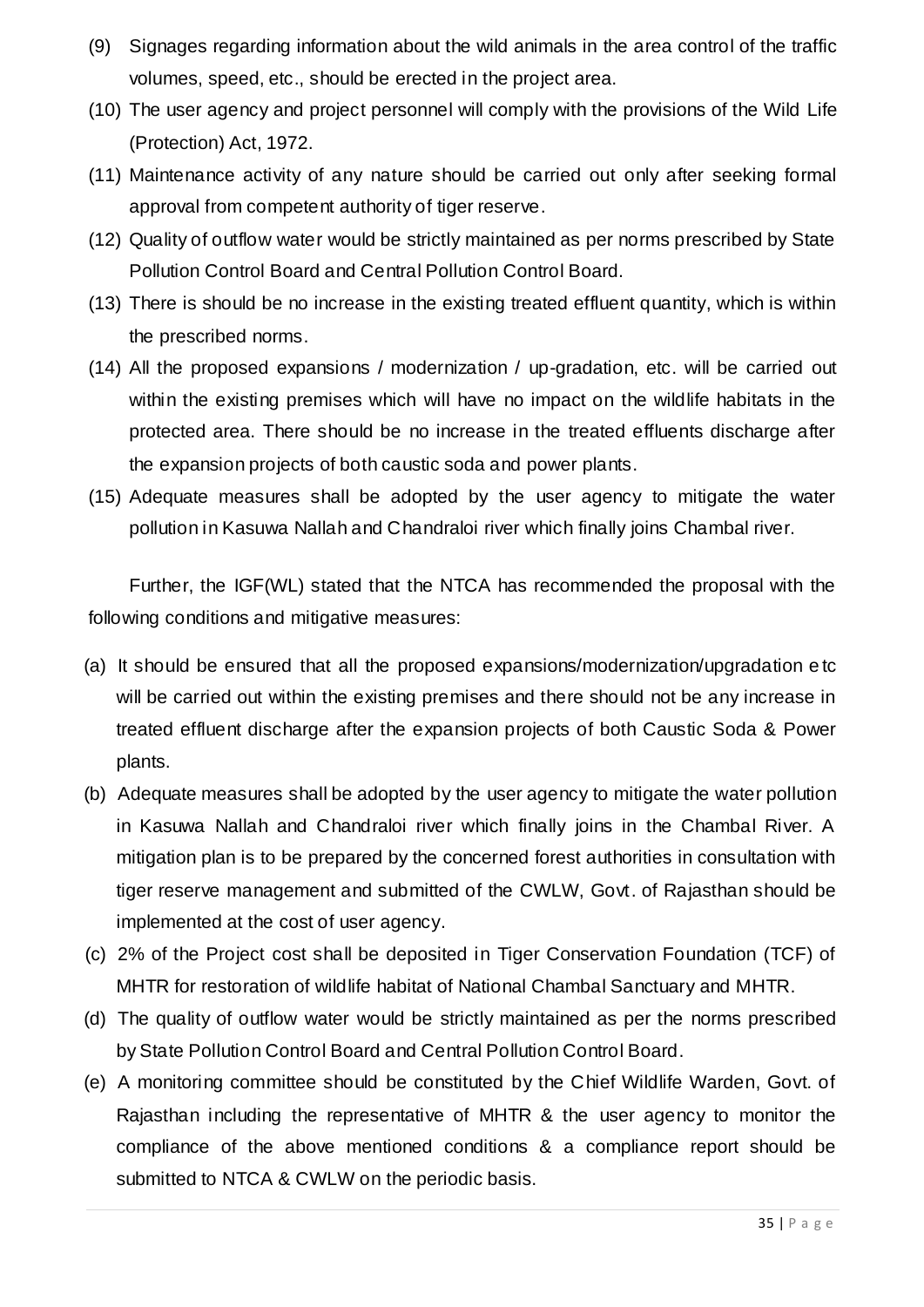(9) Signages regarding information about the wild animals in the area control of the traffic volumes, speed, etc., should be erected in the project area.

(10) The user agency and project personnel will comply with the provisions of the Wild Life (Protection) Act, 1972.

(11) Maintenance activity of any nature should be carried out only after seeking formal approval from competent authority of tiger reserve.

(12) Quality of outflow water would be strictly maintained as per norms prescribed by State Pollution Control Board and Central Pollution Control Board.

(13) There is should be no increase in the existing treated effluent quantity, which is within the prescribed norms.

(14) All the proposed expansions / modernization / up-gradation, etc. will be carried out within the existing premises which will have no impact on the wildlife habitats in the protected area. There should be no increase in the treated effluents discharge after the expansion projects of both caustic soda and power plants.

(15) Adequate measures shall be adopted by the user agency to mitigate the water pollution in Kasuwa Nallah and Chandraloi river which finally joins Chambal river.

Further, the IGF(WL) stated that the NTCA has recommended the proposal with the following conditions and mitigative measures:

(a) It should be ensured that all the proposed expansions/modernization/upgradation etc will be carried out within the existing premises and there should not be any increase in treated effluent discharge after the expansion projects of both Caustic Soda & Power plants.

(b) Adequate measures shall be adopted by the user agency to mitigate the water pollution in Kasuwa Nallah and Chandraloi river which finally joins in the Chambal River. A mitigation plan is to be prepared by the concerned forest authorities in consultation with tiger reserve management and submitted of the CWLW, Govt. of Rajasthan should be implemented at the cost of user agency.

(c) 2% of the Project cost shall be deposited in Tiger Conservation Foundation (TCF) of MHTR for restoration of wildlife habitat of National Chambal Sanctuary and MHTR.

(d) The quality of outflow water would be strictly maintained as per the norms prescribed by State Pollution Control Board and Central Pollution Control Board.

(e) A monitoring committee should be constituted by the Chief Wildlife Warden, Govt. of Rajasthan including the representative of MHTR & the user agency to monitor the compliance of the above mentioned conditions & a compliance report should be submitted to NTCA & CWLW on the periodic basis.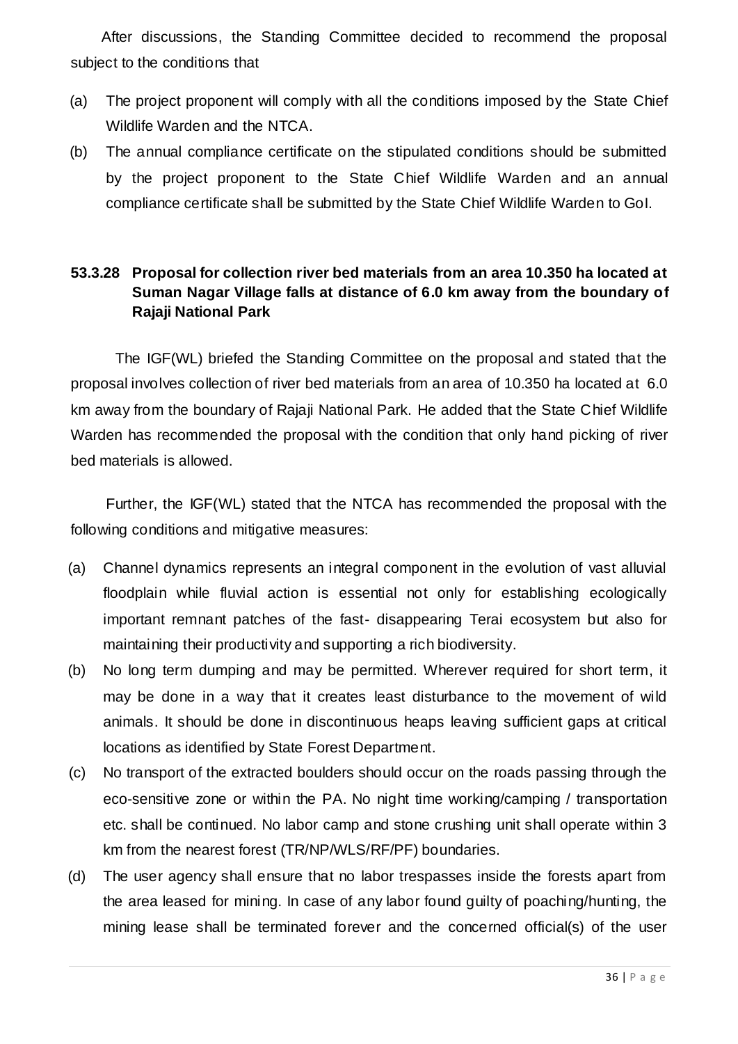After discussions, the Standing Committee decided to recommend the proposal subject to the conditions that

(a) The project proponent will comply with all the conditions imposed by the State Chief Wildlife Warden and the NTCA.

(b) The annual compliance certificate on the stipulated conditions should be submitted by the project proponent to the State Chief Wildlife Warden and an annual compliance certificate shall be submitted by the State Chief Wildlife Warden to GoI.

### 53.3.28 Proposal for collection river bed materials from an area 10.350 ha located at Suman Nagar Village falls at distance of 6.0 km away from the boundary of Rajaji National Park

The IGF(WL) briefed the Standing Committee on the proposal and stated that the proposal involves collection of river bed materials from an area of 10.350 ha located at 6.0 km away from the boundary of Rajaji National Park. He added that the State Chief Wildlife Warden has recommended the proposal with the condition that only hand picking of river bed materials is allowed.

Further, the IGF(WL) stated that the NTCA has recommended the proposal with the following conditions and mitigative measures:

(a) Channel dynamics represents an integral component in the evolution of vast alluvial floodplain while fluvial action is essential not only for establishing ecologically important remnant patches of the fast- disappearing Terai ecosystem but also for maintaining their productivity and supporting a rich biodiversity.

(b) No long term dumping and may be permitted. Wherever required for short term, it may be done in a way that it creates least disturbance to the movement of wild animals. It should be done in discontinuous heaps leaving sufficient gaps at critical locations as identified by State Forest Department.

(c) No transport of the extracted boulders should occur on the roads passing through the eco-sensitive zone or within the PA. No night time working/camping / transportation etc. shall be continued. No labor camp and stone crushing unit shall operate within 3 km from the nearest forest (TR/NP/WLS/RF/PF) boundaries.

(d) The user agency shall ensure that no labor trespasses inside the forests apart from the area leased for mining. In case of any labor found guilty of poaching/hunting, the mining lease shall be terminated forever and the concerned official(s) of the user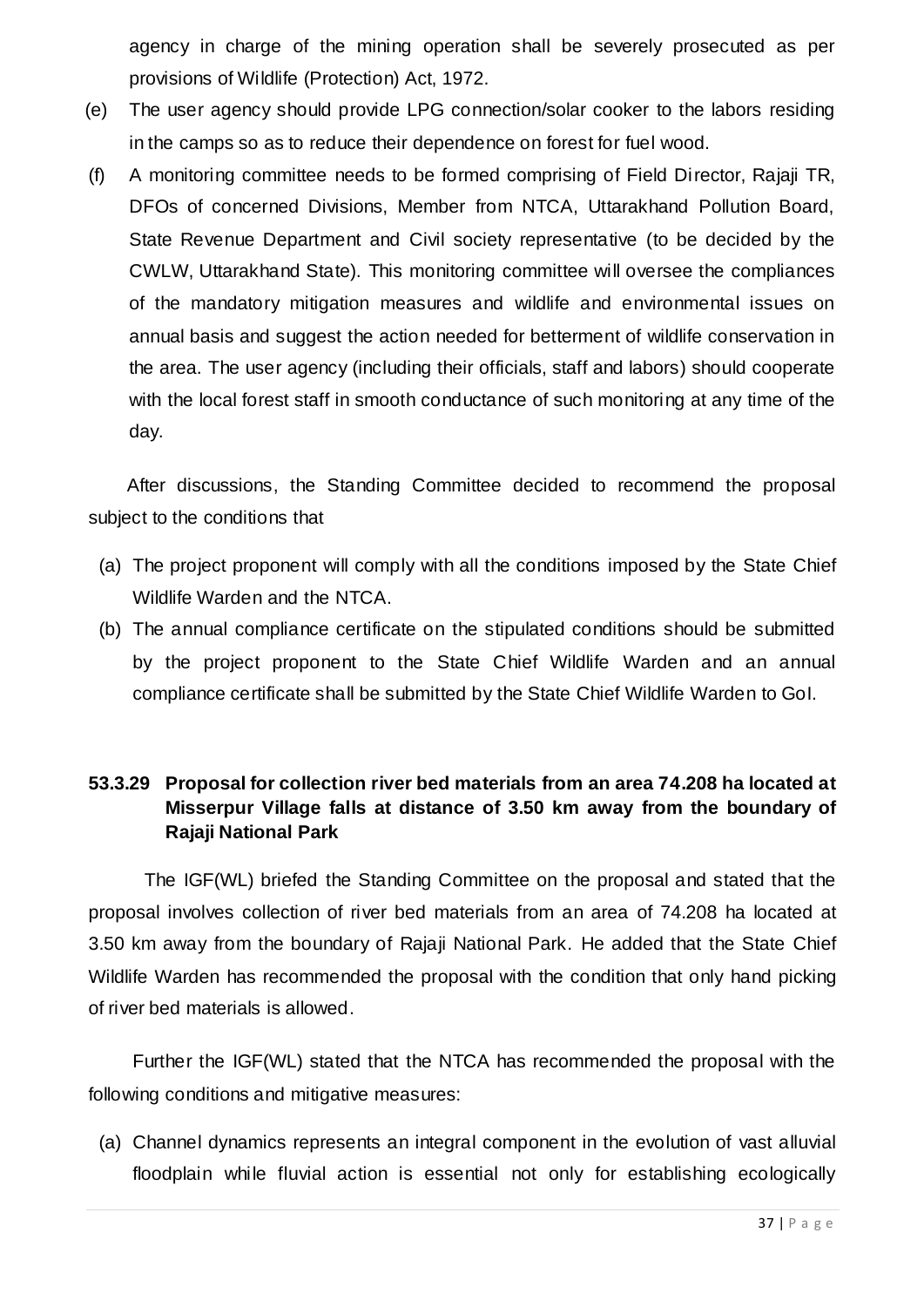agency in charge of the mining operation shall be severely prosecuted as per provisions of Wildlife (Protection) Act, 1972.

(e) The user agency should provide LPG connection/solar cooker to the labors residing in the camps so as to reduce their dependence on forest for fuel wood.

(f) A monitoring committee needs to be formed comprising of Field Director, Rajaji TR, DFOs of concerned Divisions, Member from NTCA, Uttarakhand Pollution Board, State Revenue Department and Civil society representative (to be decided by the CWLW, Uttarakhand State). This monitoring committee will oversee the compliances of the mandatory mitigation measures and wildlife and environmental issues on annual basis and suggest the action needed for betterment of wildlife conservation in the area. The user agency (including their officials, staff and labors) should cooperate with the local forest staff in smooth conductance of such monitoring at any time of the day.

After discussions, the Standing Committee decided to recommend the proposal subject to the conditions that

(a) The project proponent will comply with all the conditions imposed by the State Chief Wildlife Warden and the NTCA.

(b) The annual compliance certificate on the stipulated conditions should be submitted by the project proponent to the State Chief Wildlife Warden and an annual compliance certificate shall be submitted by the State Chief Wildlife Warden to GoI.

### 53.3.29 Proposal for collection river bed materials from an area 74.208 ha located at Misserpur Village falls at distance of 3.50 km away from the boundary of Rajaji National Park

The IGF(WL) briefed the Standing Committee on the proposal and stated that the proposal involves collection of river bed materials from an area of 74.208 ha located at 3.50 km away from the boundary of Rajaji National Park. He added that the State Chief Wildlife Warden has recommended the proposal with the condition that only hand picking of river bed materials is allowed.

Further the IGF(WL) stated that the NTCA has recommended the proposal with the following conditions and mitigative measures:

(a) Channel dynamics represents an integral component in the evolution of vast alluvial floodplain while fluvial action is essential not only for establishing ecologically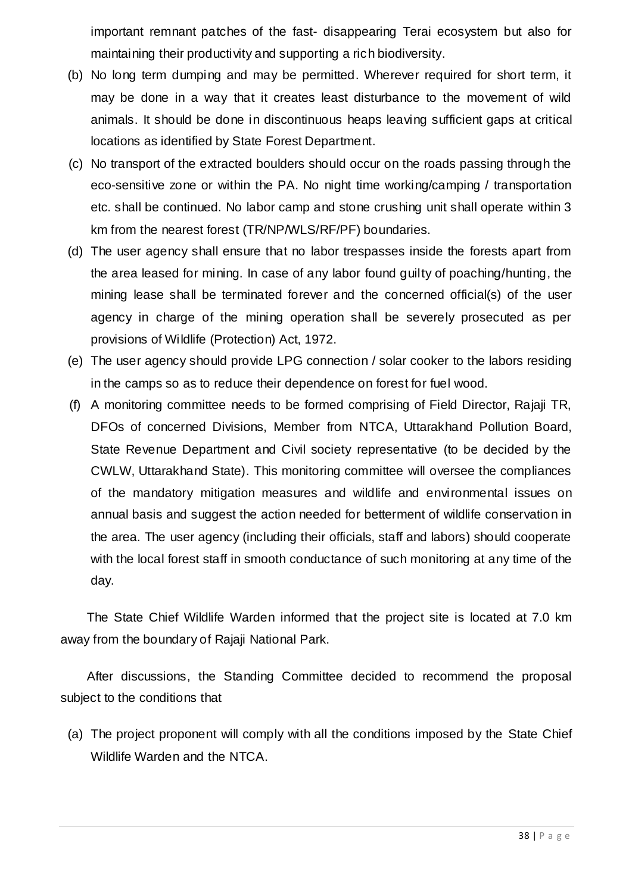important remnant patches of the fast- disappearing Terai ecosystem but also for maintaining their productivity and supporting a rich biodiversity.

(b) No long term dumping and may be permitted. Wherever required for short term, it may be done in a way that it creates least disturbance to the movement of wild animals. It should be done in discontinuous heaps leaving sufficient gaps at critical locations as identified by State Forest Department.

(c) No transport of the extracted boulders should occur on the roads passing through the eco-sensitive zone or within the PA. No night time working/camping / transportation etc. shall be continued. No labor camp and stone crushing unit shall operate within 3 km from the nearest forest (TR/NP/WLS/RF/PF) boundaries.

(d) The user agency shall ensure that no labor trespasses inside the forests apart from the area leased for mining. In case of any labor found guilty of poaching/hunting, the mining lease shall be terminated forever and the concerned official(s) of the user agency in charge of the mining operation shall be severely prosecuted as per provisions of Wildlife (Protection) Act, 1972.

(e) The user agency should provide LPG connection / solar cooker to the labors residing in the camps so as to reduce their dependence on forest for fuel wood.

(f) A monitoring committee needs to be formed comprising of Field Director, Rajaji TR, DFOs of concerned Divisions, Member from NTCA, Uttarakhand Pollution Board, State Revenue Department and Civil society representative (to be decided by the CWLW, Uttarakhand State). This monitoring committee will oversee the compliances of the mandatory mitigation measures and wildlife and environmental issues on annual basis and suggest the action needed for betterment of wildlife conservation in the area. The user agency (including their officials, staff and labors) should cooperate with the local forest staff in smooth conductance of such monitoring at any time of the day.

The State Chief Wildlife Warden informed that the project site is located at 7.0 km away from the boundary of Rajaji National Park.

After discussions, the Standing Committee decided to recommend the proposal subject to the conditions that

(a) The project proponent will comply with all the conditions imposed by the State Chief Wildlife Warden and the NTCA.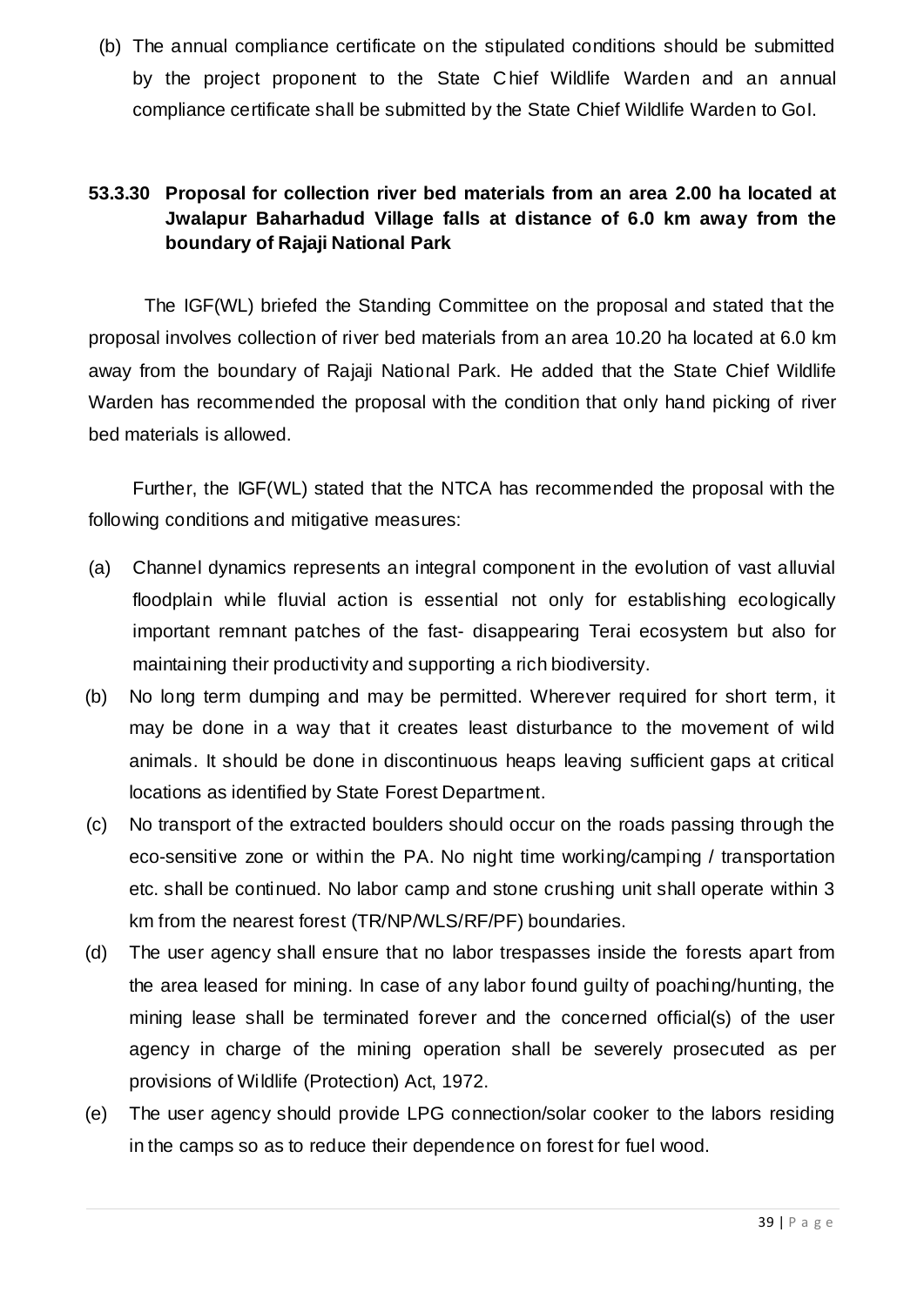(b) The annual compliance certificate on the stipulated conditions should be submitted by the project proponent to the State Chief Wildlife Warden and an annual compliance certificate shall be submitted by the State Chief Wildlife Warden to GoI.

**53.3.30 Proposal for collection river bed materials from an area 2.00 ha located at Jwalapur Baharhadud Village falls at distance of 6.0 km away from the boundary of Rajaji National Park**

The IGF(WL) briefed the Standing Committee on the proposal and stated that the proposal involves collection of river bed materials from an area 10.20 ha located at 6.0 km away from the boundary of Rajaji National Park. He added that the State Chief Wildlife Warden has recommended the proposal with the condition that only hand picking of river bed materials is allowed.

Further, the IGF(WL) stated that the NTCA has recommended the proposal with the following conditions and mitigative measures:

(a) Channel dynamics represents an integral component in the evolution of vast alluvial floodplain while fluvial action is essential not only for establishing ecologically important remnant patches of the fast- disappearing Terai ecosystem but also for maintaining their productivity and supporting a rich biodiversity.

(b) No long term dumping and may be permitted. Wherever required for short term, it may be done in a way that it creates least disturbance to the movement of wild animals. It should be done in discontinuous heaps leaving sufficient gaps at critical locations as identified by State Forest Department.

(c) No transport of the extracted boulders should occur on the roads passing through the eco-sensitive zone or within the PA. No night time working/camping / transportation etc. shall be continued. No labor camp and stone crushing unit shall operate within 3 km from the nearest forest (TR/NP/WLS/RF/PF) boundaries.

(d) The user agency shall ensure that no labor trespasses inside the forests apart from the area leased for mining. In case of any labor found guilty of poaching/hunting, the mining lease shall be terminated forever and the concerned official(s) of the user agency in charge of the mining operation shall be severely prosecuted as per provisions of Wildlife (Protection) Act, 1972.

(e) The user agency should provide LPG connection/solar cooker to the labors residing in the camps so as to reduce their dependence on forest for fuel wood.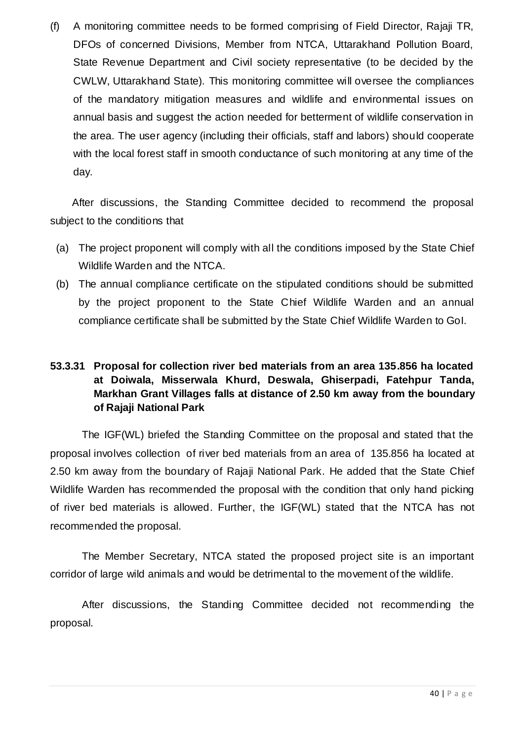(f) A monitoring committee needs to be formed comprising of Field Director, Rajaji TR, DFOs of concerned Divisions, Member from NTCA, Uttarakhand Pollution Board, State Revenue Department and Civil society representative (to be decided by the CWLW, Uttarakhand State). This monitoring committee will oversee the compliances of the mandatory mitigation measures and wildlife and environmental issues on annual basis and suggest the action needed for betterment of wildlife conservation in the area. The user agency (including their officials, staff and labors) should cooperate with the local forest staff in smooth conductance of such monitoring at any time of the day.

After discussions, the Standing Committee decided to recommend the proposal subject to the conditions that

(a) The project proponent will comply with all the conditions imposed by the State Chief Wildlife Warden and the NTCA.

(b) The annual compliance certificate on the stipulated conditions should be submitted by the project proponent to the State Chief Wildlife Warden and an annual compliance certificate shall be submitted by the State Chief Wildlife Warden to GoI.

**53.3.31 Proposal for collection river bed materials from an area 135.856 ha located at Doiwala, Misserwala Khurd, Deswala, Ghiserpadi, Fatehpur Tanda, Markhan Grant Villages falls at distance of 2.50 km away from the boundary of Rajaji National Park**

The IGF(WL) briefed the Standing Committee on the proposal and stated that the proposal involves collection of river bed materials from an area of 135.856 ha located at 2.50 km away from the boundary of Rajaji National Park. He added that the State Chief Wildlife Warden has recommended the proposal with the condition that only hand picking of river bed materials is allowed. Further, the IGF(WL) stated that the NTCA has not recommended the proposal.

The Member Secretary, NTCA stated the proposed project site is an important corridor of large wild animals and would be detrimental to the movement of the wildlife.

After discussions, the Standing Committee decided not recommending the proposal.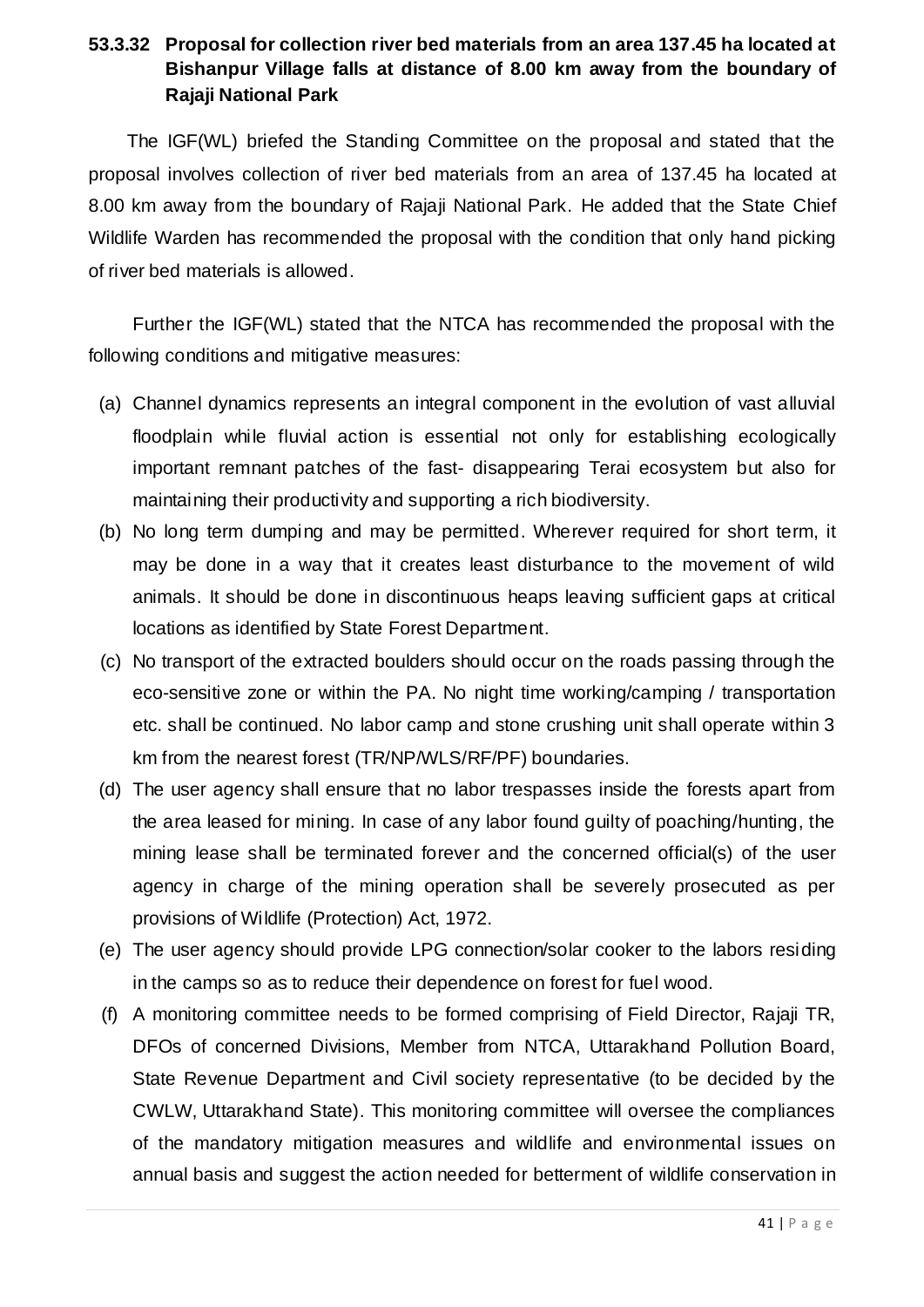### 53.3.32 Proposal for collection river bed materials from an area 137.45 ha located at Bishanpur Village falls at distance of 8.00 km away from the boundary of Rajaji National Park

The IGF(WL) briefed the Standing Committee on the proposal and stated that the proposal involves collection of river bed materials from an area of 137.45 ha located at 8.00 km away from the boundary of Rajaji National Park. He added that the State Chief Wildlife Warden has recommended the proposal with the condition that only hand picking of river bed materials is allowed.

Further the IGF(WL) stated that the NTCA has recommended the proposal with the following conditions and mitigative measures:

(a) Channel dynamics represents an integral component in the evolution of vast alluvial floodplain while fluvial action is essential not only for establishing ecologically important remnant patches of the fast- disappearing Terai ecosystem but also for maintaining their productivity and supporting a rich biodiversity.

(b) No long term dumping and may be permitted. Wherever required for short term, it may be done in a way that it creates least disturbance to the movement of wild animals. It should be done in discontinuous heaps leaving sufficient gaps at critical locations as identified by State Forest Department.

(c) No transport of the extracted boulders should occur on the roads passing through the eco-sensitive zone or within the PA. No night time working/camping / transportation etc. shall be continued. No labor camp and stone crushing unit shall operate within 3 km from the nearest forest (TR/NP/WLS/RF/PF) boundaries.

(d) The user agency shall ensure that no labor trespasses inside the forests apart from the area leased for mining. In case of any labor found guilty of poaching/hunting, the mining lease shall be terminated forever and the concerned official(s) of the user agency in charge of the mining operation shall be severely prosecuted as per provisions of Wildlife (Protection) Act, 1972.

(e) The user agency should provide LPG connection/solar cooker to the labors residing in the camps so as to reduce their dependence on forest for fuel wood.

(f) A monitoring committee needs to be formed comprising of Field Director, Rajaji TR, DFOs of concerned Divisions, Member from NTCA, Uttarakhand Pollution Board, State Revenue Department and Civil society representative (to be decided by the CWLW, Uttarakhand State). This monitoring committee will oversee the compliances of the mandatory mitigation measures and wildlife and environmental issues on annual basis and suggest the action needed for betterment of wildlife conservation in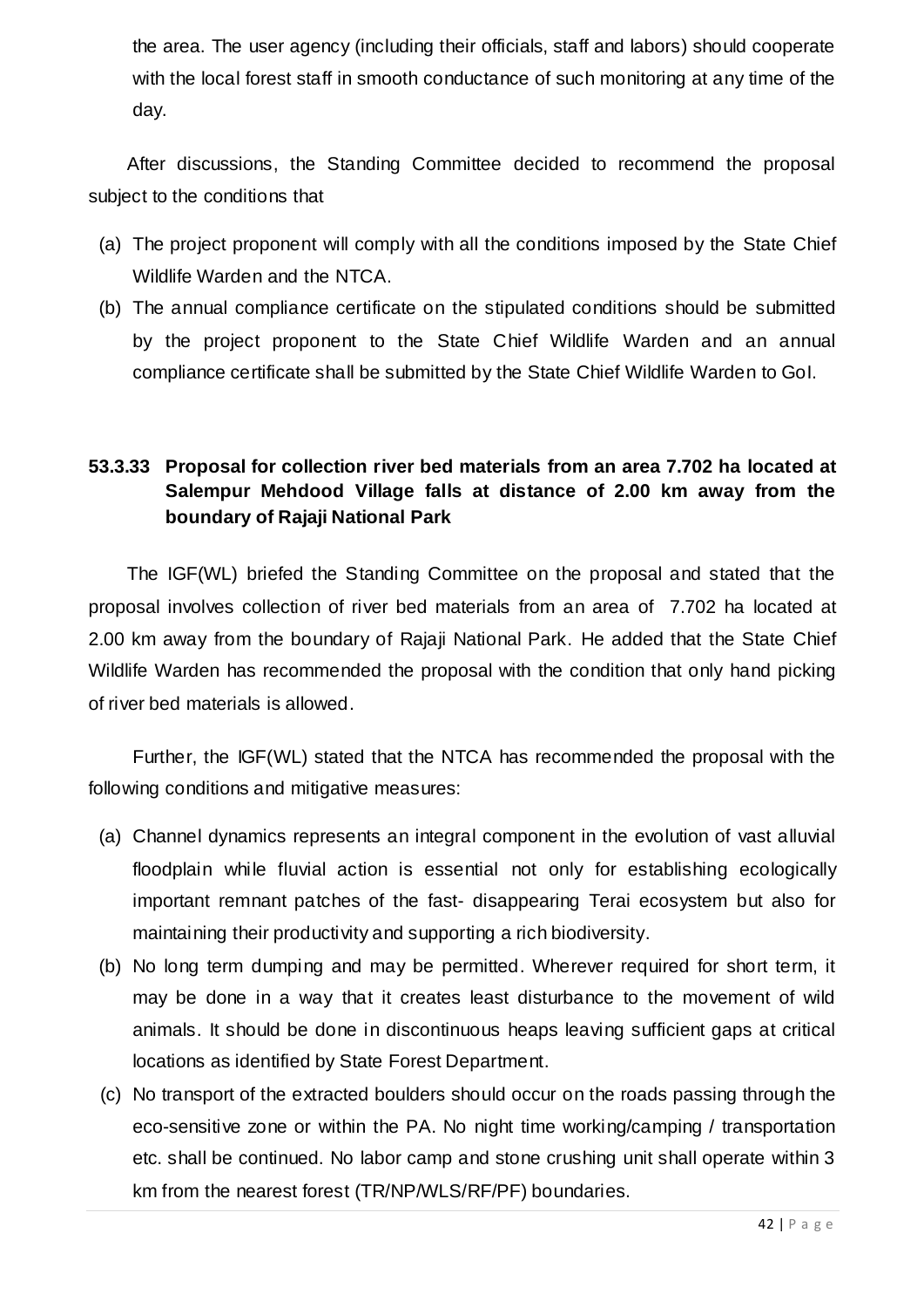the area. The user agency (including their officials, staff and labors) should cooperate with the local forest staff in smooth conductance of such monitoring at any time of the day.

After discussions, the Standing Committee decided to recommend the proposal subject to the conditions that

(a) The project proponent will comply with all the conditions imposed by the State Chief Wildlife Warden and the NTCA.
(b) The annual compliance certificate on the stipulated conditions should be submitted by the project proponent to the State Chief Wildlife Warden and an annual compliance certificate shall be submitted by the State Chief Wildlife Warden to GoI.

### 53.3.33 Proposal for collection river bed materials from an area 7.702 ha located at Salempur Mehdood Village falls at distance of 2.00 km away from the boundary of Rajaji National Park

The IGF(WL) briefed the Standing Committee on the proposal and stated that the proposal involves collection of river bed materials from an area of 7.702 ha located at 2.00 km away from the boundary of Rajaji National Park. He added that the State Chief Wildlife Warden has recommended the proposal with the condition that only hand picking of river bed materials is allowed.

Further, the IGF(WL) stated that the NTCA has recommended the proposal with the following conditions and mitigative measures:

(a) Channel dynamics represents an integral component in the evolution of vast alluvial floodplain while fluvial action is essential not only for establishing ecologically important remnant patches of the fast- disappearing Terai ecosystem but also for maintaining their productivity and supporting a rich biodiversity.
(b) No long term dumping and may be permitted. Wherever required for short term, it may be done in a way that it creates least disturbance to the movement of wild animals. It should be done in discontinuous heaps leaving sufficient gaps at critical locations as identified by State Forest Department.
(c) No transport of the extracted boulders should occur on the roads passing through the eco-sensitive zone or within the PA. No night time working/camping / transportation etc. shall be continued. No labor camp and stone crushing unit shall operate within 3 km from the nearest forest (TR/NP/WLS/RF/PF) boundaries.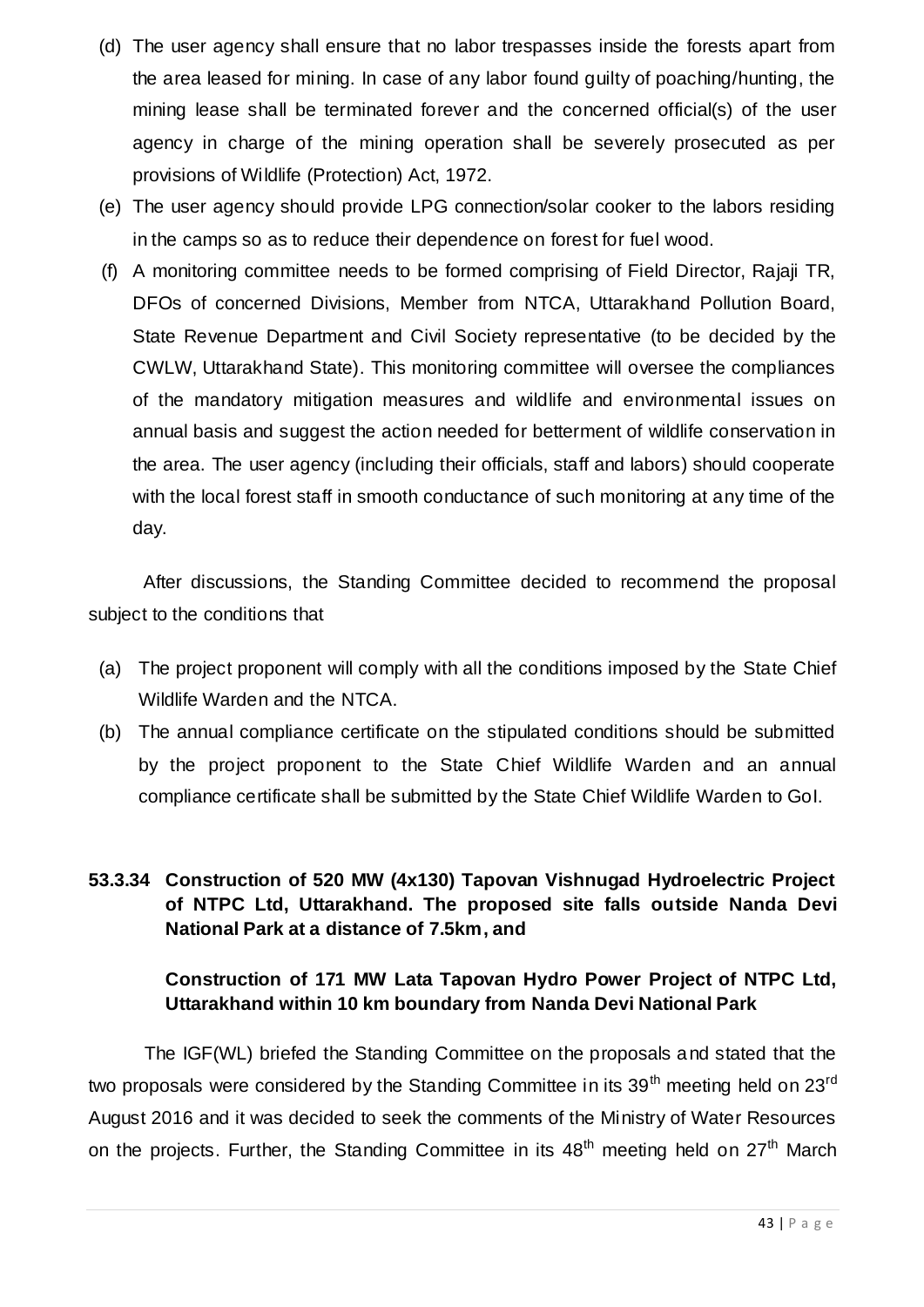(d) The user agency shall ensure that no labor trespasses inside the forests apart from the area leased for mining. In case of any labor found guilty of poaching/hunting, the mining lease shall be terminated forever and the concerned official(s) of the user agency in charge of the mining operation shall be severely prosecuted as per provisions of Wildlife (Protection) Act, 1972.

(e) The user agency should provide LPG connection/solar cooker to the labors residing in the camps so as to reduce their dependence on forest for fuel wood.

(f) A monitoring committee needs to be formed comprising of Field Director, Rajaji TR, DFOs of concerned Divisions, Member from NTCA, Uttarakhand Pollution Board, State Revenue Department and Civil Society representative (to be decided by the CWLW, Uttarakhand State). This monitoring committee will oversee the compliances of the mandatory mitigation measures and wildlife and environmental issues on annual basis and suggest the action needed for betterment of wildlife conservation in the area. The user agency (including their officials, staff and labors) should cooperate with the local forest staff in smooth conductance of such monitoring at any time of the day.

After discussions, the Standing Committee decided to recommend the proposal subject to the conditions that

(a) The project proponent will comply with all the conditions imposed by the State Chief Wildlife Warden and the NTCA.

(b) The annual compliance certificate on the stipulated conditions should be submitted by the project proponent to the State Chief Wildlife Warden and an annual compliance certificate shall be submitted by the State Chief Wildlife Warden to GoI.

**53.3.34 Construction of 520 MW (4x130) Tapovan Vishnugad Hydroelectric Project of NTPC Ltd, Uttarakhand. The proposed site falls outside Nanda Devi National Park at a distance of 7.5km, and**

**Construction of 171 MW Lata Tapovan Hydro Power Project of NTPC Ltd, Uttarakhand within 10 km boundary from Nanda Devi National Park**

The IGF(WL) briefed the Standing Committee on the proposals and stated that the two proposals were considered by the Standing Committee in its 39th meeting held on 23rd August 2016 and it was decided to seek the comments of the Ministry of Water Resources on the projects. Further, the Standing Committee in its 48th meeting held on 27th March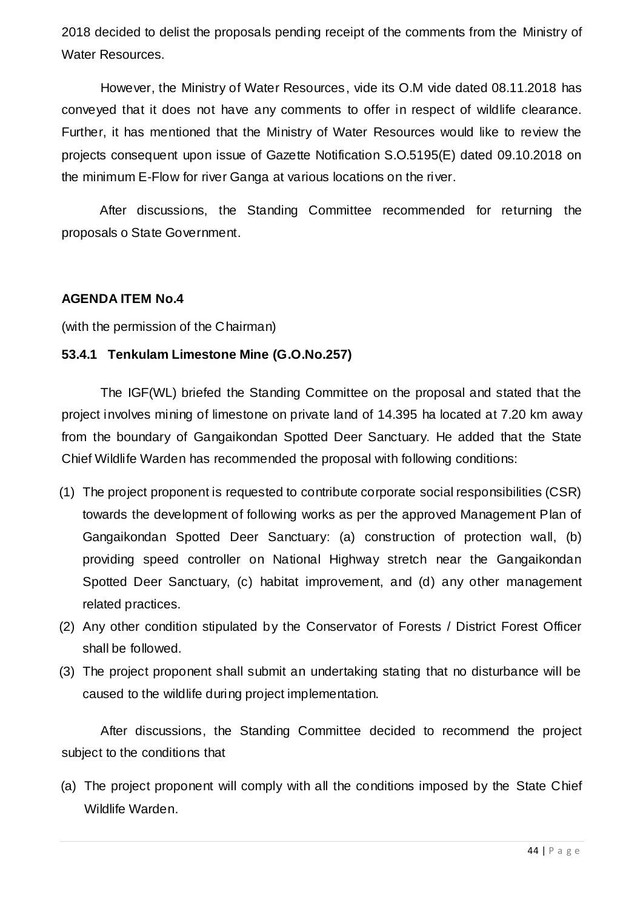2018 decided to delist the proposals pending receipt of the comments from the Ministry of Water Resources.

However, the Ministry of Water Resources, vide its O.M vide dated 08.11.2018 has conveyed that it does not have any comments to offer in respect of wildlife clearance. Further, it has mentioned that the Ministry of Water Resources would like to review the projects consequent upon issue of Gazette Notification S.O.5195(E) dated 09.10.2018 on the minimum E-Flow for river Ganga at various locations on the river.

After discussions, the Standing Committee recommended for returning the proposals o State Government.

**AGENDA ITEM No.4**

(with the permission of the Chairman)

**53.4.1 Tenkulam Limestone Mine (G.O.No.257)**

The IGF(WL) briefed the Standing Committee on the proposal and stated that the project involves mining of limestone on private land of 14.395 ha located at 7.20 km away from the boundary of Gangaikondan Spotted Deer Sanctuary. He added that the State Chief Wildlife Warden has recommended the proposal with following conditions:

(1) The project proponent is requested to contribute corporate social responsibilities (CSR) towards the development of following works as per the approved Management Plan of Gangaikondan Spotted Deer Sanctuary: (a) construction of protection wall, (b) providing speed controller on National Highway stretch near the Gangaikondan Spotted Deer Sanctuary, (c) habitat improvement, and (d) any other management related practices.
(2) Any other condition stipulated by the Conservator of Forests / District Forest Officer shall be followed.
(3) The project proponent shall submit an undertaking stating that no disturbance will be caused to the wildlife during project implementation.

After discussions, the Standing Committee decided to recommend the project subject to the conditions that

(a) The project proponent will comply with all the conditions imposed by the State Chief Wildlife Warden.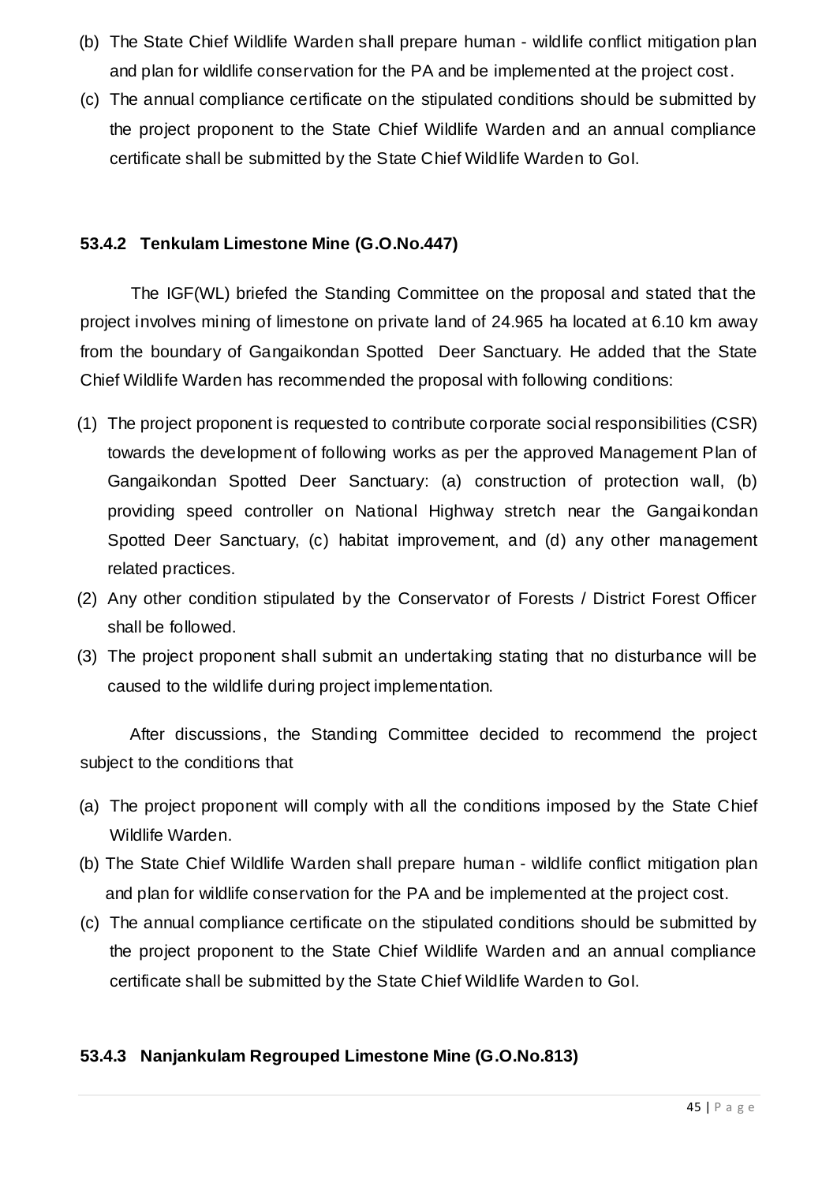(b) The State Chief Wildlife Warden shall prepare human - wildlife conflict mitigation plan and plan for wildlife conservation for the PA and be implemented at the project cost.

(c) The annual compliance certificate on the stipulated conditions should be submitted by the project proponent to the State Chief Wildlife Warden and an annual compliance certificate shall be submitted by the State Chief Wildlife Warden to GoI.

#### 53.4.2 Tenkulam Limestone Mine (G.O.No.447)

The IGF(WL) briefed the Standing Committee on the proposal and stated that the project involves mining of limestone on private land of 24.965 ha located at 6.10 km away from the boundary of Gangaikondan Spotted Deer Sanctuary. He added that the State Chief Wildlife Warden has recommended the proposal with following conditions:

(1) The project proponent is requested to contribute corporate social responsibilities (CSR) towards the development of following works as per the approved Management Plan of Gangaikondan Spotted Deer Sanctuary: (a) construction of protection wall, (b) providing speed controller on National Highway stretch near the Gangaikondan Spotted Deer Sanctuary, (c) habitat improvement, and (d) any other management related practices.

(2) Any other condition stipulated by the Conservator of Forests / District Forest Officer shall be followed.

(3) The project proponent shall submit an undertaking stating that no disturbance will be caused to the wildlife during project implementation.

After discussions, the Standing Committee decided to recommend the project subject to the conditions that

(a) The project proponent will comply with all the conditions imposed by the State Chief Wildlife Warden.

(b) The State Chief Wildlife Warden shall prepare human - wildlife conflict mitigation plan and plan for wildlife conservation for the PA and be implemented at the project cost.

(c) The annual compliance certificate on the stipulated conditions should be submitted by the project proponent to the State Chief Wildlife Warden and an annual compliance certificate shall be submitted by the State Chief Wildlife Warden to GoI.

#### 53.4.3 Nanjankulam Regrouped Limestone Mine (G.O.No.813)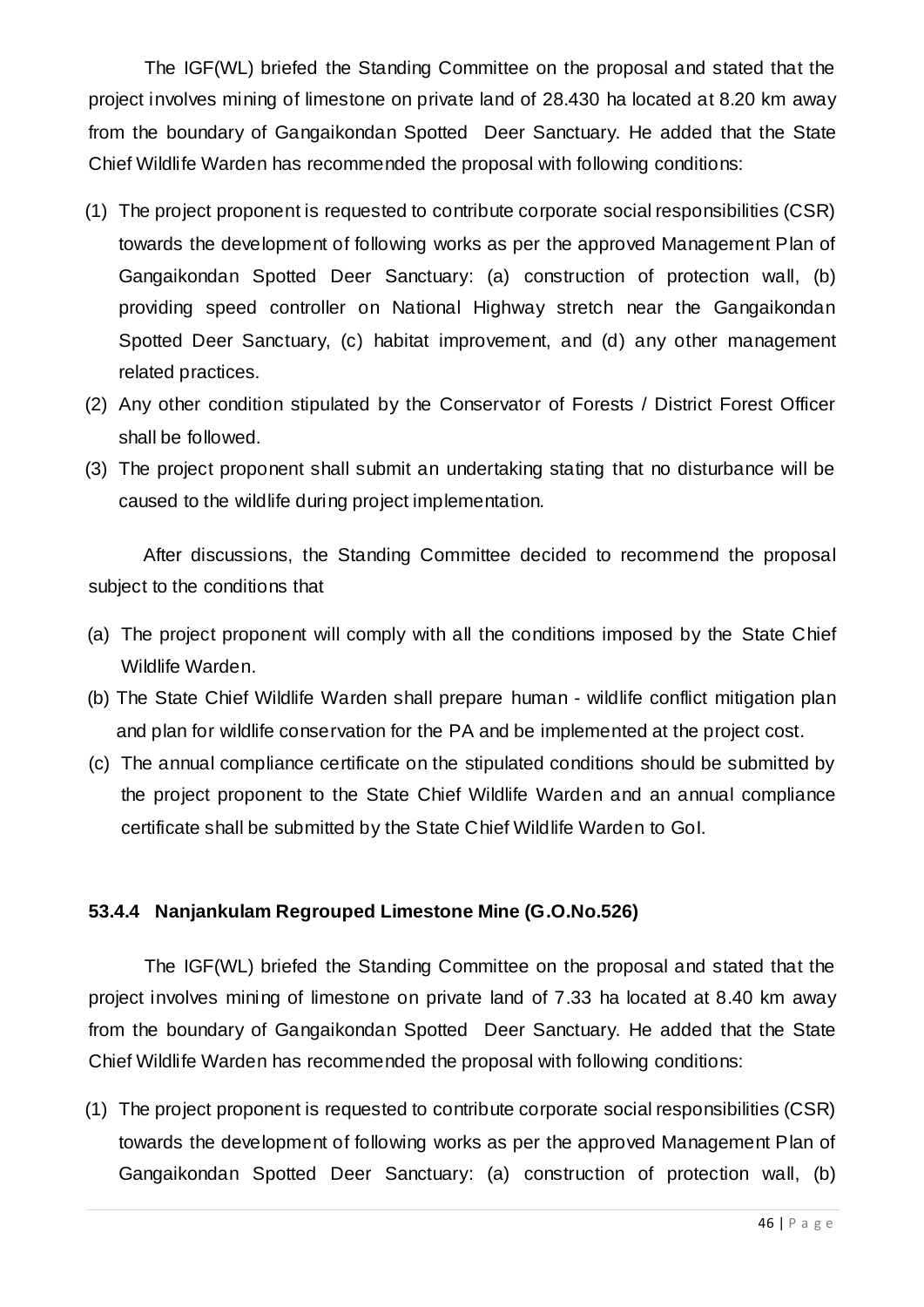The IGF(WL) briefed the Standing Committee on the proposal and stated that the project involves mining of limestone on private land of 28.430 ha located at 8.20 km away from the boundary of Gangaikondan Spotted Deer Sanctuary. He added that the State Chief Wildlife Warden has recommended the proposal with following conditions:

(1) The project proponent is requested to contribute corporate social responsibilities (CSR) towards the development of following works as per the approved Management Plan of Gangaikondan Spotted Deer Sanctuary: (a) construction of protection wall, (b) providing speed controller on National Highway stretch near the Gangaikondan Spotted Deer Sanctuary, (c) habitat improvement, and (d) any other management related practices.
(2) Any other condition stipulated by the Conservator of Forests / District Forest Officer shall be followed.
(3) The project proponent shall submit an undertaking stating that no disturbance will be caused to the wildlife during project implementation.

After discussions, the Standing Committee decided to recommend the proposal subject to the conditions that

(a) The project proponent will comply with all the conditions imposed by the State Chief Wildlife Warden.
(b) The State Chief Wildlife Warden shall prepare human - wildlife conflict mitigation plan and plan for wildlife conservation for the PA and be implemented at the project cost.
(c) The annual compliance certificate on the stipulated conditions should be submitted by the project proponent to the State Chief Wildlife Warden and an annual compliance certificate shall be submitted by the State Chief Wildlife Warden to GoI.

#### 53.4.4 Nanjankulam Regrouped Limestone Mine (G.O.No.526)

The IGF(WL) briefed the Standing Committee on the proposal and stated that the project involves mining of limestone on private land of 7.33 ha located at 8.40 km away from the boundary of Gangaikondan Spotted Deer Sanctuary. He added that the State Chief Wildlife Warden has recommended the proposal with following conditions:

(1) The project proponent is requested to contribute corporate social responsibilities (CSR) towards the development of following works as per the approved Management Plan of Gangaikondan Spotted Deer Sanctuary: (a) construction of protection wall, (b)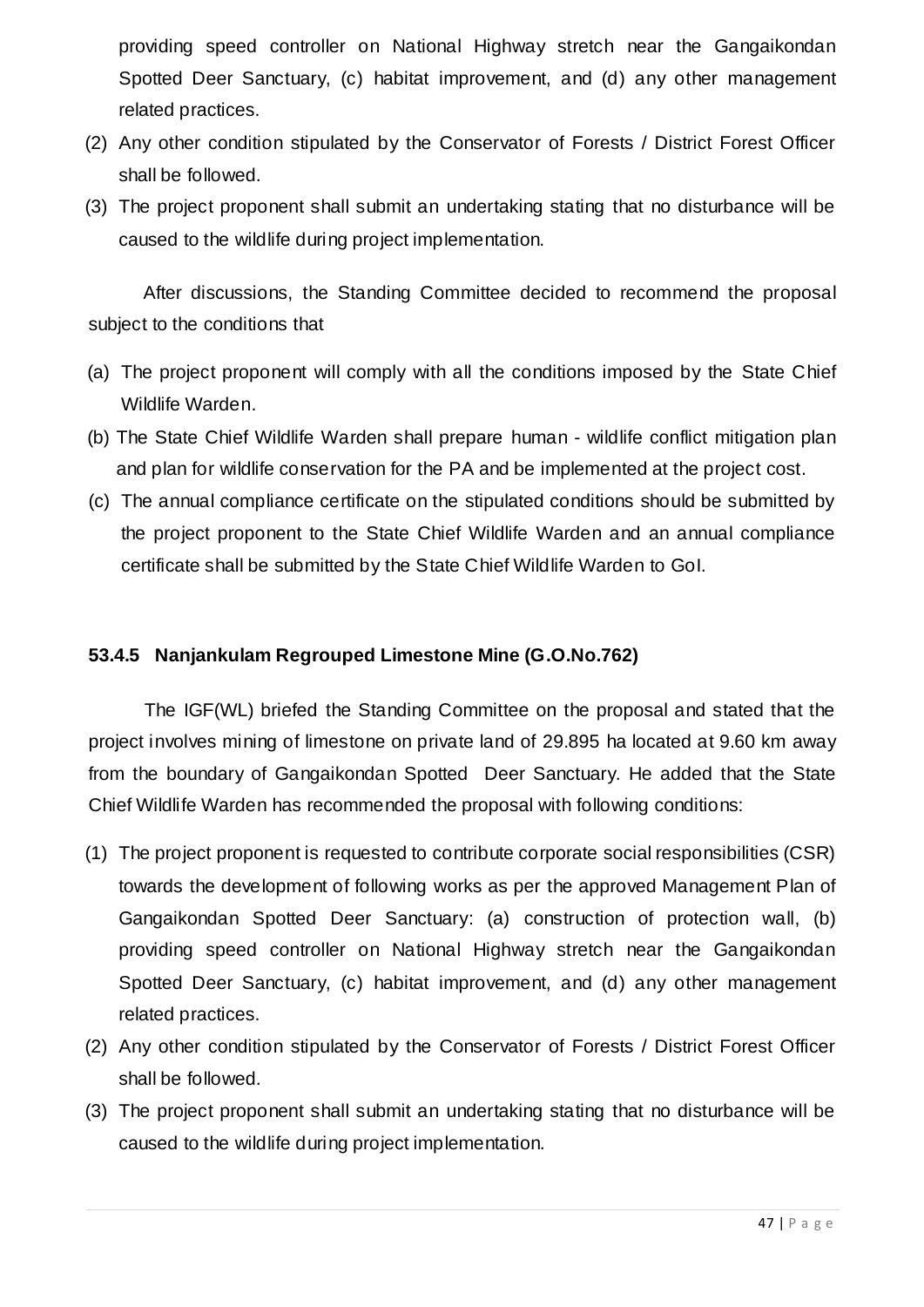providing speed controller on National Highway stretch near the Gangaikondan Spotted Deer Sanctuary, (c) habitat improvement, and (d) any other management related practices.

(2) Any other condition stipulated by the Conservator of Forests / District Forest Officer shall be followed.

(3) The project proponent shall submit an undertaking stating that no disturbance will be caused to the wildlife during project implementation.

After discussions, the Standing Committee decided to recommend the proposal subject to the conditions that

(a) The project proponent will comply with all the conditions imposed by the State Chief Wildlife Warden.

(b) The State Chief Wildlife Warden shall prepare human - wildlife conflict mitigation plan and plan for wildlife conservation for the PA and be implemented at the project cost.

(c) The annual compliance certificate on the stipulated conditions should be submitted by the project proponent to the State Chief Wildlife Warden and an annual compliance certificate shall be submitted by the State Chief Wildlife Warden to GoI.

### 53.4.5 Nanjankulam Regrouped Limestone Mine (G.O.No.762)

The IGF(WL) briefed the Standing Committee on the proposal and stated that the project involves mining of limestone on private land of 29.895 ha located at 9.60 km away from the boundary of Gangaikondan Spotted Deer Sanctuary. He added that the State Chief Wildlife Warden has recommended the proposal with following conditions:

(1) The project proponent is requested to contribute corporate social responsibilities (CSR) towards the development of following works as per the approved Management Plan of Gangaikondan Spotted Deer Sanctuary: (a) construction of protection wall, (b) providing speed controller on National Highway stretch near the Gangaikondan Spotted Deer Sanctuary, (c) habitat improvement, and (d) any other management related practices.

(2) Any other condition stipulated by the Conservator of Forests / District Forest Officer shall be followed.

(3) The project proponent shall submit an undertaking stating that no disturbance will be caused to the wildlife during project implementation.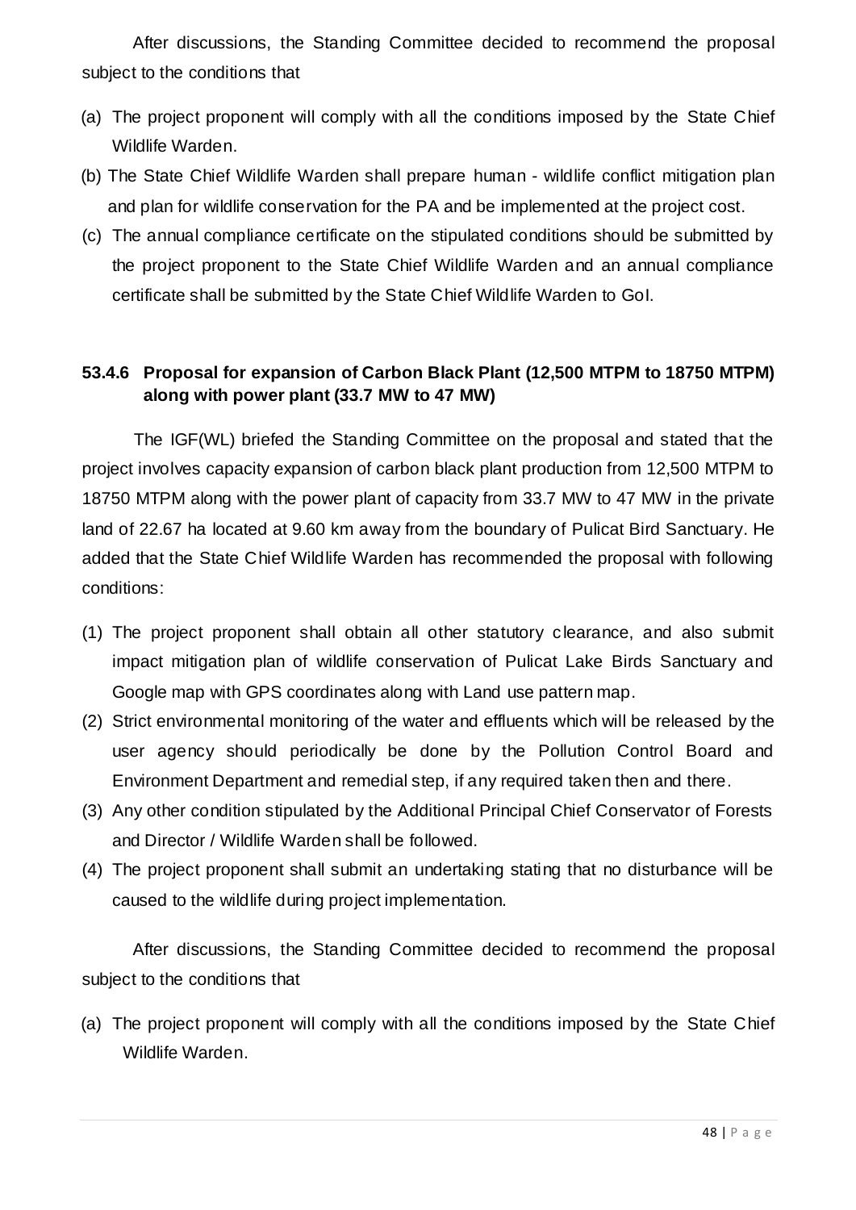After discussions, the Standing Committee decided to recommend the proposal subject to the conditions that

(a) The project proponent will comply with all the conditions imposed by the State Chief Wildlife Warden.

(b) The State Chief Wildlife Warden shall prepare human - wildlife conflict mitigation plan and plan for wildlife conservation for the PA and be implemented at the project cost.

(c) The annual compliance certificate on the stipulated conditions should be submitted by the project proponent to the State Chief Wildlife Warden and an annual compliance certificate shall be submitted by the State Chief Wildlife Warden to GoI.

### 53.4.6 Proposal for expansion of Carbon Black Plant (12,500 MTPM to 18750 MTPM) along with power plant (33.7 MW to 47 MW)

The IGF(WL) briefed the Standing Committee on the proposal and stated that the project involves capacity expansion of carbon black plant production from 12,500 MTPM to 18750 MTPM along with the power plant of capacity from 33.7 MW to 47 MW in the private land of 22.67 ha located at 9.60 km away from the boundary of Pulicat Bird Sanctuary. He added that the State Chief Wildlife Warden has recommended the proposal with following conditions:

(1) The project proponent shall obtain all other statutory clearance, and also submit impact mitigation plan of wildlife conservation of Pulicat Lake Birds Sanctuary and Google map with GPS coordinates along with Land use pattern map.

(2) Strict environmental monitoring of the water and effluents which will be released by the user agency should periodically be done by the Pollution Control Board and Environment Department and remedial step, if any required taken then and there.

(3) Any other condition stipulated by the Additional Principal Chief Conservator of Forests and Director / Wildlife Warden shall be followed.

(4) The project proponent shall submit an undertaking stating that no disturbance will be caused to the wildlife during project implementation.

After discussions, the Standing Committee decided to recommend the proposal subject to the conditions that

(a) The project proponent will comply with all the conditions imposed by the State Chief Wildlife Warden.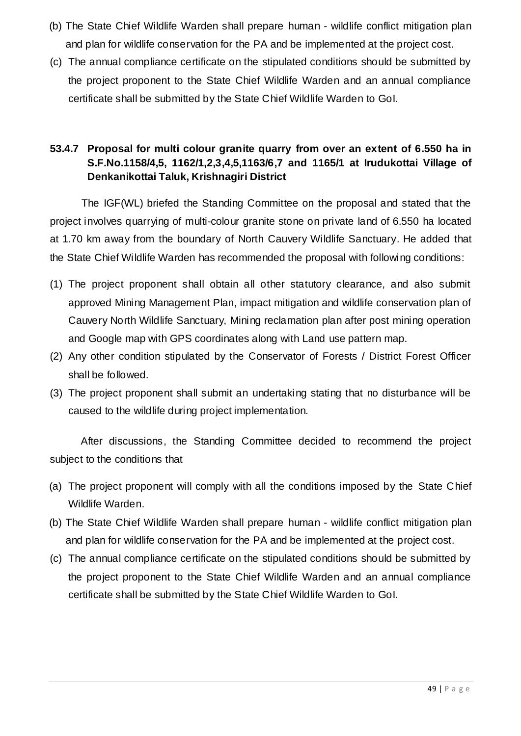(b) The State Chief Wildlife Warden shall prepare human - wildlife conflict mitigation plan and plan for wildlife conservation for the PA and be implemented at the project cost.

(c) The annual compliance certificate on the stipulated conditions should be submitted by the project proponent to the State Chief Wildlife Warden and an annual compliance certificate shall be submitted by the State Chief Wildlife Warden to GoI.

### 53.4.7 Proposal for multi colour granite quarry from over an extent of 6.550 ha in S.F.No.1158/4,5, 1162/1,2,3,4,5,1163/6,7 and 1165/1 at Irudukottai Village of Denkanikottai Taluk, Krishnagiri District

The IGF(WL) briefed the Standing Committee on the proposal and stated that the project involves quarrying of multi-colour granite stone on private land of 6.550 ha located at 1.70 km away from the boundary of North Cauvery Wildlife Sanctuary. He added that the State Chief Wildlife Warden has recommended the proposal with following conditions:

(1) The project proponent shall obtain all other statutory clearance, and also submit approved Mining Management Plan, impact mitigation and wildlife conservation plan of Cauvery North Wildlife Sanctuary, Mining reclamation plan after post mining operation and Google map with GPS coordinates along with Land use pattern map.

(2) Any other condition stipulated by the Conservator of Forests / District Forest Officer shall be followed.

(3) The project proponent shall submit an undertaking stating that no disturbance will be caused to the wildlife during project implementation.

After discussions, the Standing Committee decided to recommend the project subject to the conditions that

(a) The project proponent will comply with all the conditions imposed by the State Chief Wildlife Warden.

(b) The State Chief Wildlife Warden shall prepare human - wildlife conflict mitigation plan and plan for wildlife conservation for the PA and be implemented at the project cost.

(c) The annual compliance certificate on the stipulated conditions should be submitted by the project proponent to the State Chief Wildlife Warden and an annual compliance certificate shall be submitted by the State Chief Wildlife Warden to GoI.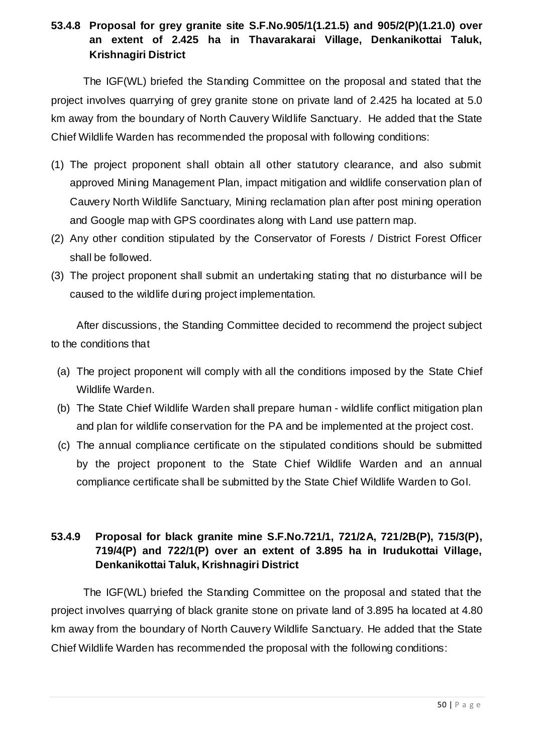**53.4.8 Proposal for grey granite site S.F.No.905/1(1.21.5) and 905/2(P)(1.21.0) over an extent of 2.425 ha in Thavarakarai Village, Denkanikottai Taluk, Krishnagiri District**

The IGF(WL) briefed the Standing Committee on the proposal and stated that the project involves quarrying of grey granite stone on private land of 2.425 ha located at 5.0 km away from the boundary of North Cauvery Wildlife Sanctuary. He added that the State Chief Wildlife Warden has recommended the proposal with following conditions:

(1) The project proponent shall obtain all other statutory clearance, and also submit approved Mining Management Plan, impact mitigation and wildlife conservation plan of Cauvery North Wildlife Sanctuary, Mining reclamation plan after post mining operation and Google map with GPS coordinates along with Land use pattern map.
(2) Any other condition stipulated by the Conservator of Forests / District Forest Officer shall be followed.
(3) The project proponent shall submit an undertaking stating that no disturbance will be caused to the wildlife during project implementation.

After discussions, the Standing Committee decided to recommend the project subject to the conditions that

(a) The project proponent will comply with all the conditions imposed by the State Chief Wildlife Warden.
(b) The State Chief Wildlife Warden shall prepare human - wildlife conflict mitigation plan and plan for wildlife conservation for the PA and be implemented at the project cost.
(c) The annual compliance certificate on the stipulated conditions should be submitted by the project proponent to the State Chief Wildlife Warden and an annual compliance certificate shall be submitted by the State Chief Wildlife Warden to GoI.

**53.4.9 Proposal for black granite mine S.F.No.721/1, 721/2A, 721/2B(P), 715/3(P), 719/4(P) and 722/1(P) over an extent of 3.895 ha in Irudukottai Village, Denkanikottai Taluk, Krishnagiri District**

The IGF(WL) briefed the Standing Committee on the proposal and stated that the project involves quarrying of black granite stone on private land of 3.895 ha located at 4.80 km away from the boundary of North Cauvery Wildlife Sanctuary. He added that the State Chief Wildlife Warden has recommended the proposal with the following conditions: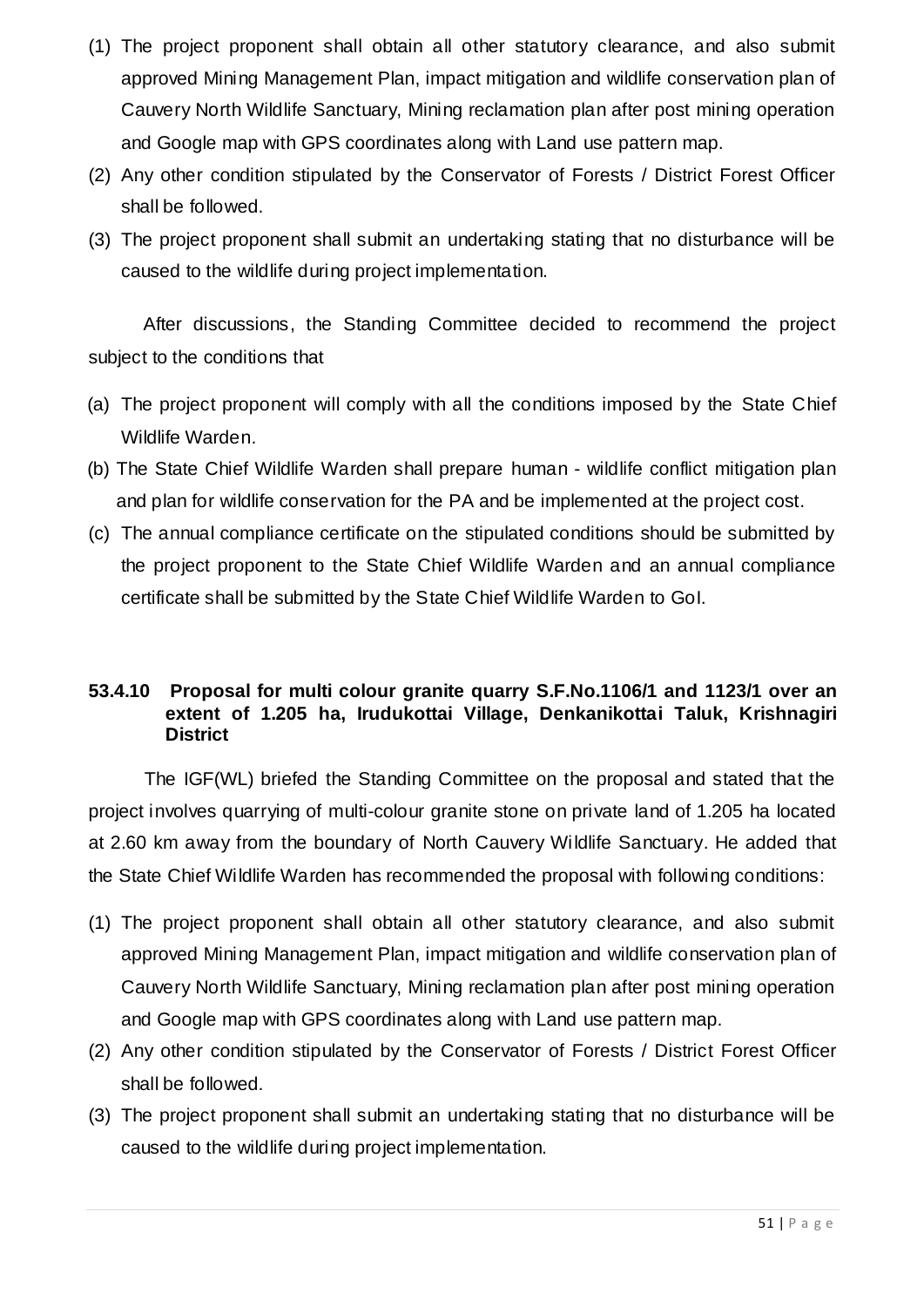(1) The project proponent shall obtain all other statutory clearance, and also submit approved Mining Management Plan, impact mitigation and wildlife conservation plan of Cauvery North Wildlife Sanctuary, Mining reclamation plan after post mining operation and Google map with GPS coordinates along with Land use pattern map.
(2) Any other condition stipulated by the Conservator of Forests / District Forest Officer shall be followed.
(3) The project proponent shall submit an undertaking stating that no disturbance will be caused to the wildlife during project implementation.

After discussions, the Standing Committee decided to recommend the project subject to the conditions that

(a) The project proponent will comply with all the conditions imposed by the State Chief Wildlife Warden.
(b) The State Chief Wildlife Warden shall prepare human - wildlife conflict mitigation plan and plan for wildlife conservation for the PA and be implemented at the project cost.
(c) The annual compliance certificate on the stipulated conditions should be submitted by the project proponent to the State Chief Wildlife Warden and an annual compliance certificate shall be submitted by the State Chief Wildlife Warden to GoI.

### 53.4.10 Proposal for multi colour granite quarry S.F.No.1106/1 and 1123/1 over an extent of 1.205 ha, Irudukottai Village, Denkanikottai Taluk, Krishnagiri District

The IGF(WL) briefed the Standing Committee on the proposal and stated that the project involves quarrying of multi-colour granite stone on private land of 1.205 ha located at 2.60 km away from the boundary of North Cauvery Wildlife Sanctuary. He added that the State Chief Wildlife Warden has recommended the proposal with following conditions:

(1) The project proponent shall obtain all other statutory clearance, and also submit approved Mining Management Plan, impact mitigation and wildlife conservation plan of Cauvery North Wildlife Sanctuary, Mining reclamation plan after post mining operation and Google map with GPS coordinates along with Land use pattern map.
(2) Any other condition stipulated by the Conservator of Forests / District Forest Officer shall be followed.
(3) The project proponent shall submit an undertaking stating that no disturbance will be caused to the wildlife during project implementation.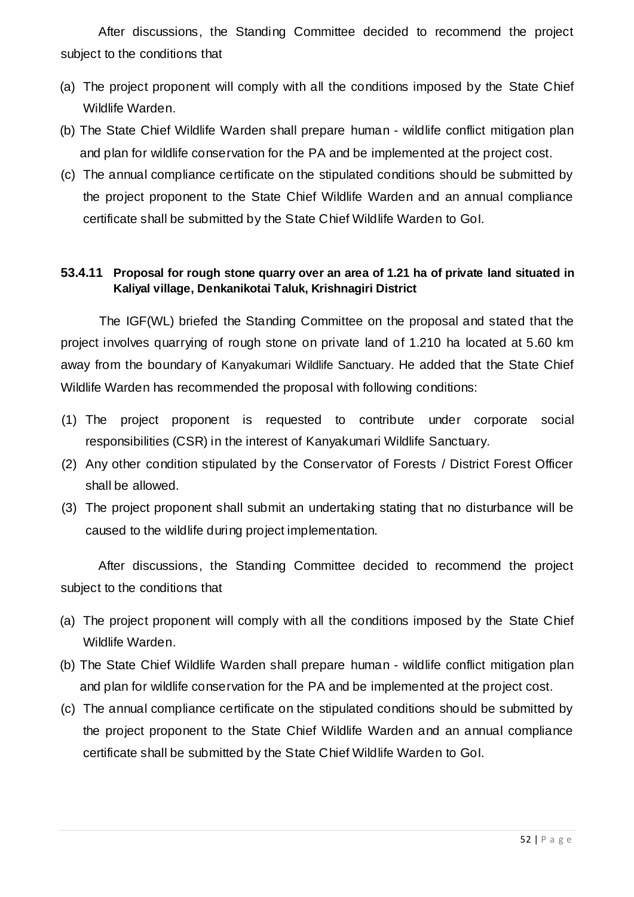After discussions, the Standing Committee decided to recommend the project subject to the conditions that

(a) The project proponent will comply with all the conditions imposed by the State Chief Wildlife Warden.
(b) The State Chief Wildlife Warden shall prepare human - wildlife conflict mitigation plan and plan for wildlife conservation for the PA and be implemented at the project cost.
(c) The annual compliance certificate on the stipulated conditions should be submitted by the project proponent to the State Chief Wildlife Warden and an annual compliance certificate shall be submitted by the State Chief Wildlife Warden to GoI.

**53.4.11 Proposal for rough stone quarry over an area of 1.21 ha of private land situated in Kaliyal village, Denkanikotai Taluk, Krishnagiri District**

The IGF(WL) briefed the Standing Committee on the proposal and stated that the project involves quarrying of rough stone on private land of 1.210 ha located at 5.60 km away from the boundary of Kanyakumari Wildlife Sanctuary. He added that the State Chief Wildlife Warden has recommended the proposal with following conditions:

(1) The project proponent is requested to contribute under corporate social responsibilities (CSR) in the interest of Kanyakumari Wildlife Sanctuary.
(2) Any other condition stipulated by the Conservator of Forests / District Forest Officer shall be allowed.
(3) The project proponent shall submit an undertaking stating that no disturbance will be caused to the wildlife during project implementation.

After discussions, the Standing Committee decided to recommend the project subject to the conditions that

(a) The project proponent will comply with all the conditions imposed by the State Chief Wildlife Warden.
(b) The State Chief Wildlife Warden shall prepare human - wildlife conflict mitigation plan and plan for wildlife conservation for the PA and be implemented at the project cost.
(c) The annual compliance certificate on the stipulated conditions should be submitted by the project proponent to the State Chief Wildlife Warden and an annual compliance certificate shall be submitted by the State Chief Wildlife Warden to GoI.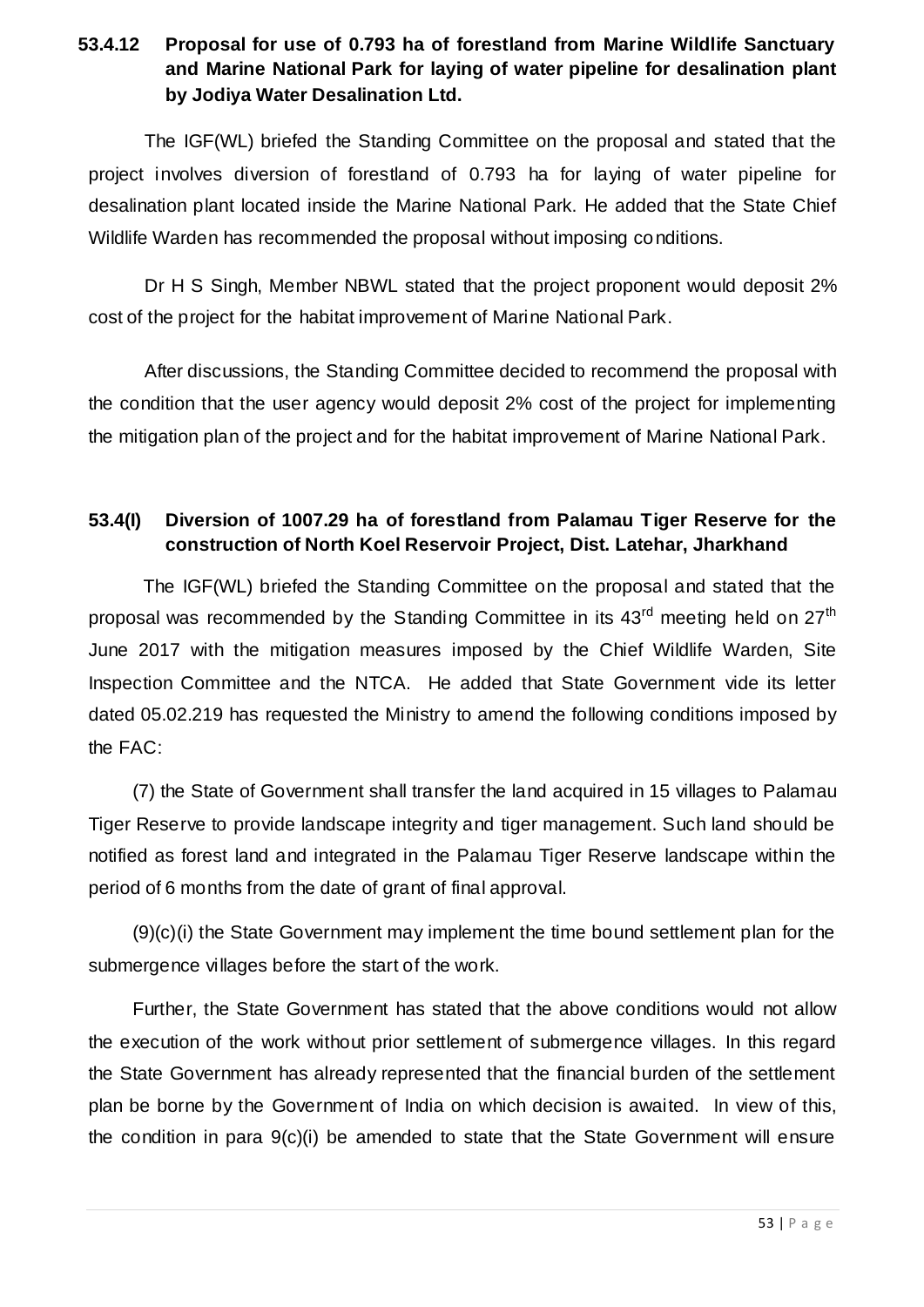### 53.4.12 Proposal for use of 0.793 ha of forestland from Marine Wildlife Sanctuary and Marine National Park for laying of water pipeline for desalination plant by Jodiya Water Desalination Ltd.

The IGF(WL) briefed the Standing Committee on the proposal and stated that the project involves diversion of forestland of 0.793 ha for laying of water pipeline for desalination plant located inside the Marine National Park. He added that the State Chief Wildlife Warden has recommended the proposal without imposing conditions.

Dr H S Singh, Member NBWL stated that the project proponent would deposit 2% cost of the project for the habitat improvement of Marine National Park.

After discussions, the Standing Committee decided to recommend the proposal with the condition that the user agency would deposit 2% cost of the project for implementing the mitigation plan of the project and for the habitat improvement of Marine National Park.

### 53.4(I) Diversion of 1007.29 ha of forestland from Palamau Tiger Reserve for the construction of North Koel Reservoir Project, Dist. Latehar, Jharkhand

The IGF(WL) briefed the Standing Committee on the proposal and stated that the proposal was recommended by the Standing Committee in its 43rd meeting held on 27th June 2017 with the mitigation measures imposed by the Chief Wildlife Warden, Site Inspection Committee and the NTCA. He added that State Government vide its letter dated 05.02.219 has requested the Ministry to amend the following conditions imposed by the FAC:

(7) the State of Government shall transfer the land acquired in 15 villages to Palamau Tiger Reserve to provide landscape integrity and tiger management. Such land should be notified as forest land and integrated in the Palamau Tiger Reserve landscape within the period of 6 months from the date of grant of final approval.

(9)(c)(i) the State Government may implement the time bound settlement plan for the submergence villages before the start of the work.

Further, the State Government has stated that the above conditions would not allow the execution of the work without prior settlement of submergence villages. In this regard the State Government has already represented that the financial burden of the settlement plan be borne by the Government of India on which decision is awaited. In view of this, the condition in para 9(c)(i) be amended to state that the State Government will ensure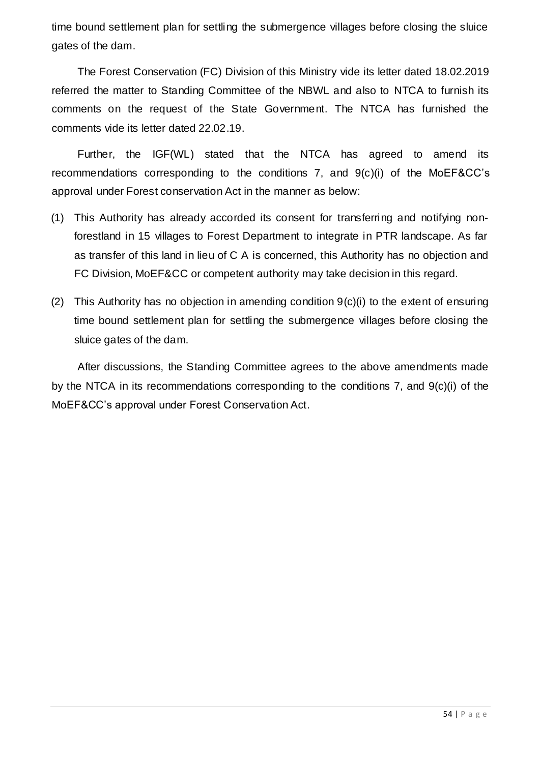time bound settlement plan for settling the submergence villages before closing the sluice gates of the dam.

The Forest Conservation (FC) Division of this Ministry vide its letter dated 18.02.2019 referred the matter to Standing Committee of the NBWL and also to NTCA to furnish its comments on the request of the State Government. The NTCA has furnished the comments vide its letter dated 22.02.19.

Further, the IGF(WL) stated that the NTCA has agreed to amend its recommendations corresponding to the conditions 7, and 9(c)(i) of the MoEF&CC's approval under Forest conservation Act in the manner as below:

(1) This Authority has already accorded its consent for transferring and notifying non-forestland in 15 villages to Forest Department to integrate in PTR landscape. As far as transfer of this land in lieu of C A is concerned, this Authority has no objection and FC Division, MoEF&CC or competent authority may take decision in this regard.

(2) This Authority has no objection in amending condition 9(c)(i) to the extent of ensuring time bound settlement plan for settling the submergence villages before closing the sluice gates of the dam.

After discussions, the Standing Committee agrees to the above amendments made by the NTCA in its recommendations corresponding to the conditions 7, and 9(c)(i) of the MoEF&CC's approval under Forest Conservation Act.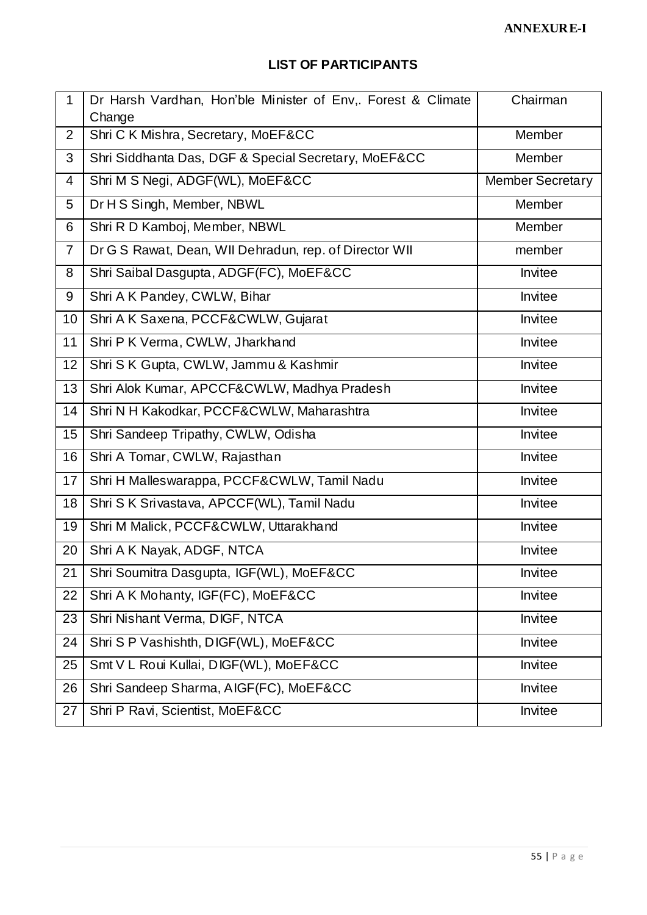**ANNEXURE-I**

## LIST OF PARTICIPANTS

| | | |
|---|---|---|
| 1 | Dr Harsh Vardhan, Hon'ble Minister of Env,. Forest & Climate Change | Chairman |
| 2 | Shri C K Mishra, Secretary, MoEF&CC | Member |
| 3 | Shri Siddhanta Das, DGF & Special Secretary, MoEF&CC | Member |
| 4 | Shri M S Negi, ADGF(WL), MoEF&CC | Member Secretary |
| 5 | Dr H S Singh, Member, NBWL | Member |
| 6 | Shri R D Kamboj, Member, NBWL | Member |
| 7 | Dr G S Rawat, Dean, WII Dehradun, rep. of Director WII | member |
| 8 | Shri Saibal Dasgupta, ADGF(FC), MoEF&CC | Invitee |
| 9 | Shri A K Pandey, CWLW, Bihar | Invitee |
| 10 | Shri A K Saxena, PCCF&CWLW, Gujarat | Invitee |
| 11 | Shri P K Verma, CWLW, Jharkhand | Invitee |
| 12 | Shri S K Gupta, CWLW, Jammu & Kashmir | Invitee |
| 13 | Shri Alok Kumar, APCCF&CWLW, Madhya Pradesh | Invitee |
| 14 | Shri N H Kakodkar, PCCF&CWLW, Maharashtra | Invitee |
| 15 | Shri Sandeep Tripathy, CWLW, Odisha | Invitee |
| 16 | Shri A Tomar, CWLW, Rajasthan | Invitee |
| 17 | Shri H Malleswarappa, PCCF&CWLW, Tamil Nadu | Invitee |
| 18 | Shri S K Srivastava, APCCF(WL), Tamil Nadu | Invitee |
| 19 | Shri M Malick, PCCF&CWLW, Uttarakhand | Invitee |
| 20 | Shri A K Nayak, ADGF, NTCA | Invitee |
| 21 | Shri Soumitra Dasgupta, IGF(WL), MoEF&CC | Invitee |
| 22 | Shri A K Mohanty, IGF(FC), MoEF&CC | Invitee |
| 23 | Shri Nishant Verma, DIGF, NTCA | Invitee |
| 24 | Shri S P Vashishth, DIGF(WL), MoEF&CC | Invitee |
| 25 | Smt V L Roui Kullai, DIGF(WL), MoEF&CC | Invitee |
| 26 | Shri Sandeep Sharma, AIGF(FC), MoEF&CC | Invitee |
| 27 | Shri P Ravi, Scientist, MoEF&CC | Invitee |